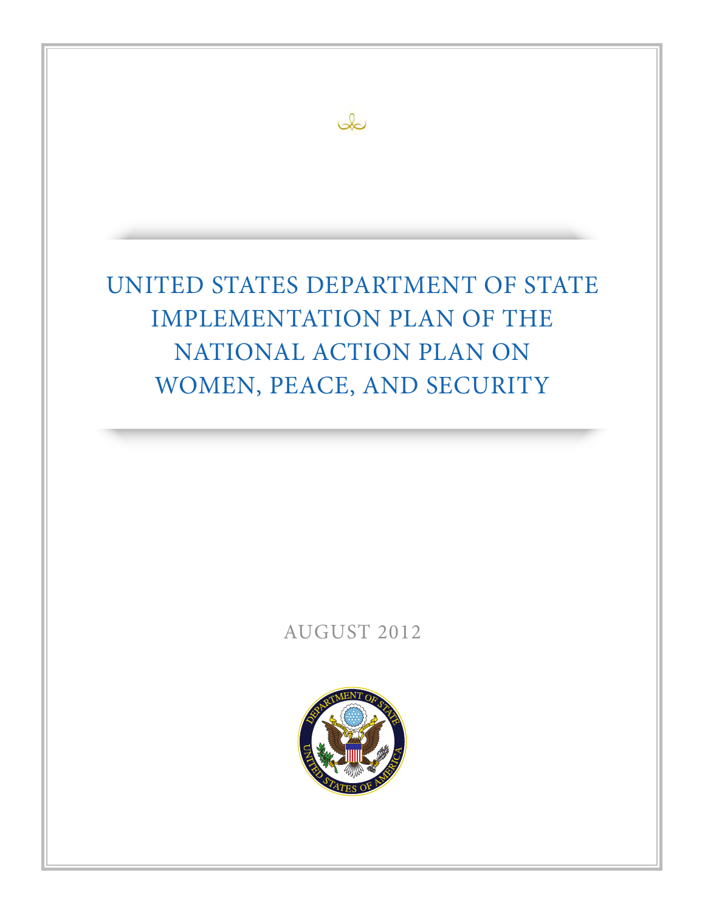# UNITED STATES DEPARTMENT OF STATE IMPLEMENTATION PLAN OF THE NATIONAL ACTION PLAN ON WOMEN, PEACE, AND SECURITY

AUGUST 2012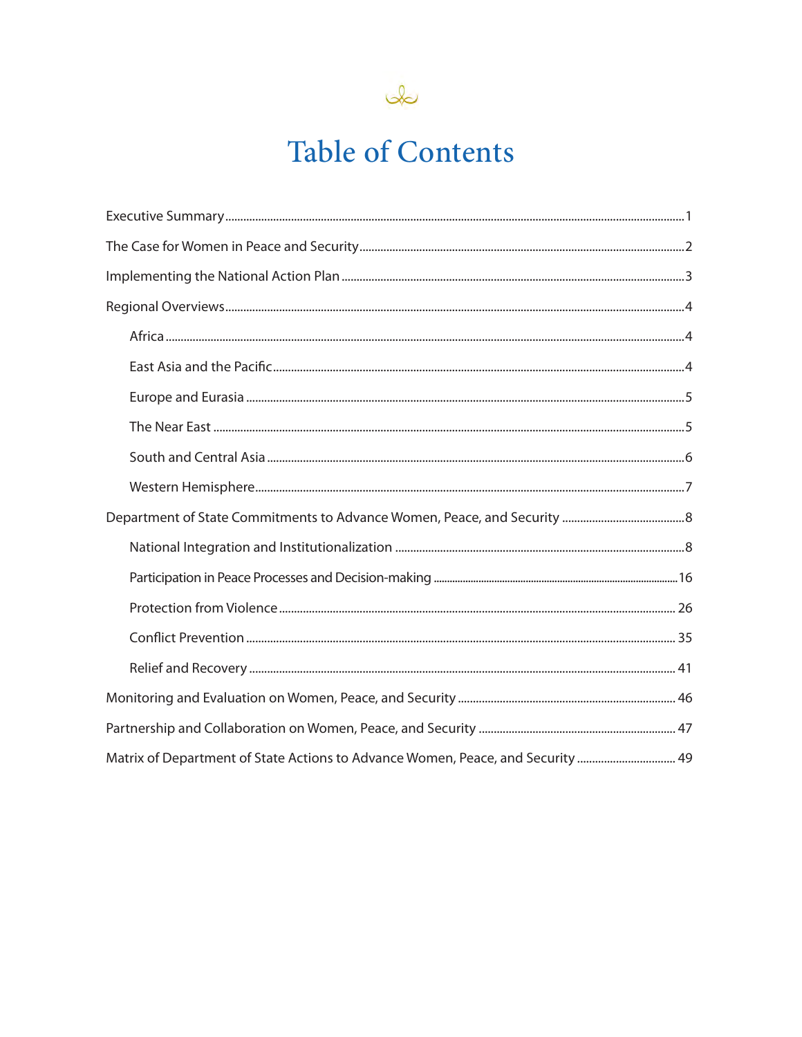# Table of Contents

- Executive Summary ........ 1
- The Case for Women in Peace and Security ........ 2
- Implementing the National Action Plan ........ 3
- Regional Overviews ........ 4
  - Africa ........ 4
  - East Asia and the Pacific ........ 4
  - Europe and Eurasia ........ 5
  - The Near East ........ 5
  - South and Central Asia ........ 6
  - Western Hemisphere ........ 7
- Department of State Commitments to Advance Women, Peace, and Security ........ 8
  - National Integration and Institutionalization ........ 8
  - Participation in Peace Processes and Decision-making ........ 16
  - Protection from Violence ........ 26
  - Conflict Prevention ........ 35
  - Relief and Recovery ........ 41
- Monitoring and Evaluation on Women, Peace, and Security ........ 46
- Partnership and Collaboration on Women, Peace, and Security ........ 47
- Matrix of Department of State Actions to Advance Women, Peace, and Security ........ 49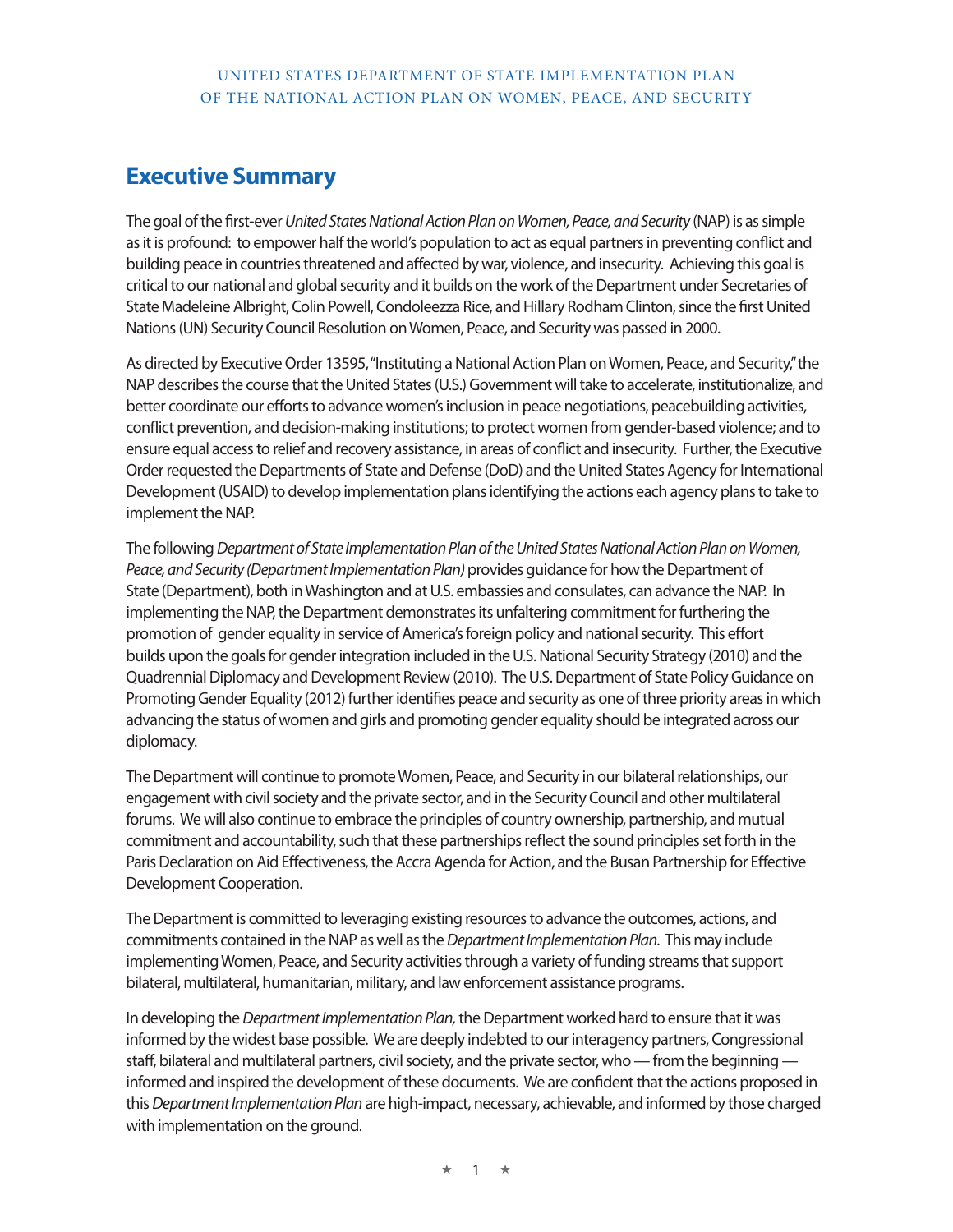## Executive Summary

The goal of the first-ever *United States National Action Plan on Women, Peace, and Security* (NAP) is as simple as it is profound: to empower half the world's population to act as equal partners in preventing conflict and building peace in countries threatened and affected by war, violence, and insecurity. Achieving this goal is critical to our national and global security and it builds on the work of the Department under Secretaries of State Madeleine Albright, Colin Powell, Condoleezza Rice, and Hillary Rodham Clinton, since the first United Nations (UN) Security Council Resolution on Women, Peace, and Security was passed in 2000.

As directed by Executive Order 13595, "Instituting a National Action Plan on Women, Peace, and Security," the NAP describes the course that the United States (U.S.) Government will take to accelerate, institutionalize, and better coordinate our efforts to advance women's inclusion in peace negotiations, peacebuilding activities, conflict prevention, and decision-making institutions; to protect women from gender-based violence; and to ensure equal access to relief and recovery assistance, in areas of conflict and insecurity. Further, the Executive Order requested the Departments of State and Defense (DoD) and the United States Agency for International Development (USAID) to develop implementation plans identifying the actions each agency plans to take to implement the NAP.

The following *Department of State Implementation Plan of the United States National Action Plan on Women, Peace, and Security (Department Implementation Plan)* provides guidance for how the Department of State (Department), both in Washington and at U.S. embassies and consulates, can advance the NAP. In implementing the NAP, the Department demonstrates its unfaltering commitment for furthering the promotion of gender equality in service of America's foreign policy and national security. This effort builds upon the goals for gender integration included in the U.S. National Security Strategy (2010) and the Quadrennial Diplomacy and Development Review (2010). The U.S. Department of State Policy Guidance on Promoting Gender Equality (2012) further identifies peace and security as one of three priority areas in which advancing the status of women and girls and promoting gender equality should be integrated across our diplomacy.

The Department will continue to promote Women, Peace, and Security in our bilateral relationships, our engagement with civil society and the private sector, and in the Security Council and other multilateral forums. We will also continue to embrace the principles of country ownership, partnership, and mutual commitment and accountability, such that these partnerships reflect the sound principles set forth in the Paris Declaration on Aid Effectiveness, the Accra Agenda for Action, and the Busan Partnership for Effective Development Cooperation.

The Department is committed to leveraging existing resources to advance the outcomes, actions, and commitments contained in the NAP as well as the *Department Implementation Plan.* This may include implementing Women, Peace, and Security activities through a variety of funding streams that support bilateral, multilateral, humanitarian, military, and law enforcement assistance programs.

In developing the *Department Implementation Plan,* the Department worked hard to ensure that it was informed by the widest base possible. We are deeply indebted to our interagency partners, Congressional staff, bilateral and multilateral partners, civil society, and the private sector, who — from the beginning — informed and inspired the development of these documents. We are confident that the actions proposed in this *Department Implementation Plan* are high-impact, necessary, achievable, and informed by those charged with implementation on the ground.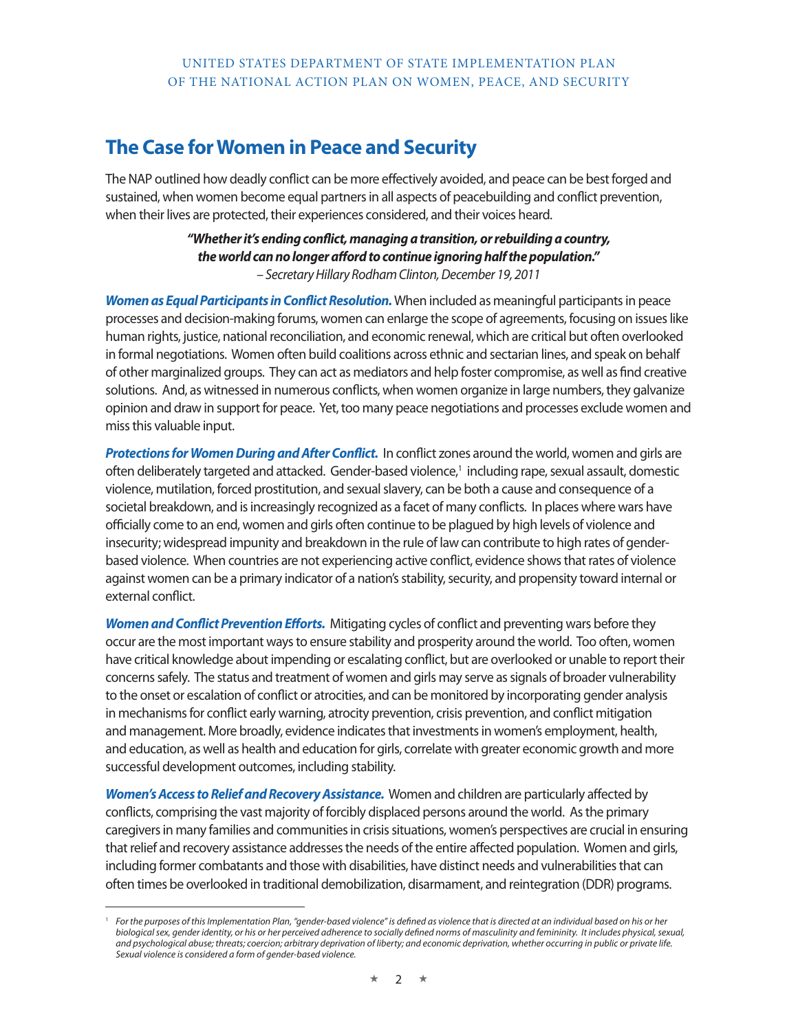## The Case for Women in Peace and Security

The NAP outlined how deadly conflict can be more effectively avoided, and peace can be best forged and sustained, when women become equal partners in all aspects of peacebuilding and conflict prevention, when their lives are protected, their experiences considered, and their voices heard.

> ***"Whether it's ending conflict, managing a transition, or rebuilding a country, the world can no longer afford to continue ignoring half the population."***
> *– Secretary Hillary Rodham Clinton, December 19, 2011*

***Women as Equal Participants in Conflict Resolution.*** When included as meaningful participants in peace processes and decision-making forums, women can enlarge the scope of agreements, focusing on issues like human rights, justice, national reconciliation, and economic renewal, which are critical but often overlooked in formal negotiations. Women often build coalitions across ethnic and sectarian lines, and speak on behalf of other marginalized groups. They can act as mediators and help foster compromise, as well as find creative solutions. And, as witnessed in numerous conflicts, when women organize in large numbers, they galvanize opinion and draw in support for peace. Yet, too many peace negotiations and processes exclude women and miss this valuable input.

***Protections for Women During and After Conflict.*** In conflict zones around the world, women and girls are often deliberately targeted and attacked. Gender-based violence,[1] including rape, sexual assault, domestic violence, mutilation, forced prostitution, and sexual slavery, can be both a cause and consequence of a societal breakdown, and is increasingly recognized as a facet of many conflicts. In places where wars have officially come to an end, women and girls often continue to be plagued by high levels of violence and insecurity; widespread impunity and breakdown in the rule of law can contribute to high rates of gender-based violence. When countries are not experiencing active conflict, evidence shows that rates of violence against women can be a primary indicator of a nation's stability, security, and propensity toward internal or external conflict.

***Women and Conflict Prevention Efforts.*** Mitigating cycles of conflict and preventing wars before they occur are the most important ways to ensure stability and prosperity around the world. Too often, women have critical knowledge about impending or escalating conflict, but are overlooked or unable to report their concerns safely. The status and treatment of women and girls may serve as signals of broader vulnerability to the onset or escalation of conflict or atrocities, and can be monitored by incorporating gender analysis in mechanisms for conflict early warning, atrocity prevention, crisis prevention, and conflict mitigation and management. More broadly, evidence indicates that investments in women's employment, health, and education, as well as health and education for girls, correlate with greater economic growth and more successful development outcomes, including stability.

***Women's Access to Relief and Recovery Assistance.*** Women and children are particularly affected by conflicts, comprising the vast majority of forcibly displaced persons around the world. As the primary caregivers in many families and communities in crisis situations, women's perspectives are crucial in ensuring that relief and recovery assistance addresses the needs of the entire affected population. Women and girls, including former combatants and those with disabilities, have distinct needs and vulnerabilities that can often times be overlooked in traditional demobilization, disarmament, and reintegration (DDR) programs.

---

[1] *For the purposes of this Implementation Plan, "gender-based violence" is defined as violence that is directed at an individual based on his or her biological sex, gender identity, or his or her perceived adherence to socially defined norms of masculinity and femininity. It includes physical, sexual, and psychological abuse; threats; coercion; arbitrary deprivation of liberty; and economic deprivation, whether occurring in public or private life. Sexual violence is considered a form of gender-based violence.*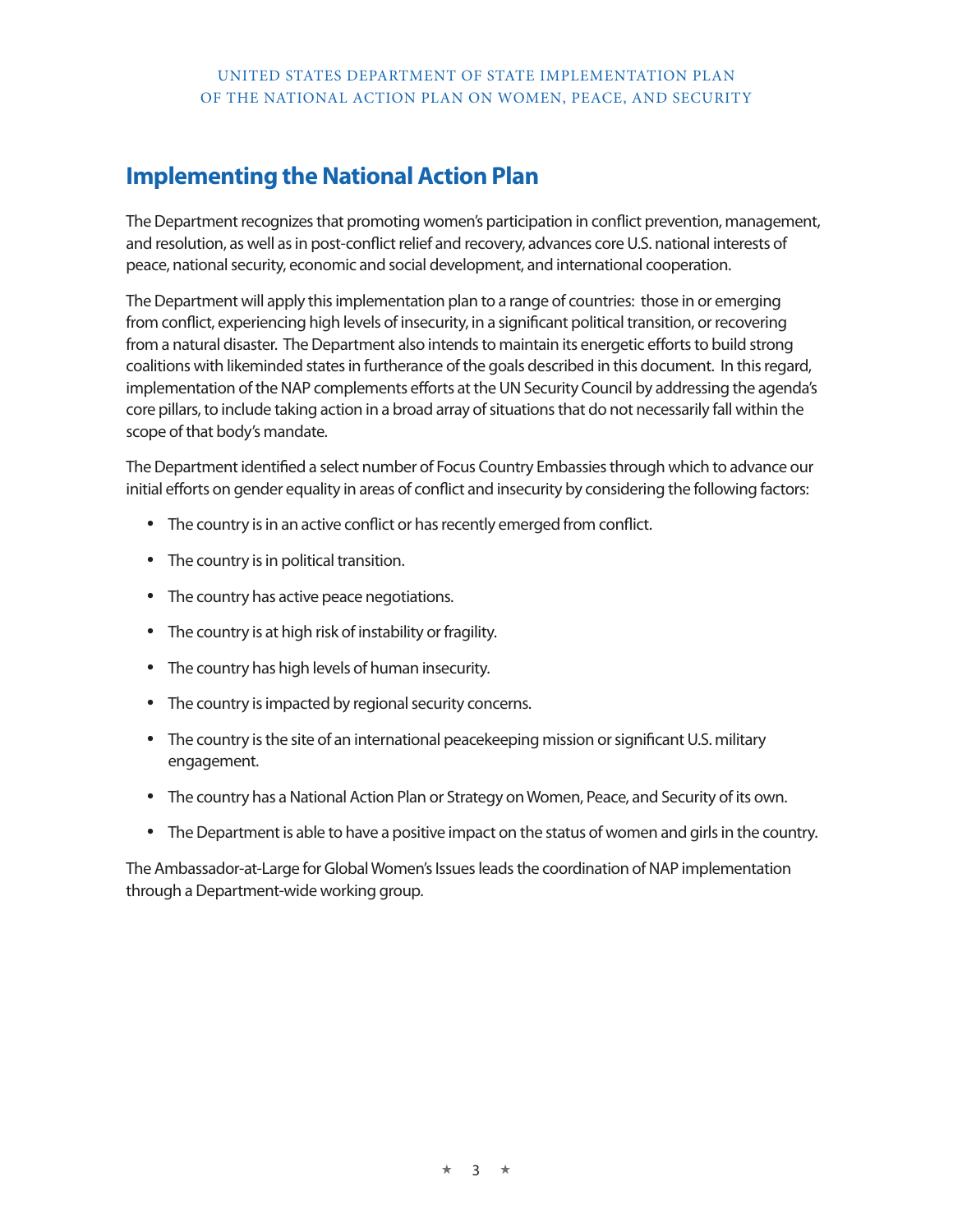## Implementing the National Action Plan

The Department recognizes that promoting women's participation in conflict prevention, management, and resolution, as well as in post-conflict relief and recovery, advances core U.S. national interests of peace, national security, economic and social development, and international cooperation.

The Department will apply this implementation plan to a range of countries: those in or emerging from conflict, experiencing high levels of insecurity, in a significant political transition, or recovering from a natural disaster. The Department also intends to maintain its energetic efforts to build strong coalitions with likeminded states in furtherance of the goals described in this document. In this regard, implementation of the NAP complements efforts at the UN Security Council by addressing the agenda's core pillars, to include taking action in a broad array of situations that do not necessarily fall within the scope of that body's mandate.

The Department identified a select number of Focus Country Embassies through which to advance our initial efforts on gender equality in areas of conflict and insecurity by considering the following factors:

- The country is in an active conflict or has recently emerged from conflict.
- The country is in political transition.
- The country has active peace negotiations.
- The country is at high risk of instability or fragility.
- The country has high levels of human insecurity.
- The country is impacted by regional security concerns.
- The country is the site of an international peacekeeping mission or significant U.S. military engagement.
- The country has a National Action Plan or Strategy on Women, Peace, and Security of its own.
- The Department is able to have a positive impact on the status of women and girls in the country.

The Ambassador-at-Large for Global Women's Issues leads the coordination of NAP implementation through a Department-wide working group.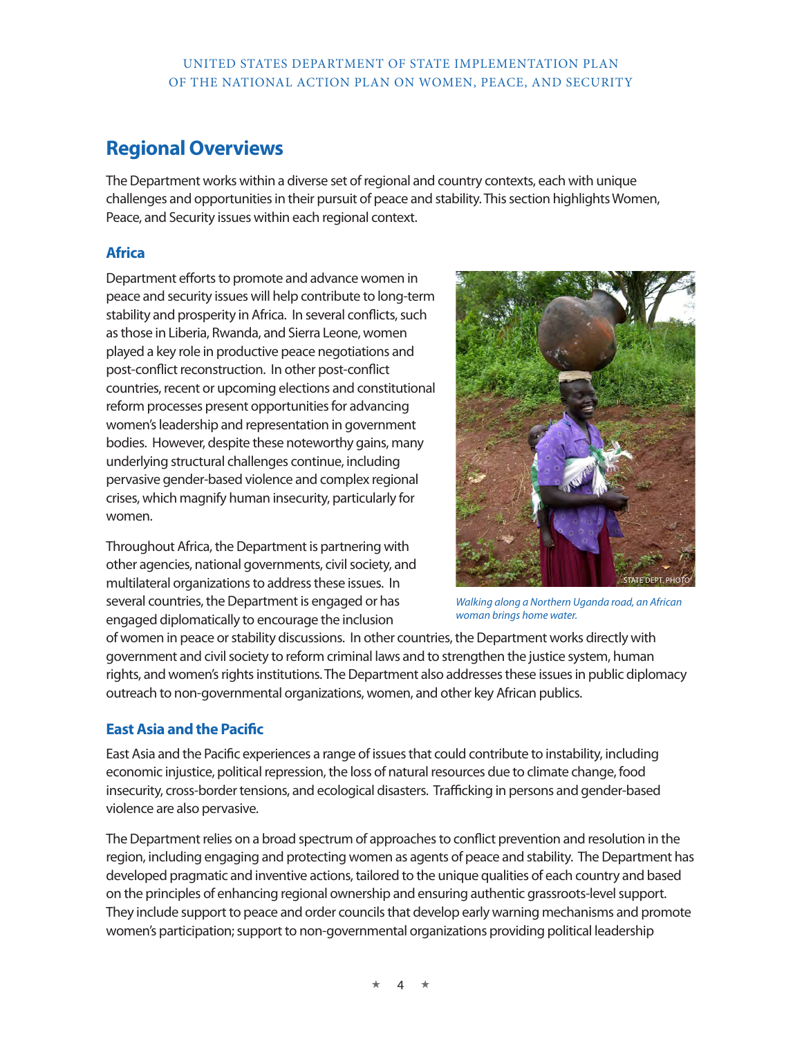## Regional Overviews

The Department works within a diverse set of regional and country contexts, each with unique challenges and opportunities in their pursuit of peace and stability. This section highlights Women, Peace, and Security issues within each regional context.

### Africa

Department efforts to promote and advance women in peace and security issues will help contribute to long-term stability and prosperity in Africa. In several conflicts, such as those in Liberia, Rwanda, and Sierra Leone, women played a key role in productive peace negotiations and post-conflict reconstruction. In other post-conflict countries, recent or upcoming elections and constitutional reform processes present opportunities for advancing women's leadership and representation in government bodies. However, despite these noteworthy gains, many underlying structural challenges continue, including pervasive gender-based violence and complex regional crises, which magnify human insecurity, particularly for women.

*Walking along a Northern Uganda road, an African woman brings home water.*

Throughout Africa, the Department is partnering with other agencies, national governments, civil society, and multilateral organizations to address these issues. In several countries, the Department is engaged or has engaged diplomatically to encourage the inclusion of women in peace or stability discussions. In other countries, the Department works directly with government and civil society to reform criminal laws and to strengthen the justice system, human rights, and women's rights institutions. The Department also addresses these issues in public diplomacy outreach to non-governmental organizations, women, and other key African publics.

### East Asia and the Pacific

East Asia and the Pacific experiences a range of issues that could contribute to instability, including economic injustice, political repression, the loss of natural resources due to climate change, food insecurity, cross-border tensions, and ecological disasters. Trafficking in persons and gender-based violence are also pervasive.

The Department relies on a broad spectrum of approaches to conflict prevention and resolution in the region, including engaging and protecting women as agents of peace and stability. The Department has developed pragmatic and inventive actions, tailored to the unique qualities of each country and based on the principles of enhancing regional ownership and ensuring authentic grassroots-level support. They include support to peace and order councils that develop early warning mechanisms and promote women's participation; support to non-governmental organizations providing political leadership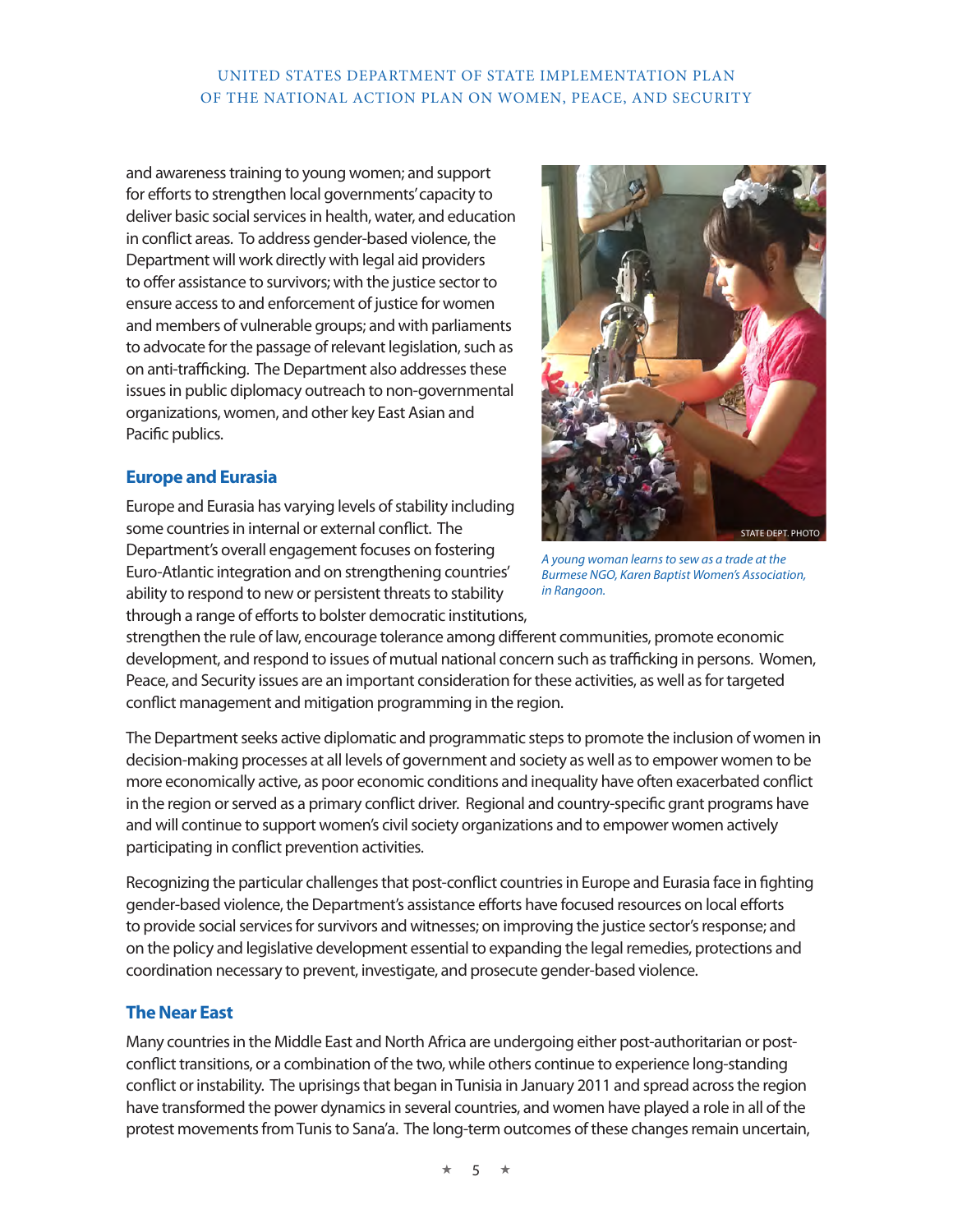and awareness training to young women; and support for efforts to strengthen local governments' capacity to deliver basic social services in health, water, and education in conflict areas. To address gender-based violence, the Department will work directly with legal aid providers to offer assistance to survivors; with the justice sector to ensure access to and enforcement of justice for women and members of vulnerable groups; and with parliaments to advocate for the passage of relevant legislation, such as on anti-trafficking. The Department also addresses these issues in public diplomacy outreach to non-governmental organizations, women, and other key East Asian and Pacific publics.

*A young woman learns to sew as a trade at the Burmese NGO, Karen Baptist Women's Association, in Rangoon.*

## Europe and Eurasia

Europe and Eurasia has varying levels of stability including some countries in internal or external conflict. The Department's overall engagement focuses on fostering Euro-Atlantic integration and on strengthening countries' ability to respond to new or persistent threats to stability through a range of efforts to bolster democratic institutions, strengthen the rule of law, encourage tolerance among different communities, promote economic development, and respond to issues of mutual national concern such as trafficking in persons. Women, Peace, and Security issues are an important consideration for these activities, as well as for targeted conflict management and mitigation programming in the region.

The Department seeks active diplomatic and programmatic steps to promote the inclusion of women in decision-making processes at all levels of government and society as well as to empower women to be more economically active, as poor economic conditions and inequality have often exacerbated conflict in the region or served as a primary conflict driver. Regional and country-specific grant programs have and will continue to support women's civil society organizations and to empower women actively participating in conflict prevention activities.

Recognizing the particular challenges that post-conflict countries in Europe and Eurasia face in fighting gender-based violence, the Department's assistance efforts have focused resources on local efforts to provide social services for survivors and witnesses; on improving the justice sector's response; and on the policy and legislative development essential to expanding the legal remedies, protections and coordination necessary to prevent, investigate, and prosecute gender-based violence.

## The Near East

Many countries in the Middle East and North Africa are undergoing either post-authoritarian or post-conflict transitions, or a combination of the two, while others continue to experience long-standing conflict or instability. The uprisings that began in Tunisia in January 2011 and spread across the region have transformed the power dynamics in several countries, and women have played a role in all of the protest movements from Tunis to Sana'a. The long-term outcomes of these changes remain uncertain,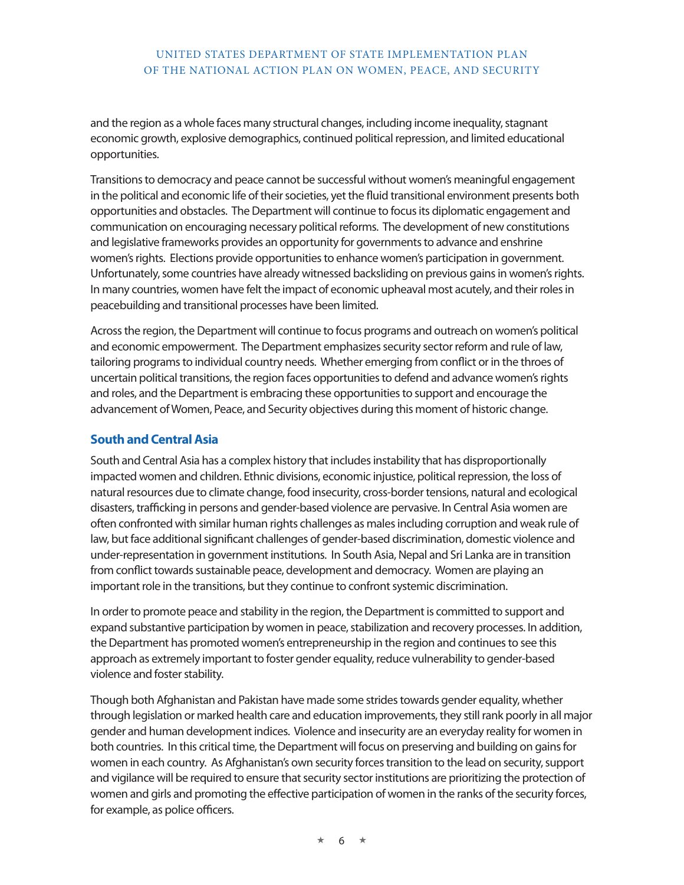and the region as a whole faces many structural changes, including income inequality, stagnant economic growth, explosive demographics, continued political repression, and limited educational opportunities.

Transitions to democracy and peace cannot be successful without women's meaningful engagement in the political and economic life of their societies, yet the fluid transitional environment presents both opportunities and obstacles. The Department will continue to focus its diplomatic engagement and communication on encouraging necessary political reforms. The development of new constitutions and legislative frameworks provides an opportunity for governments to advance and enshrine women's rights. Elections provide opportunities to enhance women's participation in government. Unfortunately, some countries have already witnessed backsliding on previous gains in women's rights. In many countries, women have felt the impact of economic upheaval most acutely, and their roles in peacebuilding and transitional processes have been limited.

Across the region, the Department will continue to focus programs and outreach on women's political and economic empowerment. The Department emphasizes security sector reform and rule of law, tailoring programs to individual country needs. Whether emerging from conflict or in the throes of uncertain political transitions, the region faces opportunities to defend and advance women's rights and roles, and the Department is embracing these opportunities to support and encourage the advancement of Women, Peace, and Security objectives during this moment of historic change.

## South and Central Asia

South and Central Asia has a complex history that includes instability that has disproportionally impacted women and children. Ethnic divisions, economic injustice, political repression, the loss of natural resources due to climate change, food insecurity, cross-border tensions, natural and ecological disasters, trafficking in persons and gender-based violence are pervasive. In Central Asia women are often confronted with similar human rights challenges as males including corruption and weak rule of law, but face additional significant challenges of gender-based discrimination, domestic violence and under-representation in government institutions. In South Asia, Nepal and Sri Lanka are in transition from conflict towards sustainable peace, development and democracy. Women are playing an important role in the transitions, but they continue to confront systemic discrimination.

In order to promote peace and stability in the region, the Department is committed to support and expand substantive participation by women in peace, stabilization and recovery processes. In addition, the Department has promoted women's entrepreneurship in the region and continues to see this approach as extremely important to foster gender equality, reduce vulnerability to gender-based violence and foster stability.

Though both Afghanistan and Pakistan have made some strides towards gender equality, whether through legislation or marked health care and education improvements, they still rank poorly in all major gender and human development indices. Violence and insecurity are an everyday reality for women in both countries. In this critical time, the Department will focus on preserving and building on gains for women in each country. As Afghanistan's own security forces transition to the lead on security, support and vigilance will be required to ensure that security sector institutions are prioritizing the protection of women and girls and promoting the effective participation of women in the ranks of the security forces, for example, as police officers.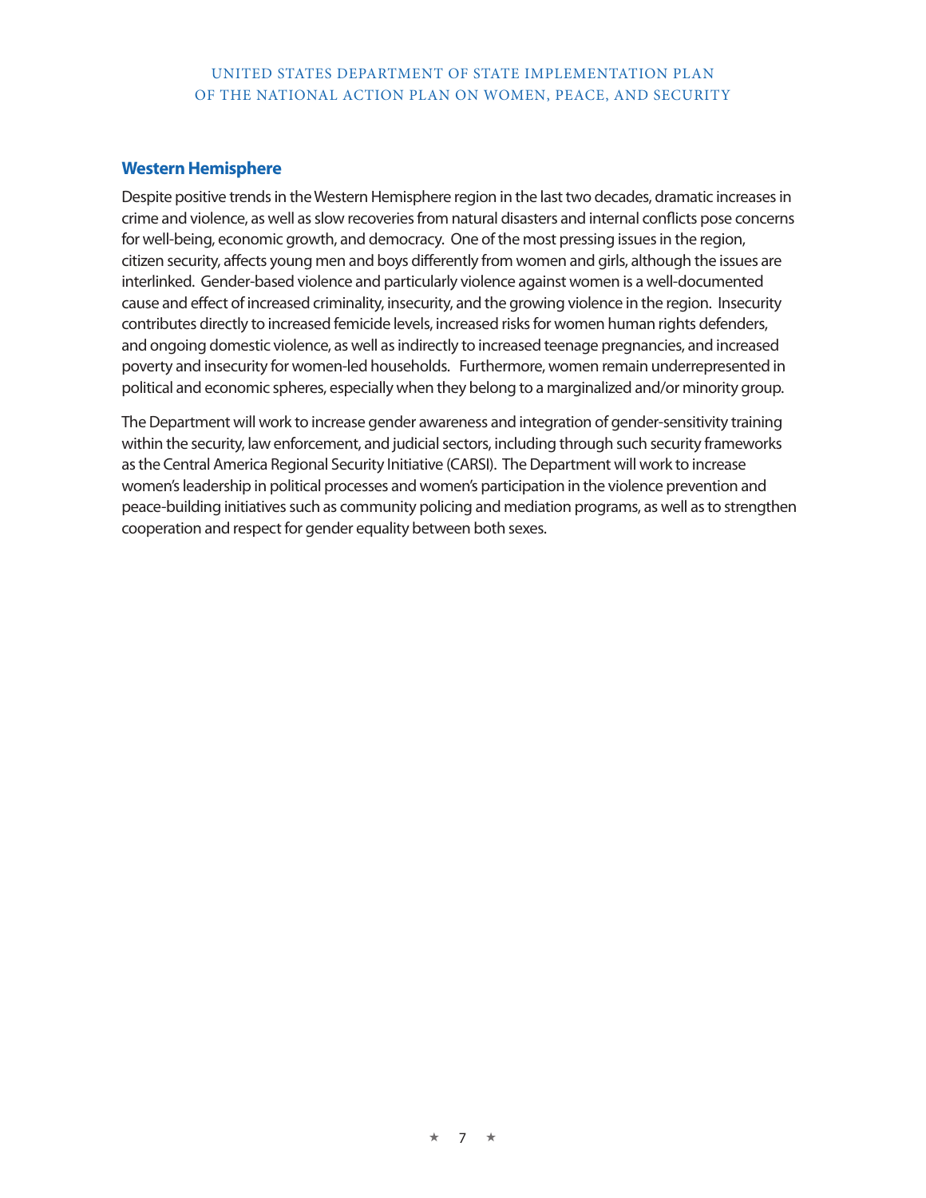## Western Hemisphere

Despite positive trends in the Western Hemisphere region in the last two decades, dramatic increases in crime and violence, as well as slow recoveries from natural disasters and internal conflicts pose concerns for well-being, economic growth, and democracy. One of the most pressing issues in the region, citizen security, affects young men and boys differently from women and girls, although the issues are interlinked. Gender-based violence and particularly violence against women is a well-documented cause and effect of increased criminality, insecurity, and the growing violence in the region. Insecurity contributes directly to increased femicide levels, increased risks for women human rights defenders, and ongoing domestic violence, as well as indirectly to increased teenage pregnancies, and increased poverty and insecurity for women-led households. Furthermore, women remain underrepresented in political and economic spheres, especially when they belong to a marginalized and/or minority group.

The Department will work to increase gender awareness and integration of gender-sensitivity training within the security, law enforcement, and judicial sectors, including through such security frameworks as the Central America Regional Security Initiative (CARSI). The Department will work to increase women's leadership in political processes and women's participation in the violence prevention and peace-building initiatives such as community policing and mediation programs, as well as to strengthen cooperation and respect for gender equality between both sexes.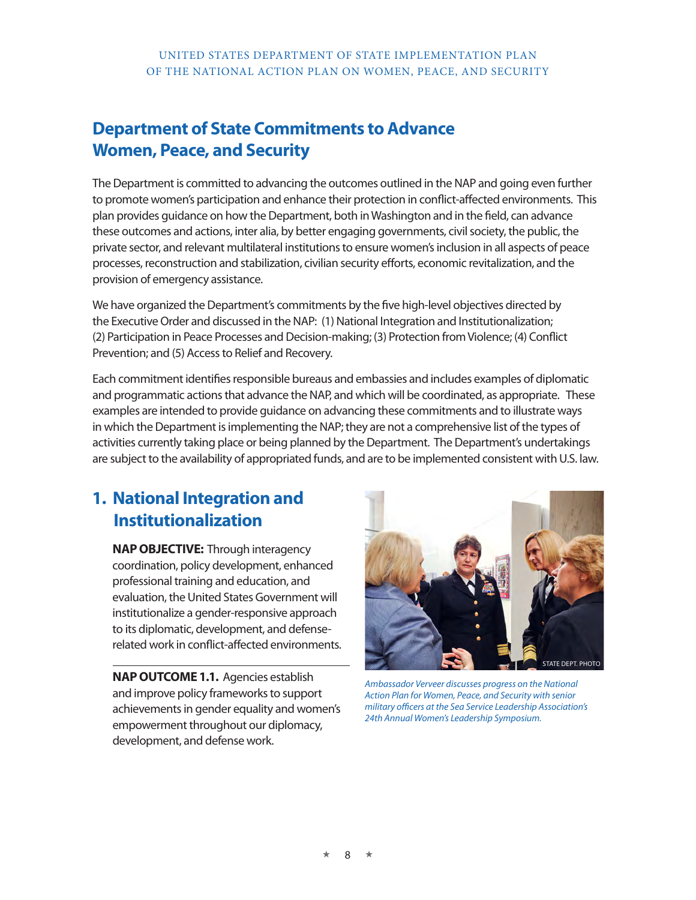## Department of State Commitments to Advance Women, Peace, and Security

The Department is committed to advancing the outcomes outlined in the NAP and going even further to promote women's participation and enhance their protection in conflict-affected environments. This plan provides guidance on how the Department, both in Washington and in the field, can advance these outcomes and actions, inter alia, by better engaging governments, civil society, the public, the private sector, and relevant multilateral institutions to ensure women's inclusion in all aspects of peace processes, reconstruction and stabilization, civilian security efforts, economic revitalization, and the provision of emergency assistance.

We have organized the Department's commitments by the five high-level objectives directed by the Executive Order and discussed in the NAP: (1) National Integration and Institutionalization; (2) Participation in Peace Processes and Decision-making; (3) Protection from Violence; (4) Conflict Prevention; and (5) Access to Relief and Recovery.

Each commitment identifies responsible bureaus and embassies and includes examples of diplomatic and programmatic actions that advance the NAP, and which will be coordinated, as appropriate. These examples are intended to provide guidance on advancing these commitments and to illustrate ways in which the Department is implementing the NAP; they are not a comprehensive list of the types of activities currently taking place or being planned by the Department. The Department's undertakings are subject to the availability of appropriated funds, and are to be implemented consistent with U.S. law.

## 1. National Integration and Institutionalization

**NAP OBJECTIVE:** Through interagency coordination, policy development, enhanced professional training and education, and evaluation, the United States Government will institutionalize a gender-responsive approach to its diplomatic, development, and defense-related work in conflict-affected environments.

**NAP OUTCOME 1.1.** Agencies establish and improve policy frameworks to support achievements in gender equality and women's empowerment throughout our diplomacy, development, and defense work.

STATE DEPT. PHOTO

*Ambassador Verveer discusses progress on the National Action Plan for Women, Peace, and Security with senior military officers at the Sea Service Leadership Association's 24th Annual Women's Leadership Symposium.*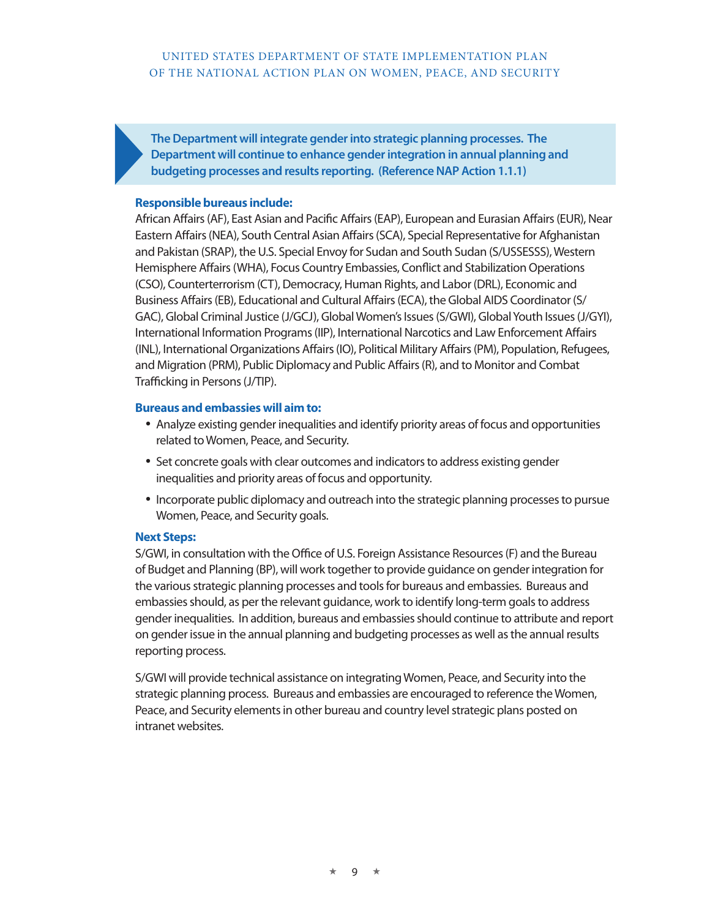**The Department will integrate gender into strategic planning processes. The Department will continue to enhance gender integration in annual planning and budgeting processes and results reporting. (Reference NAP Action 1.1.1)**

**Responsible bureaus include:**

African Affairs (AF), East Asian and Pacific Affairs (EAP), European and Eurasian Affairs (EUR), Near Eastern Affairs (NEA), South Central Asian Affairs (SCA), Special Representative for Afghanistan and Pakistan (SRAP), the U.S. Special Envoy for Sudan and South Sudan (S/USSESSS), Western Hemisphere Affairs (WHA), Focus Country Embassies, Conflict and Stabilization Operations (CSO), Counterterrorism (CT), Democracy, Human Rights, and Labor (DRL), Economic and Business Affairs (EB), Educational and Cultural Affairs (ECA), the Global AIDS Coordinator (S/GAC), Global Criminal Justice (J/GCJ), Global Women's Issues (S/GWI), Global Youth Issues (J/GYI), International Information Programs (IIP), International Narcotics and Law Enforcement Affairs (INL), International Organizations Affairs (IO), Political Military Affairs (PM), Population, Refugees, and Migration (PRM), Public Diplomacy and Public Affairs (R), and to Monitor and Combat Trafficking in Persons (J/TIP).

**Bureaus and embassies will aim to:**

- Analyze existing gender inequalities and identify priority areas of focus and opportunities related to Women, Peace, and Security.
- Set concrete goals with clear outcomes and indicators to address existing gender inequalities and priority areas of focus and opportunity.
- Incorporate public diplomacy and outreach into the strategic planning processes to pursue Women, Peace, and Security goals.

**Next Steps:**

S/GWI, in consultation with the Office of U.S. Foreign Assistance Resources (F) and the Bureau of Budget and Planning (BP), will work together to provide guidance on gender integration for the various strategic planning processes and tools for bureaus and embassies. Bureaus and embassies should, as per the relevant guidance, work to identify long-term goals to address gender inequalities. In addition, bureaus and embassies should continue to attribute and report on gender issue in the annual planning and budgeting processes as well as the annual results reporting process.

S/GWI will provide technical assistance on integrating Women, Peace, and Security into the strategic planning process. Bureaus and embassies are encouraged to reference the Women, Peace, and Security elements in other bureau and country level strategic plans posted on intranet websites.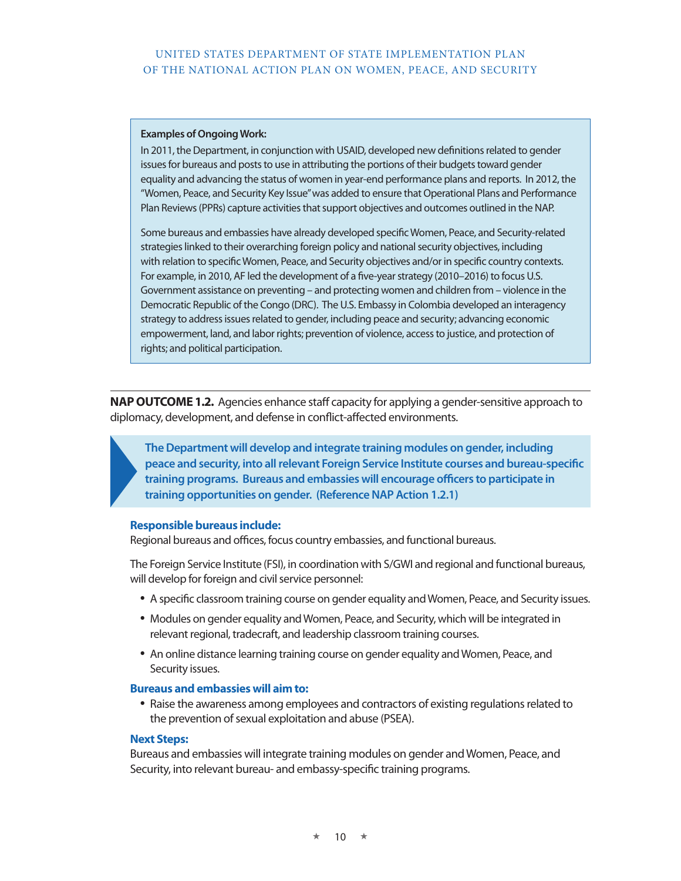**Examples of Ongoing Work:**

In 2011, the Department, in conjunction with USAID, developed new definitions related to gender issues for bureaus and posts to use in attributing the portions of their budgets toward gender equality and advancing the status of women in year-end performance plans and reports. In 2012, the "Women, Peace, and Security Key Issue" was added to ensure that Operational Plans and Performance Plan Reviews (PPRs) capture activities that support objectives and outcomes outlined in the NAP.

Some bureaus and embassies have already developed specific Women, Peace, and Security-related strategies linked to their overarching foreign policy and national security objectives, including with relation to specific Women, Peace, and Security objectives and/or in specific country contexts. For example, in 2010, AF led the development of a five-year strategy (2010–2016) to focus U.S. Government assistance on preventing – and protecting women and children from – violence in the Democratic Republic of the Congo (DRC). The U.S. Embassy in Colombia developed an interagency strategy to address issues related to gender, including peace and security; advancing economic empowerment, land, and labor rights; prevention of violence, access to justice, and protection of rights; and political participation.

**NAP OUTCOME 1.2.** Agencies enhance staff capacity for applying a gender-sensitive approach to diplomacy, development, and defense in conflict-affected environments.

**The Department will develop and integrate training modules on gender, including peace and security, into all relevant Foreign Service Institute courses and bureau-specific training programs. Bureaus and embassies will encourage officers to participate in training opportunities on gender. (Reference NAP Action 1.2.1)**

**Responsible bureaus include:**

Regional bureaus and offices, focus country embassies, and functional bureaus.

The Foreign Service Institute (FSI), in coordination with S/GWI and regional and functional bureaus, will develop for foreign and civil service personnel:

- A specific classroom training course on gender equality and Women, Peace, and Security issues.
- Modules on gender equality and Women, Peace, and Security, which will be integrated in relevant regional, tradecraft, and leadership classroom training courses.
- An online distance learning training course on gender equality and Women, Peace, and Security issues.

**Bureaus and embassies will aim to:**

- Raise the awareness among employees and contractors of existing regulations related to the prevention of sexual exploitation and abuse (PSEA).

**Next Steps:**

Bureaus and embassies will integrate training modules on gender and Women, Peace, and Security, into relevant bureau- and embassy-specific training programs.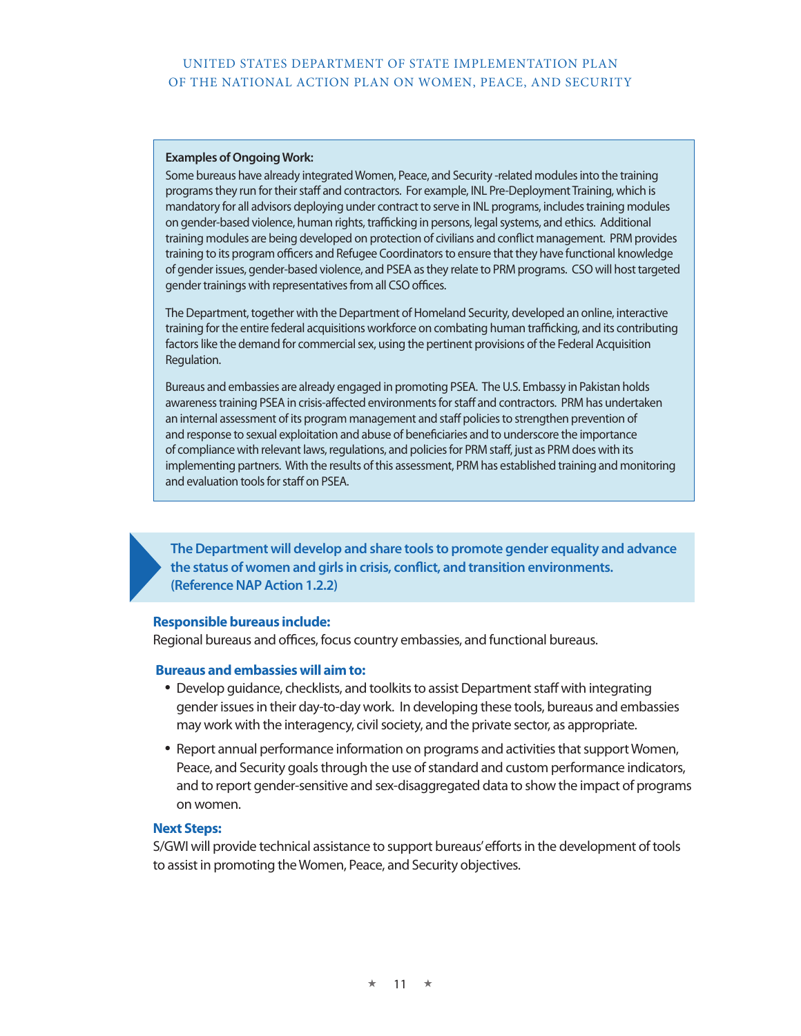**Examples of Ongoing Work:**

Some bureaus have already integrated Women, Peace, and Security -related modules into the training programs they run for their staff and contractors. For example, INL Pre-Deployment Training, which is mandatory for all advisors deploying under contract to serve in INL programs, includes training modules on gender-based violence, human rights, trafficking in persons, legal systems, and ethics. Additional training modules are being developed on protection of civilians and conflict management. PRM provides training to its program officers and Refugee Coordinators to ensure that they have functional knowledge of gender issues, gender-based violence, and PSEA as they relate to PRM programs. CSO will host targeted gender trainings with representatives from all CSO offices.

The Department, together with the Department of Homeland Security, developed an online, interactive training for the entire federal acquisitions workforce on combating human trafficking, and its contributing factors like the demand for commercial sex, using the pertinent provisions of the Federal Acquisition Regulation.

Bureaus and embassies are already engaged in promoting PSEA. The U.S. Embassy in Pakistan holds awareness training PSEA in crisis-affected environments for staff and contractors. PRM has undertaken an internal assessment of its program management and staff policies to strengthen prevention of and response to sexual exploitation and abuse of beneficiaries and to underscore the importance of compliance with relevant laws, regulations, and policies for PRM staff, just as PRM does with its implementing partners. With the results of this assessment, PRM has established training and monitoring and evaluation tools for staff on PSEA.

## The Department will develop and share tools to promote gender equality and advance the status of women and girls in crisis, conflict, and transition environments. (Reference NAP Action 1.2.2)

**Responsible bureaus include:**

Regional bureaus and offices, focus country embassies, and functional bureaus.

**Bureaus and embassies will aim to:**

- Develop guidance, checklists, and toolkits to assist Department staff with integrating gender issues in their day-to-day work. In developing these tools, bureaus and embassies may work with the interagency, civil society, and the private sector, as appropriate.
- Report annual performance information on programs and activities that support Women, Peace, and Security goals through the use of standard and custom performance indicators, and to report gender-sensitive and sex-disaggregated data to show the impact of programs on women.

**Next Steps:**

S/GWI will provide technical assistance to support bureaus' efforts in the development of tools to assist in promoting the Women, Peace, and Security objectives.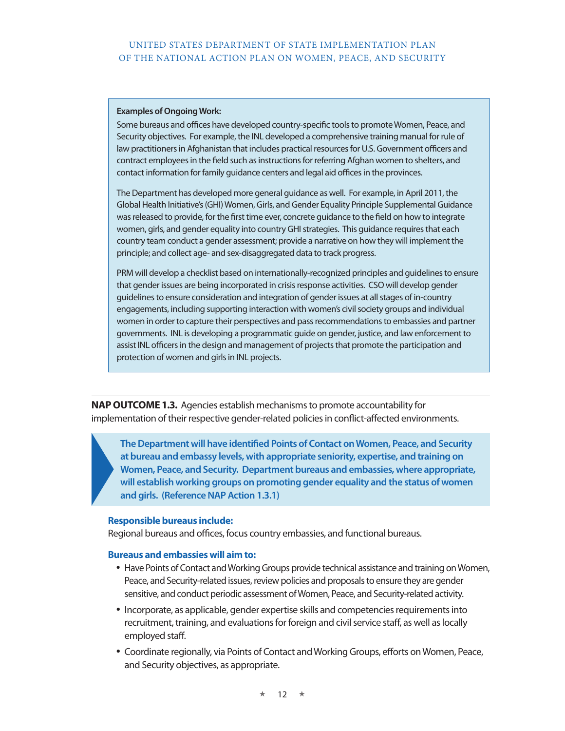**Examples of Ongoing Work:**

Some bureaus and offices have developed country-specific tools to promote Women, Peace, and Security objectives. For example, the INL developed a comprehensive training manual for rule of law practitioners in Afghanistan that includes practical resources for U.S. Government officers and contract employees in the field such as instructions for referring Afghan women to shelters, and contact information for family guidance centers and legal aid offices in the provinces.

The Department has developed more general guidance as well. For example, in April 2011, the Global Health Initiative's (GHI) Women, Girls, and Gender Equality Principle Supplemental Guidance was released to provide, for the first time ever, concrete guidance to the field on how to integrate women, girls, and gender equality into country GHI strategies. This guidance requires that each country team conduct a gender assessment; provide a narrative on how they will implement the principle; and collect age- and sex-disaggregated data to track progress.

PRM will develop a checklist based on internationally-recognized principles and guidelines to ensure that gender issues are being incorporated in crisis response activities. CSO will develop gender guidelines to ensure consideration and integration of gender issues at all stages of in-country engagements, including supporting interaction with women's civil society groups and individual women in order to capture their perspectives and pass recommendations to embassies and partner governments. INL is developing a programmatic guide on gender, justice, and law enforcement to assist INL officers in the design and management of projects that promote the participation and protection of women and girls in INL projects.

---

**NAP OUTCOME 1.3.** Agencies establish mechanisms to promote accountability for implementation of their respective gender-related policies in conflict-affected environments.

**The Department will have identified Points of Contact on Women, Peace, and Security at bureau and embassy levels, with appropriate seniority, expertise, and training on Women, Peace, and Security. Department bureaus and embassies, where appropriate, will establish working groups on promoting gender equality and the status of women and girls. (Reference NAP Action 1.3.1)**

**Responsible bureaus include:**

Regional bureaus and offices, focus country embassies, and functional bureaus.

**Bureaus and embassies will aim to:**

- Have Points of Contact and Working Groups provide technical assistance and training on Women, Peace, and Security-related issues, review policies and proposals to ensure they are gender sensitive, and conduct periodic assessment of Women, Peace, and Security-related activity.
- Incorporate, as applicable, gender expertise skills and competencies requirements into recruitment, training, and evaluations for foreign and civil service staff, as well as locally employed staff.
- Coordinate regionally, via Points of Contact and Working Groups, efforts on Women, Peace, and Security objectives, as appropriate.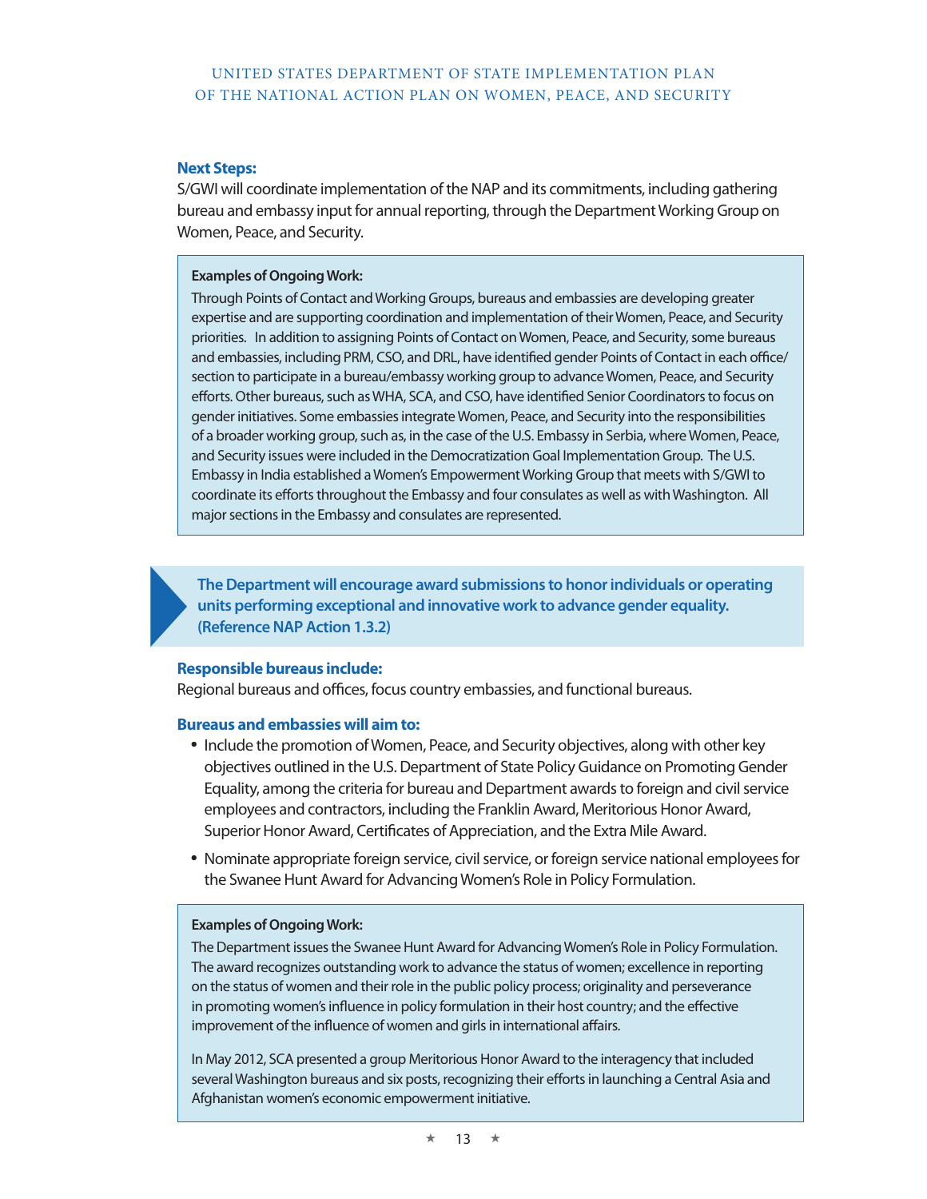**Next Steps:**

S/GWI will coordinate implementation of the NAP and its commitments, including gathering bureau and embassy input for annual reporting, through the Department Working Group on Women, Peace, and Security.

> **Examples of Ongoing Work:**
>
> Through Points of Contact and Working Groups, bureaus and embassies are developing greater expertise and are supporting coordination and implementation of their Women, Peace, and Security priorities. In addition to assigning Points of Contact on Women, Peace, and Security, some bureaus and embassies, including PRM, CSO, and DRL, have identified gender Points of Contact in each office/section to participate in a bureau/embassy working group to advance Women, Peace, and Security efforts. Other bureaus, such as WHA, SCA, and CSO, have identified Senior Coordinators to focus on gender initiatives. Some embassies integrate Women, Peace, and Security into the responsibilities of a broader working group, such as, in the case of the U.S. Embassy in Serbia, where Women, Peace, and Security issues were included in the Democratization Goal Implementation Group. The U.S. Embassy in India established a Women's Empowerment Working Group that meets with S/GWI to coordinate its efforts throughout the Embassy and four consulates as well as with Washington. All major sections in the Embassy and consulates are represented.

**The Department will encourage award submissions to honor individuals or operating units performing exceptional and innovative work to advance gender equality. (Reference NAP Action 1.3.2)**

**Responsible bureaus include:**

Regional bureaus and offices, focus country embassies, and functional bureaus.

**Bureaus and embassies will aim to:**

- Include the promotion of Women, Peace, and Security objectives, along with other key objectives outlined in the U.S. Department of State Policy Guidance on Promoting Gender Equality, among the criteria for bureau and Department awards to foreign and civil service employees and contractors, including the Franklin Award, Meritorious Honor Award, Superior Honor Award, Certificates of Appreciation, and the Extra Mile Award.
- Nominate appropriate foreign service, civil service, or foreign service national employees for the Swanee Hunt Award for Advancing Women's Role in Policy Formulation.

> **Examples of Ongoing Work:**
>
> The Department issues the Swanee Hunt Award for Advancing Women's Role in Policy Formulation. The award recognizes outstanding work to advance the status of women; excellence in reporting on the status of women and their role in the public policy process; originality and perseverance in promoting women's influence in policy formulation in their host country; and the effective improvement of the influence of women and girls in international affairs.
>
> In May 2012, SCA presented a group Meritorious Honor Award to the interagency that included several Washington bureaus and six posts, recognizing their efforts in launching a Central Asia and Afghanistan women's economic empowerment initiative.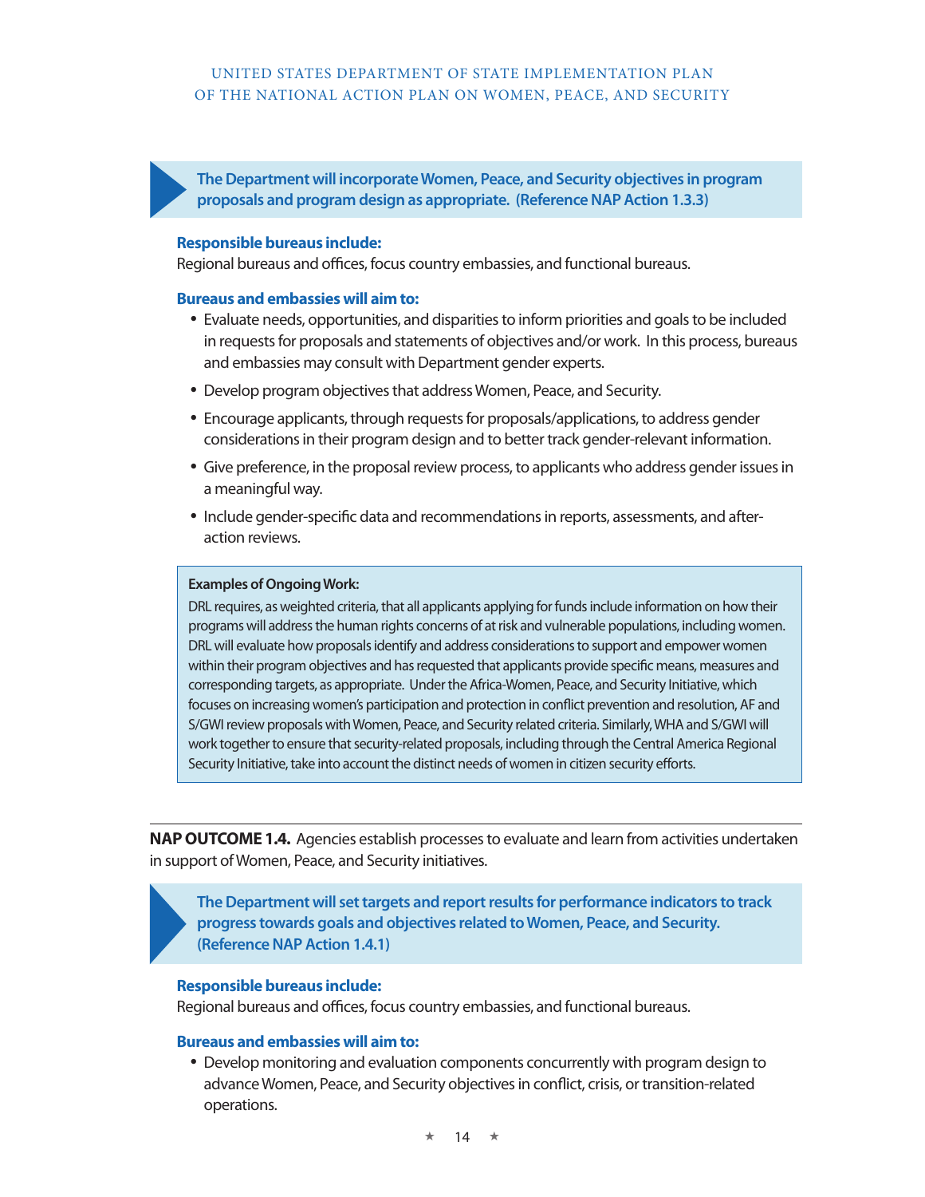**The Department will incorporate Women, Peace, and Security objectives in program proposals and program design as appropriate. (Reference NAP Action 1.3.3)**

**Responsible bureaus include:**
Regional bureaus and offices, focus country embassies, and functional bureaus.

**Bureaus and embassies will aim to:**

- Evaluate needs, opportunities, and disparities to inform priorities and goals to be included in requests for proposals and statements of objectives and/or work. In this process, bureaus and embassies may consult with Department gender experts.
- Develop program objectives that address Women, Peace, and Security.
- Encourage applicants, through requests for proposals/applications, to address gender considerations in their program design and to better track gender-relevant information.
- Give preference, in the proposal review process, to applicants who address gender issues in a meaningful way.
- Include gender-specific data and recommendations in reports, assessments, and after-action reviews.

> **Examples of Ongoing Work:**
> DRL requires, as weighted criteria, that all applicants applying for funds include information on how their programs will address the human rights concerns of at risk and vulnerable populations, including women. DRL will evaluate how proposals identify and address considerations to support and empower women within their program objectives and has requested that applicants provide specific means, measures and corresponding targets, as appropriate. Under the Africa-Women, Peace, and Security Initiative, which focuses on increasing women's participation and protection in conflict prevention and resolution, AF and S/GWI review proposals with Women, Peace, and Security related criteria. Similarly, WHA and S/GWI will work together to ensure that security-related proposals, including through the Central America Regional Security Initiative, take into account the distinct needs of women in citizen security efforts.

---

**NAP OUTCOME 1.4.** Agencies establish processes to evaluate and learn from activities undertaken in support of Women, Peace, and Security initiatives.

**The Department will set targets and report results for performance indicators to track progress towards goals and objectives related to Women, Peace, and Security. (Reference NAP Action 1.4.1)**

**Responsible bureaus include:**
Regional bureaus and offices, focus country embassies, and functional bureaus.

**Bureaus and embassies will aim to:**

- Develop monitoring and evaluation components concurrently with program design to advance Women, Peace, and Security objectives in conflict, crisis, or transition-related operations.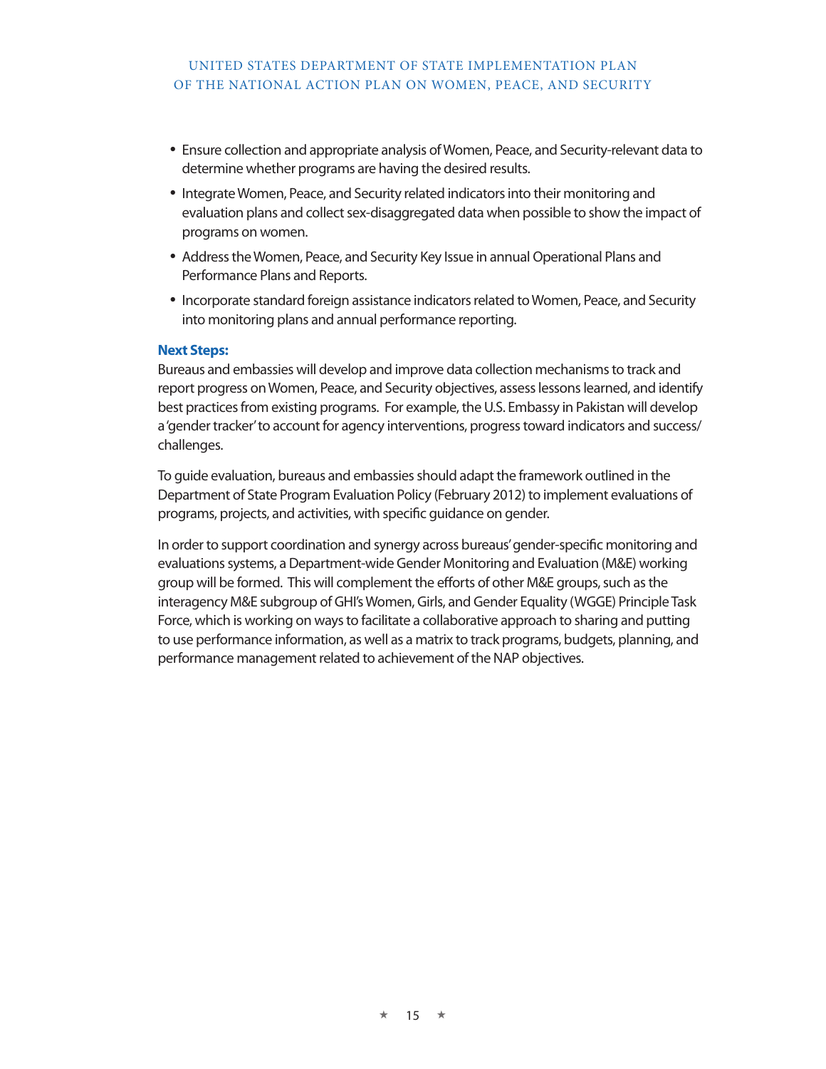- Ensure collection and appropriate analysis of Women, Peace, and Security-relevant data to determine whether programs are having the desired results.
- Integrate Women, Peace, and Security related indicators into their monitoring and evaluation plans and collect sex-disaggregated data when possible to show the impact of programs on women.
- Address the Women, Peace, and Security Key Issue in annual Operational Plans and Performance Plans and Reports.
- Incorporate standard foreign assistance indicators related to Women, Peace, and Security into monitoring plans and annual performance reporting.

**Next Steps:**

Bureaus and embassies will develop and improve data collection mechanisms to track and report progress on Women, Peace, and Security objectives, assess lessons learned, and identify best practices from existing programs. For example, the U.S. Embassy in Pakistan will develop a 'gender tracker' to account for agency interventions, progress toward indicators and success/challenges.

To guide evaluation, bureaus and embassies should adapt the framework outlined in the Department of State Program Evaluation Policy (February 2012) to implement evaluations of programs, projects, and activities, with specific guidance on gender.

In order to support coordination and synergy across bureaus' gender-specific monitoring and evaluations systems, a Department-wide Gender Monitoring and Evaluation (M&E) working group will be formed. This will complement the efforts of other M&E groups, such as the interagency M&E subgroup of GHI's Women, Girls, and Gender Equality (WGGE) Principle Task Force, which is working on ways to facilitate a collaborative approach to sharing and putting to use performance information, as well as a matrix to track programs, budgets, planning, and performance management related to achievement of the NAP objectives.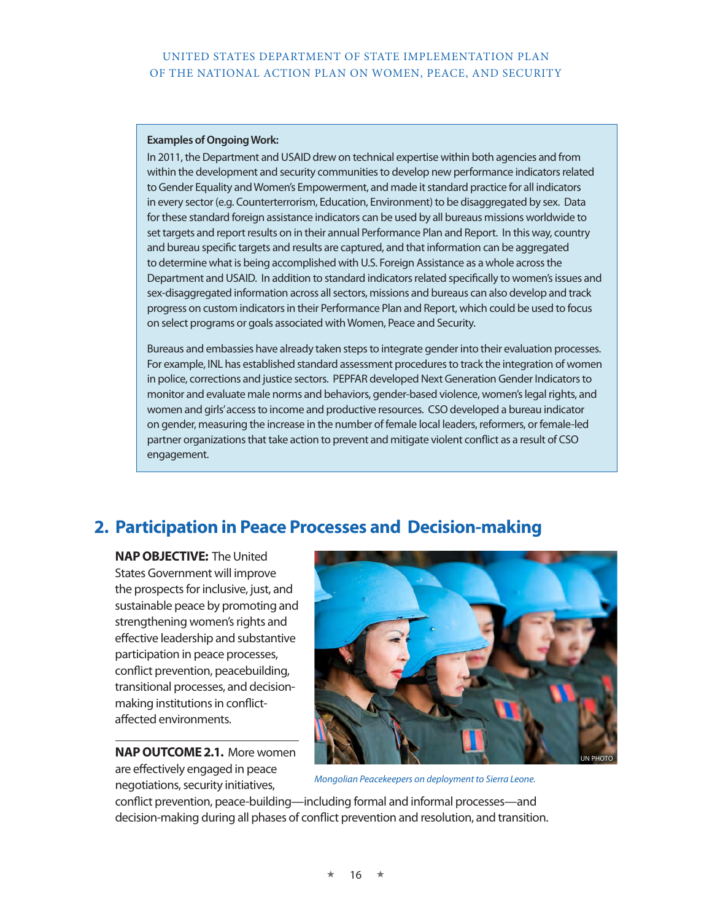**Examples of Ongoing Work:**

In 2011, the Department and USAID drew on technical expertise within both agencies and from within the development and security communities to develop new performance indicators related to Gender Equality and Women's Empowerment, and made it standard practice for all indicators in every sector (e.g. Counterterrorism, Education, Environment) to be disaggregated by sex. Data for these standard foreign assistance indicators can be used by all bureaus missions worldwide to set targets and report results on in their annual Performance Plan and Report. In this way, country and bureau specific targets and results are captured, and that information can be aggregated to determine what is being accomplished with U.S. Foreign Assistance as a whole across the Department and USAID. In addition to standard indicators related specifically to women's issues and sex-disaggregated information across all sectors, missions and bureaus can also develop and track progress on custom indicators in their Performance Plan and Report, which could be used to focus on select programs or goals associated with Women, Peace and Security.

Bureaus and embassies have already taken steps to integrate gender into their evaluation processes. For example, INL has established standard assessment procedures to track the integration of women in police, corrections and justice sectors. PEPFAR developed Next Generation Gender Indicators to monitor and evaluate male norms and behaviors, gender-based violence, women's legal rights, and women and girls' access to income and productive resources. CSO developed a bureau indicator on gender, measuring the increase in the number of female local leaders, reformers, or female-led partner organizations that take action to prevent and mitigate violent conflict as a result of CSO engagement.

## 2. Participation in Peace Processes and Decision-making

**NAP OBJECTIVE:** The United States Government will improve the prospects for inclusive, just, and sustainable peace by promoting and strengthening women's rights and effective leadership and substantive participation in peace processes, conflict prevention, peacebuilding, transitional processes, and decision-making institutions in conflict-affected environments.

*Mongolian Peacekeepers on deployment to Sierra Leone.*

**NAP OUTCOME 2.1.** More women are effectively engaged in peace negotiations, security initiatives, conflict prevention, peace-building—including formal and informal processes—and decision-making during all phases of conflict prevention and resolution, and transition.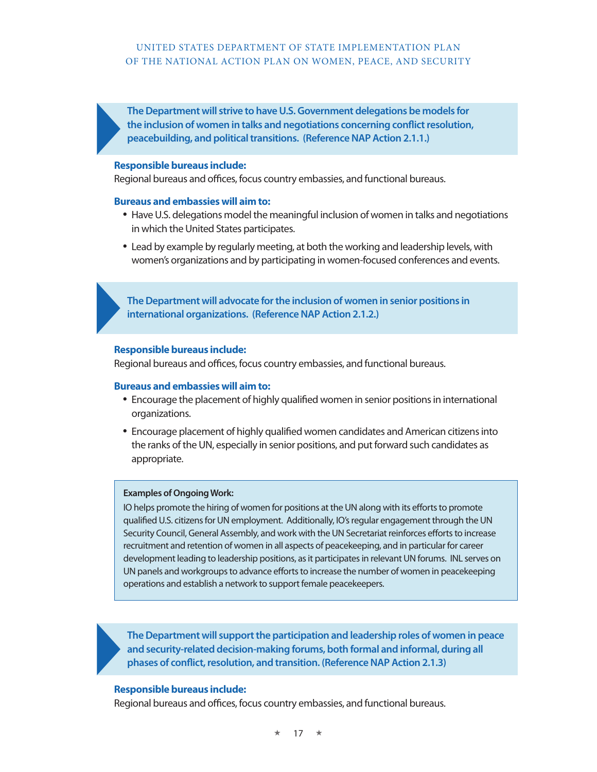**The Department will strive to have U.S. Government delegations be models for the inclusion of women in talks and negotiations concerning conflict resolution, peacebuilding, and political transitions. (Reference NAP Action 2.1.1.)**

**Responsible bureaus include:**
Regional bureaus and offices, focus country embassies, and functional bureaus.

**Bureaus and embassies will aim to:**

- Have U.S. delegations model the meaningful inclusion of women in talks and negotiations in which the United States participates.
- Lead by example by regularly meeting, at both the working and leadership levels, with women's organizations and by participating in women-focused conferences and events.

**The Department will advocate for the inclusion of women in senior positions in international organizations. (Reference NAP Action 2.1.2.)**

**Responsible bureaus include:**
Regional bureaus and offices, focus country embassies, and functional bureaus.

**Bureaus and embassies will aim to:**

- Encourage the placement of highly qualified women in senior positions in international organizations.
- Encourage placement of highly qualified women candidates and American citizens into the ranks of the UN, especially in senior positions, and put forward such candidates as appropriate.

> **Examples of Ongoing Work:**
> IO helps promote the hiring of women for positions at the UN along with its efforts to promote qualified U.S. citizens for UN employment. Additionally, IO's regular engagement through the UN Security Council, General Assembly, and work with the UN Secretariat reinforces efforts to increase recruitment and retention of women in all aspects of peacekeeping, and in particular for career development leading to leadership positions, as it participates in relevant UN forums. INL serves on UN panels and workgroups to advance efforts to increase the number of women in peacekeeping operations and establish a network to support female peacekeepers.

**The Department will support the participation and leadership roles of women in peace and security-related decision-making forums, both formal and informal, during all phases of conflict, resolution, and transition. (Reference NAP Action 2.1.3)**

**Responsible bureaus include:**
Regional bureaus and offices, focus country embassies, and functional bureaus.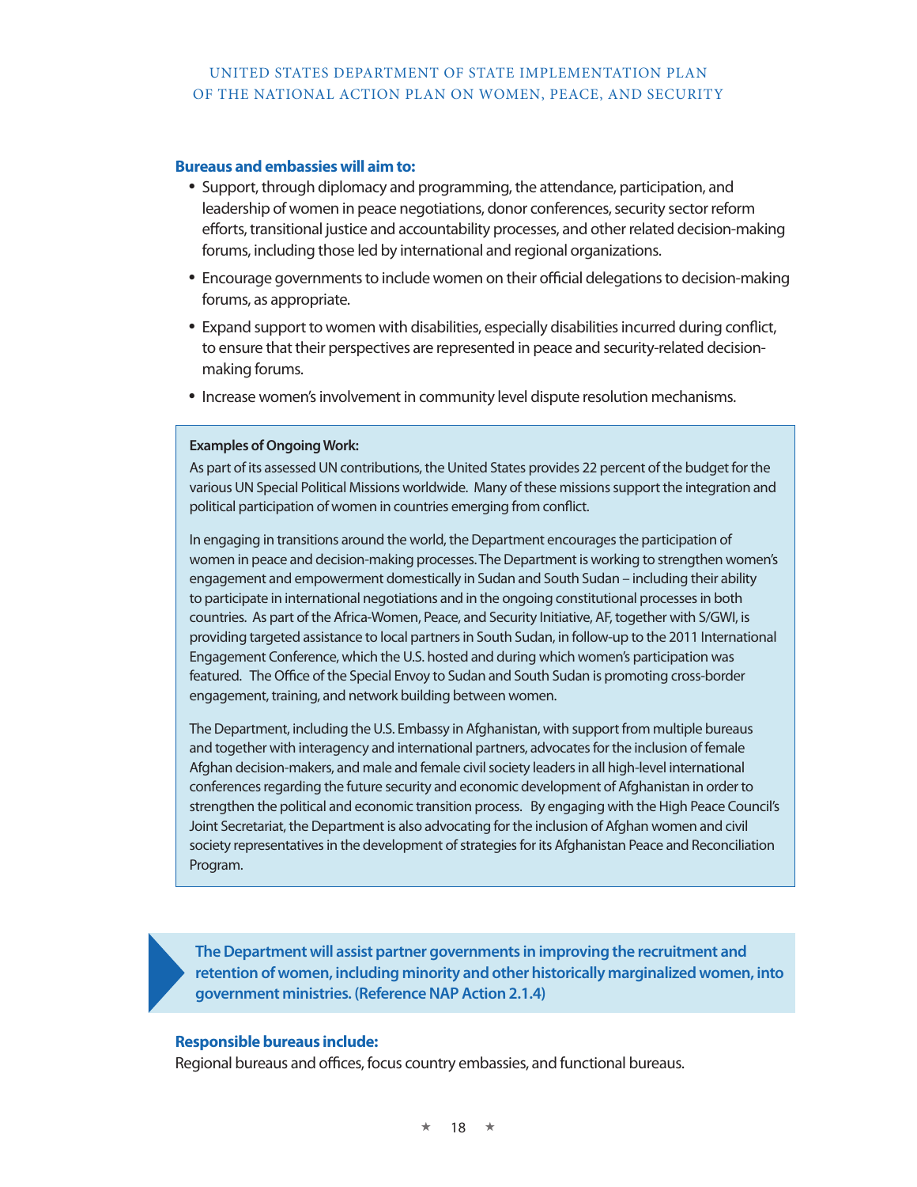**Bureaus and embassies will aim to:**

- Support, through diplomacy and programming, the attendance, participation, and leadership of women in peace negotiations, donor conferences, security sector reform efforts, transitional justice and accountability processes, and other related decision-making forums, including those led by international and regional organizations.
- Encourage governments to include women on their official delegations to decision-making forums, as appropriate.
- Expand support to women with disabilities, especially disabilities incurred during conflict, to ensure that their perspectives are represented in peace and security-related decision-making forums.
- Increase women's involvement in community level dispute resolution mechanisms.

> **Examples of Ongoing Work:**
>
> As part of its assessed UN contributions, the United States provides 22 percent of the budget for the various UN Special Political Missions worldwide. Many of these missions support the integration and political participation of women in countries emerging from conflict.
>
> In engaging in transitions around the world, the Department encourages the participation of women in peace and decision-making processes. The Department is working to strengthen women's engagement and empowerment domestically in Sudan and South Sudan – including their ability to participate in international negotiations and in the ongoing constitutional processes in both countries. As part of the Africa-Women, Peace, and Security Initiative, AF, together with S/GWI, is providing targeted assistance to local partners in South Sudan, in follow-up to the 2011 International Engagement Conference, which the U.S. hosted and during which women's participation was featured. The Office of the Special Envoy to Sudan and South Sudan is promoting cross-border engagement, training, and network building between women.
>
> The Department, including the U.S. Embassy in Afghanistan, with support from multiple bureaus and together with interagency and international partners, advocates for the inclusion of female Afghan decision-makers, and male and female civil society leaders in all high-level international conferences regarding the future security and economic development of Afghanistan in order to strengthen the political and economic transition process. By engaging with the High Peace Council's Joint Secretariat, the Department is also advocating for the inclusion of Afghan women and civil society representatives in the development of strategies for its Afghanistan Peace and Reconciliation Program.

**The Department will assist partner governments in improving the recruitment and retention of women, including minority and other historically marginalized women, into government ministries. (Reference NAP Action 2.1.4)**

**Responsible bureaus include:**

Regional bureaus and offices, focus country embassies, and functional bureaus.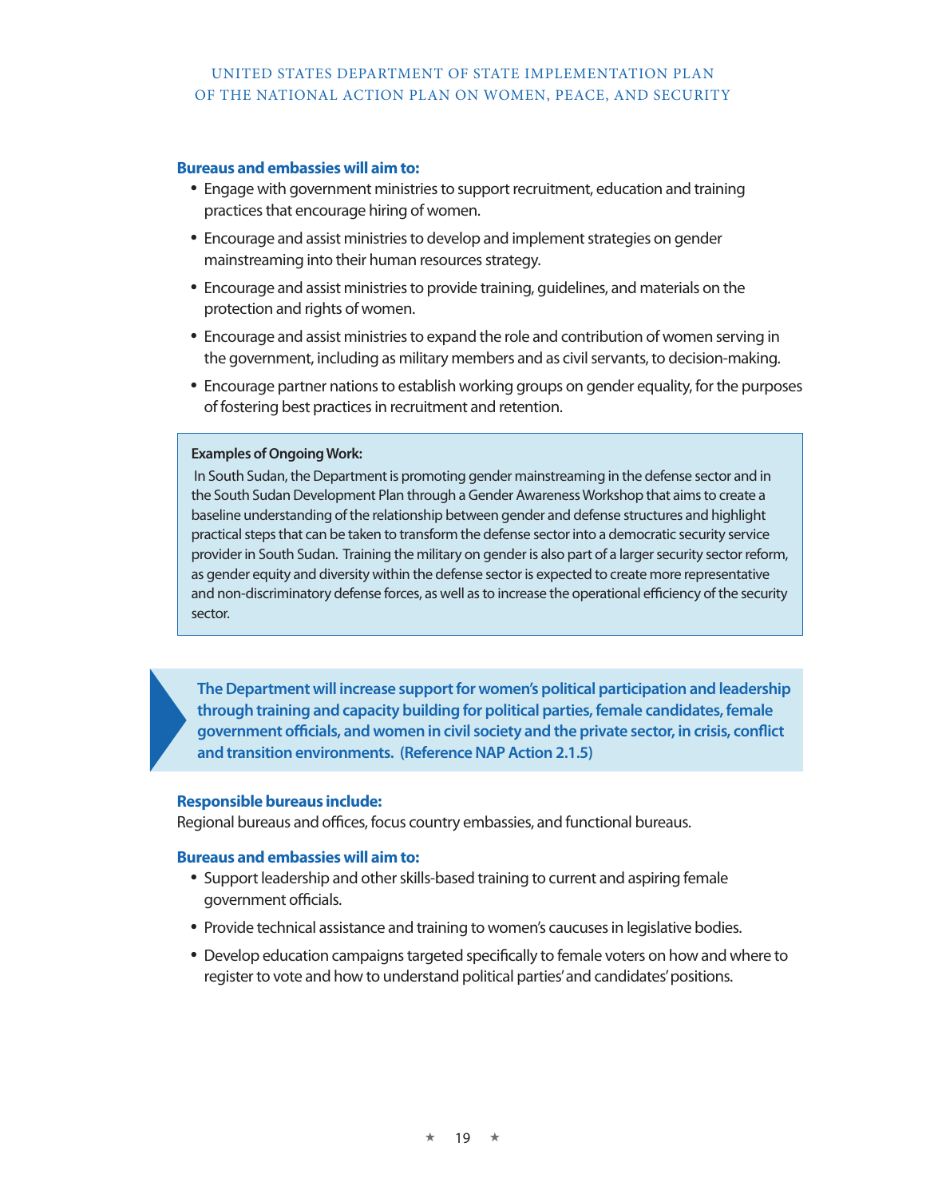**Bureaus and embassies will aim to:**

- Engage with government ministries to support recruitment, education and training practices that encourage hiring of women.
- Encourage and assist ministries to develop and implement strategies on gender mainstreaming into their human resources strategy.
- Encourage and assist ministries to provide training, guidelines, and materials on the protection and rights of women.
- Encourage and assist ministries to expand the role and contribution of women serving in the government, including as military members and as civil servants, to decision-making.
- Encourage partner nations to establish working groups on gender equality, for the purposes of fostering best practices in recruitment and retention.

> **Examples of Ongoing Work:**
> In South Sudan, the Department is promoting gender mainstreaming in the defense sector and in the South Sudan Development Plan through a Gender Awareness Workshop that aims to create a baseline understanding of the relationship between gender and defense structures and highlight practical steps that can be taken to transform the defense sector into a democratic security service provider in South Sudan. Training the military on gender is also part of a larger security sector reform, as gender equity and diversity within the defense sector is expected to create more representative and non-discriminatory defense forces, as well as to increase the operational efficiency of the security sector.

**The Department will increase support for women's political participation and leadership through training and capacity building for political parties, female candidates, female government officials, and women in civil society and the private sector, in crisis, conflict and transition environments. (Reference NAP Action 2.1.5)**

**Responsible bureaus include:**
Regional bureaus and offices, focus country embassies, and functional bureaus.

**Bureaus and embassies will aim to:**

- Support leadership and other skills-based training to current and aspiring female government officials.
- Provide technical assistance and training to women's caucuses in legislative bodies.
- Develop education campaigns targeted specifically to female voters on how and where to register to vote and how to understand political parties' and candidates' positions.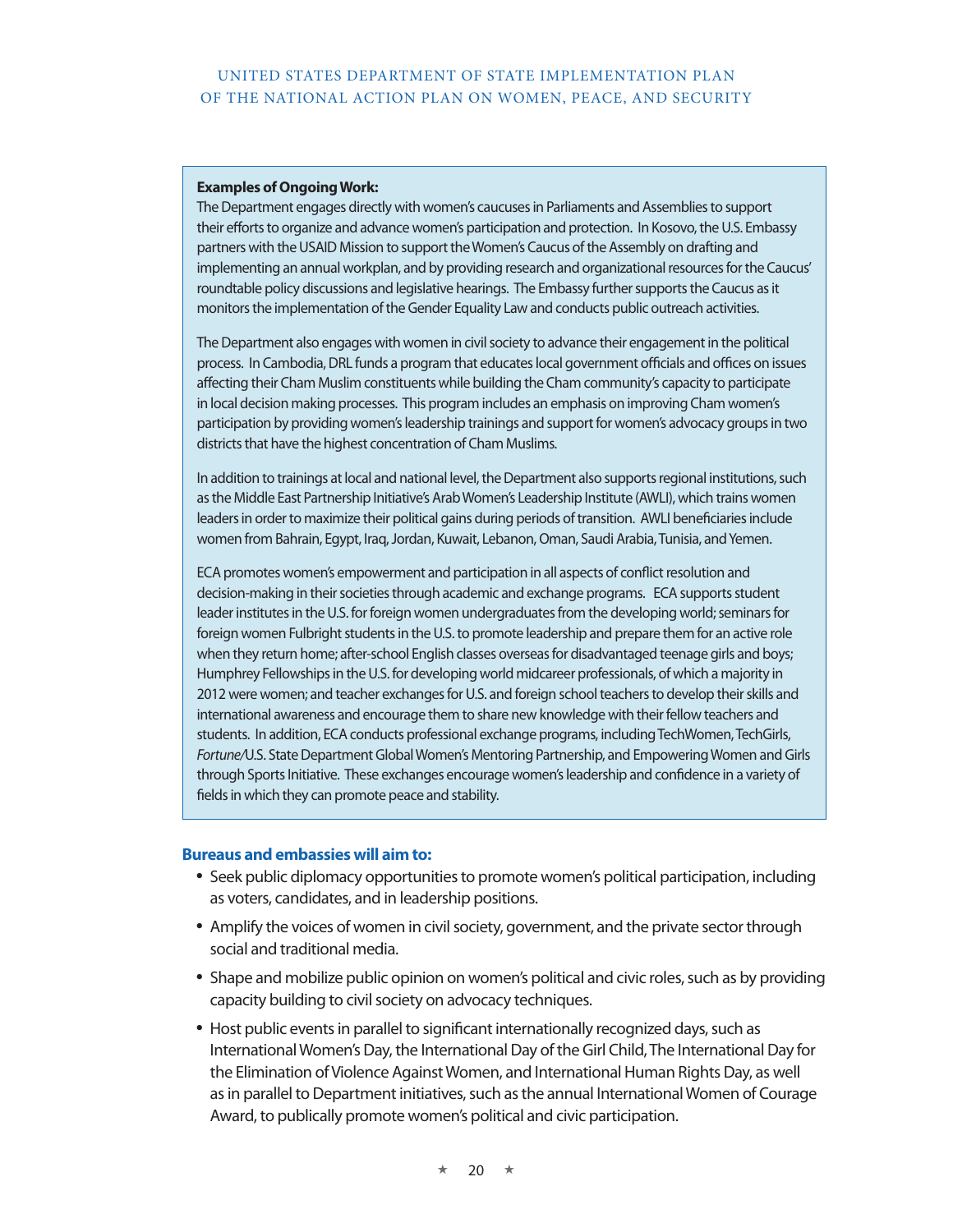**Examples of Ongoing Work:**
The Department engages directly with women's caucuses in Parliaments and Assemblies to support their efforts to organize and advance women's participation and protection. In Kosovo, the U.S. Embassy partners with the USAID Mission to support the Women's Caucus of the Assembly on drafting and implementing an annual workplan, and by providing research and organizational resources for the Caucus' roundtable policy discussions and legislative hearings. The Embassy further supports the Caucus as it monitors the implementation of the Gender Equality Law and conducts public outreach activities.

The Department also engages with women in civil society to advance their engagement in the political process. In Cambodia, DRL funds a program that educates local government officials and offices on issues affecting their Cham Muslim constituents while building the Cham community's capacity to participate in local decision making processes. This program includes an emphasis on improving Cham women's participation by providing women's leadership trainings and support for women's advocacy groups in two districts that have the highest concentration of Cham Muslims.

In addition to trainings at local and national level, the Department also supports regional institutions, such as the Middle East Partnership Initiative's Arab Women's Leadership Institute (AWLI), which trains women leaders in order to maximize their political gains during periods of transition. AWLI beneficiaries include women from Bahrain, Egypt, Iraq, Jordan, Kuwait, Lebanon, Oman, Saudi Arabia, Tunisia, and Yemen.

ECA promotes women's empowerment and participation in all aspects of conflict resolution and decision-making in their societies through academic and exchange programs. ECA supports student leader institutes in the U.S. for foreign women undergraduates from the developing world; seminars for foreign women Fulbright students in the U.S. to promote leadership and prepare them for an active role when they return home; after-school English classes overseas for disadvantaged teenage girls and boys; Humphrey Fellowships in the U.S. for developing world midcareer professionals, of which a majority in 2012 were women; and teacher exchanges for U.S. and foreign school teachers to develop their skills and international awareness and encourage them to share new knowledge with their fellow teachers and students. In addition, ECA conducts professional exchange programs, including TechWomen, TechGirls, *Fortune*/U.S. State Department Global Women's Mentoring Partnership, and Empowering Women and Girls through Sports Initiative. These exchanges encourage women's leadership and confidence in a variety of fields in which they can promote peace and stability.

**Bureaus and embassies will aim to:**

- Seek public diplomacy opportunities to promote women's political participation, including as voters, candidates, and in leadership positions.
- Amplify the voices of women in civil society, government, and the private sector through social and traditional media.
- Shape and mobilize public opinion on women's political and civic roles, such as by providing capacity building to civil society on advocacy techniques.
- Host public events in parallel to significant internationally recognized days, such as International Women's Day, the International Day of the Girl Child, The International Day for the Elimination of Violence Against Women, and International Human Rights Day, as well as in parallel to Department initiatives, such as the annual International Women of Courage Award, to publically promote women's political and civic participation.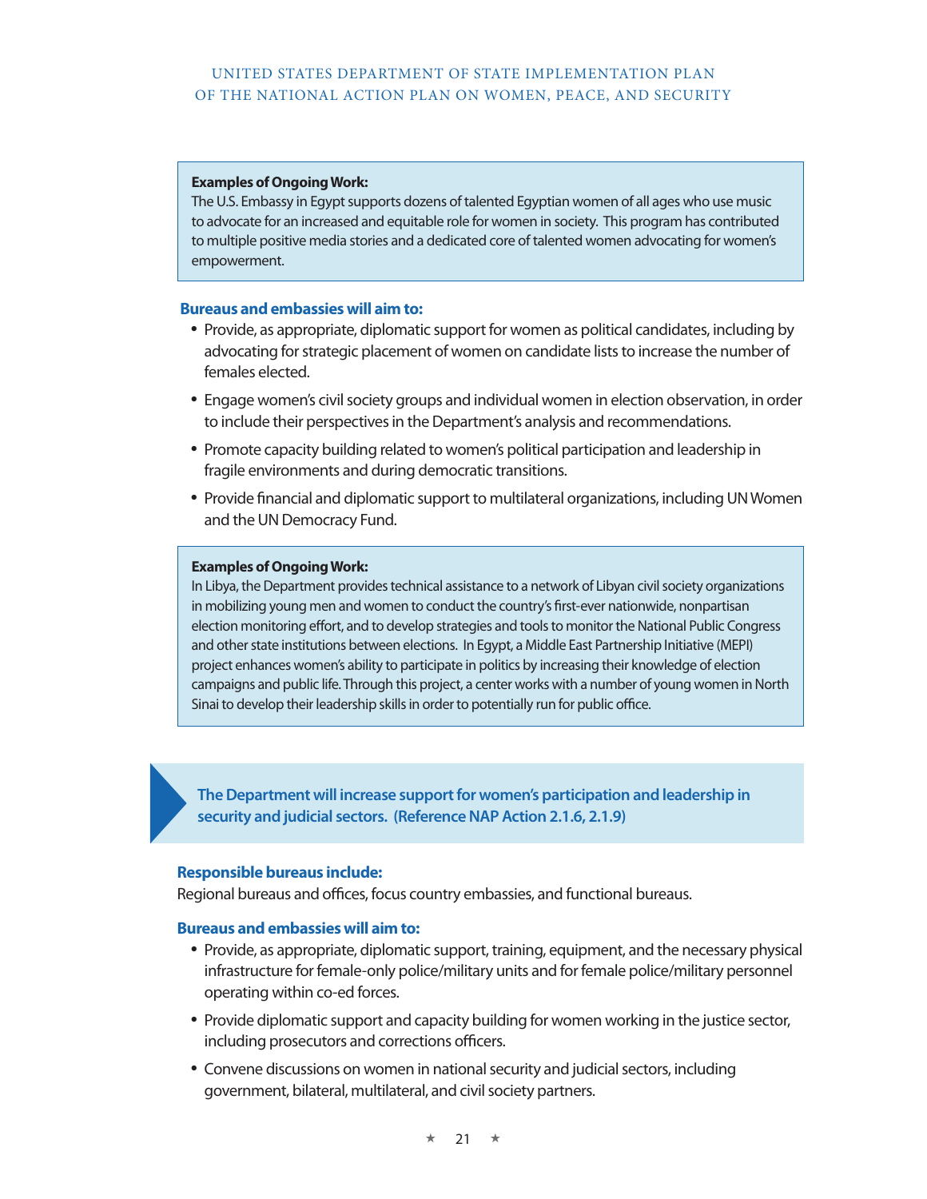**Examples of Ongoing Work:**
The U.S. Embassy in Egypt supports dozens of talented Egyptian women of all ages who use music to advocate for an increased and equitable role for women in society. This program has contributed to multiple positive media stories and a dedicated core of talented women advocating for women's empowerment.

**Bureaus and embassies will aim to:**

- Provide, as appropriate, diplomatic support for women as political candidates, including by advocating for strategic placement of women on candidate lists to increase the number of females elected.
- Engage women's civil society groups and individual women in election observation, in order to include their perspectives in the Department's analysis and recommendations.
- Promote capacity building related to women's political participation and leadership in fragile environments and during democratic transitions.
- Provide financial and diplomatic support to multilateral organizations, including UN Women and the UN Democracy Fund.

**Examples of Ongoing Work:**
In Libya, the Department provides technical assistance to a network of Libyan civil society organizations in mobilizing young men and women to conduct the country's first-ever nationwide, nonpartisan election monitoring effort, and to develop strategies and tools to monitor the National Public Congress and other state institutions between elections. In Egypt, a Middle East Partnership Initiative (MEPI) project enhances women's ability to participate in politics by increasing their knowledge of election campaigns and public life. Through this project, a center works with a number of young women in North Sinai to develop their leadership skills in order to potentially run for public office.

**The Department will increase support for women's participation and leadership in security and judicial sectors. (Reference NAP Action 2.1.6, 2.1.9)**

**Responsible bureaus include:**
Regional bureaus and offices, focus country embassies, and functional bureaus.

**Bureaus and embassies will aim to:**

- Provide, as appropriate, diplomatic support, training, equipment, and the necessary physical infrastructure for female-only police/military units and for female police/military personnel operating within co-ed forces.
- Provide diplomatic support and capacity building for women working in the justice sector, including prosecutors and corrections officers.
- Convene discussions on women in national security and judicial sectors, including government, bilateral, multilateral, and civil society partners.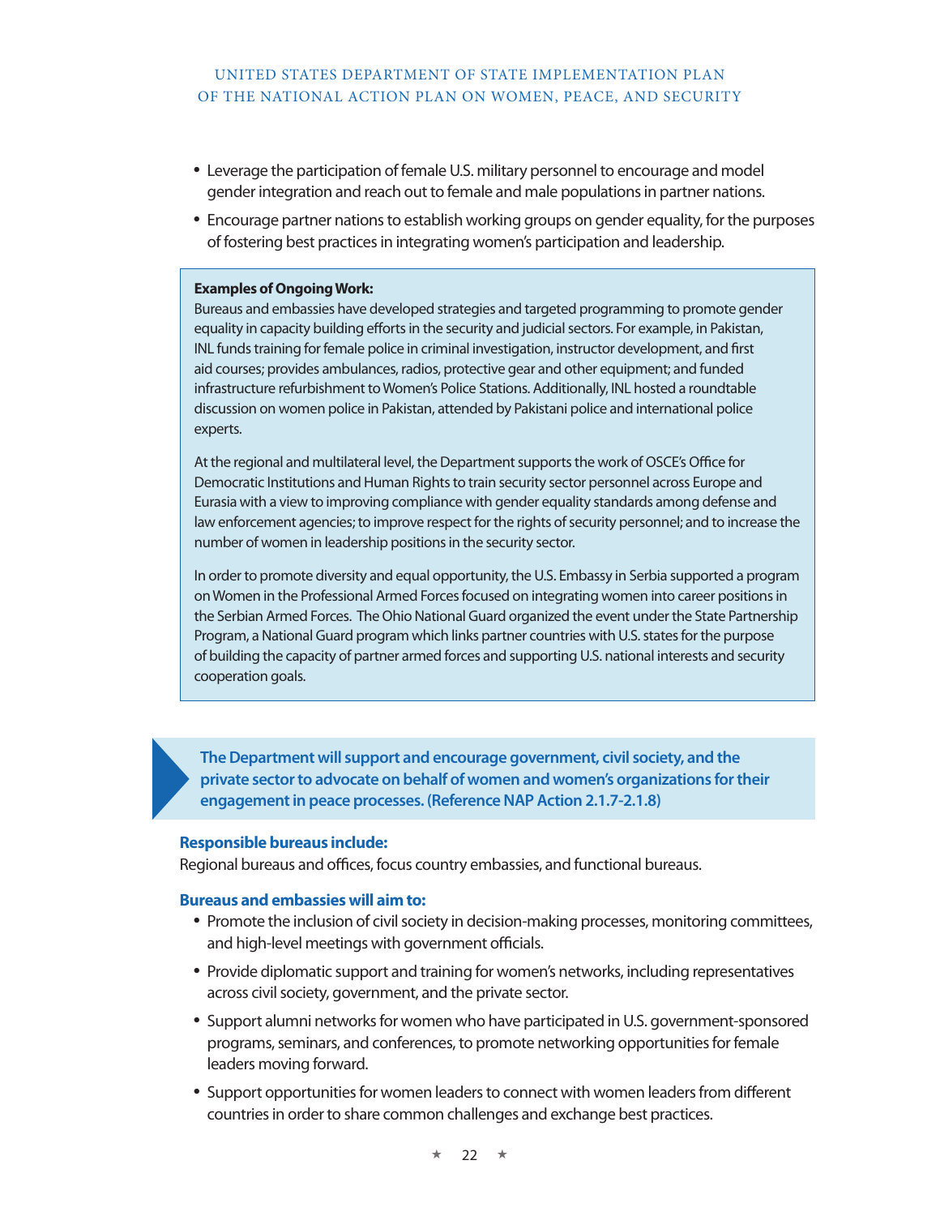- Leverage the participation of female U.S. military personnel to encourage and model gender integration and reach out to female and male populations in partner nations.
- Encourage partner nations to establish working groups on gender equality, for the purposes of fostering best practices in integrating women's participation and leadership.

**Examples of Ongoing Work:**
Bureaus and embassies have developed strategies and targeted programming to promote gender equality in capacity building efforts in the security and judicial sectors. For example, in Pakistan, INL funds training for female police in criminal investigation, instructor development, and first aid courses; provides ambulances, radios, protective gear and other equipment; and funded infrastructure refurbishment to Women's Police Stations. Additionally, INL hosted a roundtable discussion on women police in Pakistan, attended by Pakistani police and international police experts.

At the regional and multilateral level, the Department supports the work of OSCE's Office for Democratic Institutions and Human Rights to train security sector personnel across Europe and Eurasia with a view to improving compliance with gender equality standards among defense and law enforcement agencies; to improve respect for the rights of security personnel; and to increase the number of women in leadership positions in the security sector.

In order to promote diversity and equal opportunity, the U.S. Embassy in Serbia supported a program on Women in the Professional Armed Forces focused on integrating women into career positions in the Serbian Armed Forces. The Ohio National Guard organized the event under the State Partnership Program, a National Guard program which links partner countries with U.S. states for the purpose of building the capacity of partner armed forces and supporting U.S. national interests and security cooperation goals.

**The Department will support and encourage government, civil society, and the private sector to advocate on behalf of women and women's organizations for their engagement in peace processes. (Reference NAP Action 2.1.7-2.1.8)**

**Responsible bureaus include:**
Regional bureaus and offices, focus country embassies, and functional bureaus.

**Bureaus and embassies will aim to:**

- Promote the inclusion of civil society in decision-making processes, monitoring committees, and high-level meetings with government officials.
- Provide diplomatic support and training for women's networks, including representatives across civil society, government, and the private sector.
- Support alumni networks for women who have participated in U.S. government-sponsored programs, seminars, and conferences, to promote networking opportunities for female leaders moving forward.
- Support opportunities for women leaders to connect with women leaders from different countries in order to share common challenges and exchange best practices.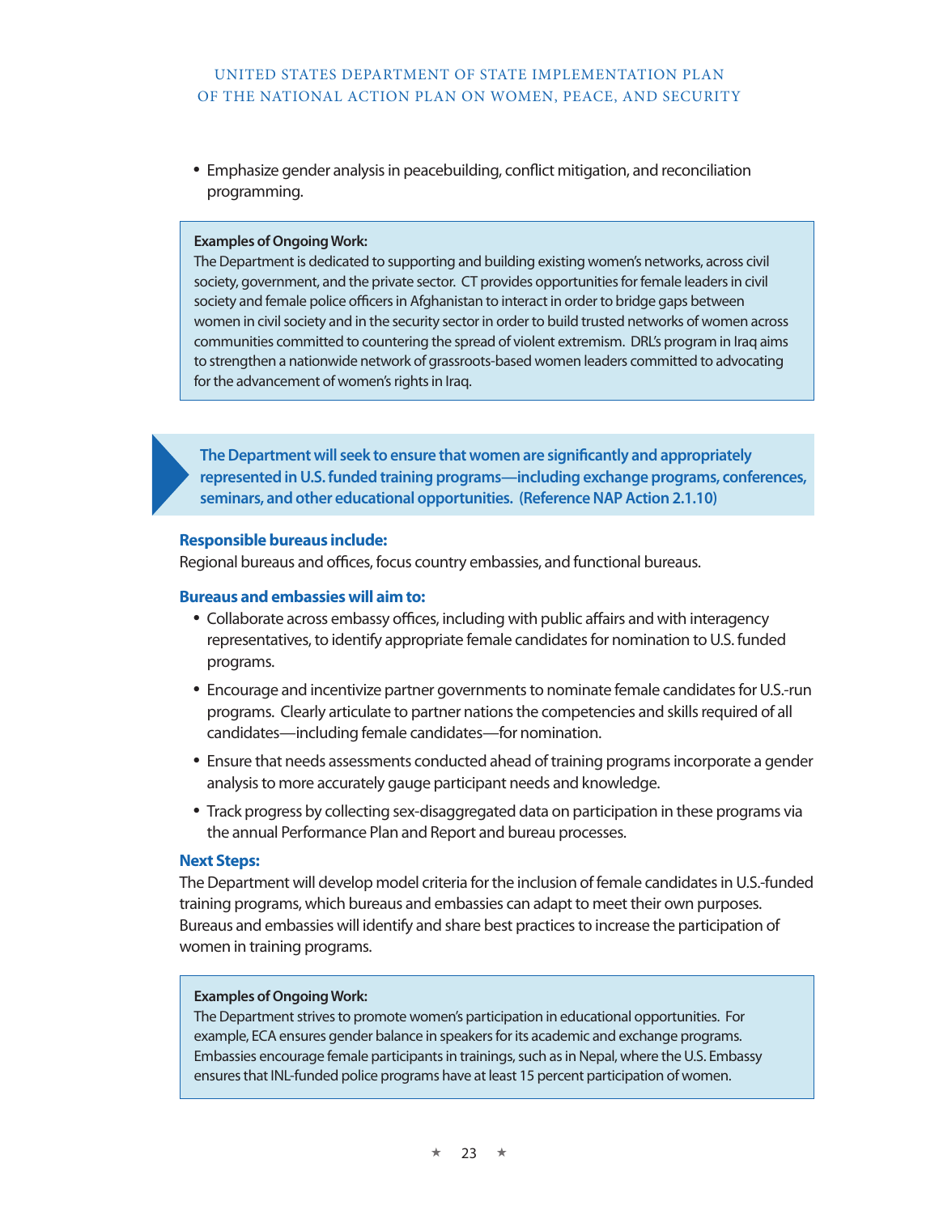- Emphasize gender analysis in peacebuilding, conflict mitigation, and reconciliation programming.

> **Examples of Ongoing Work:**
> The Department is dedicated to supporting and building existing women's networks, across civil society, government, and the private sector. CT provides opportunities for female leaders in civil society and female police officers in Afghanistan to interact in order to bridge gaps between women in civil society and in the security sector in order to build trusted networks of women across communities committed to countering the spread of violent extremism. DRL's program in Iraq aims to strengthen a nationwide network of grassroots-based women leaders committed to advocating for the advancement of women's rights in Iraq.

**The Department will seek to ensure that women are significantly and appropriately represented in U.S. funded training programs—including exchange programs, conferences, seminars, and other educational opportunities. (Reference NAP Action 2.1.10)**

**Responsible bureaus include:**
Regional bureaus and offices, focus country embassies, and functional bureaus.

**Bureaus and embassies will aim to:**

- Collaborate across embassy offices, including with public affairs and with interagency representatives, to identify appropriate female candidates for nomination to U.S. funded programs.
- Encourage and incentivize partner governments to nominate female candidates for U.S.-run programs. Clearly articulate to partner nations the competencies and skills required of all candidates—including female candidates—for nomination.
- Ensure that needs assessments conducted ahead of training programs incorporate a gender analysis to more accurately gauge participant needs and knowledge.
- Track progress by collecting sex-disaggregated data on participation in these programs via the annual Performance Plan and Report and bureau processes.

**Next Steps:**
The Department will develop model criteria for the inclusion of female candidates in U.S.-funded training programs, which bureaus and embassies can adapt to meet their own purposes. Bureaus and embassies will identify and share best practices to increase the participation of women in training programs.

> **Examples of Ongoing Work:**
> The Department strives to promote women's participation in educational opportunities. For example, ECA ensures gender balance in speakers for its academic and exchange programs. Embassies encourage female participants in trainings, such as in Nepal, where the U.S. Embassy ensures that INL-funded police programs have at least 15 percent participation of women.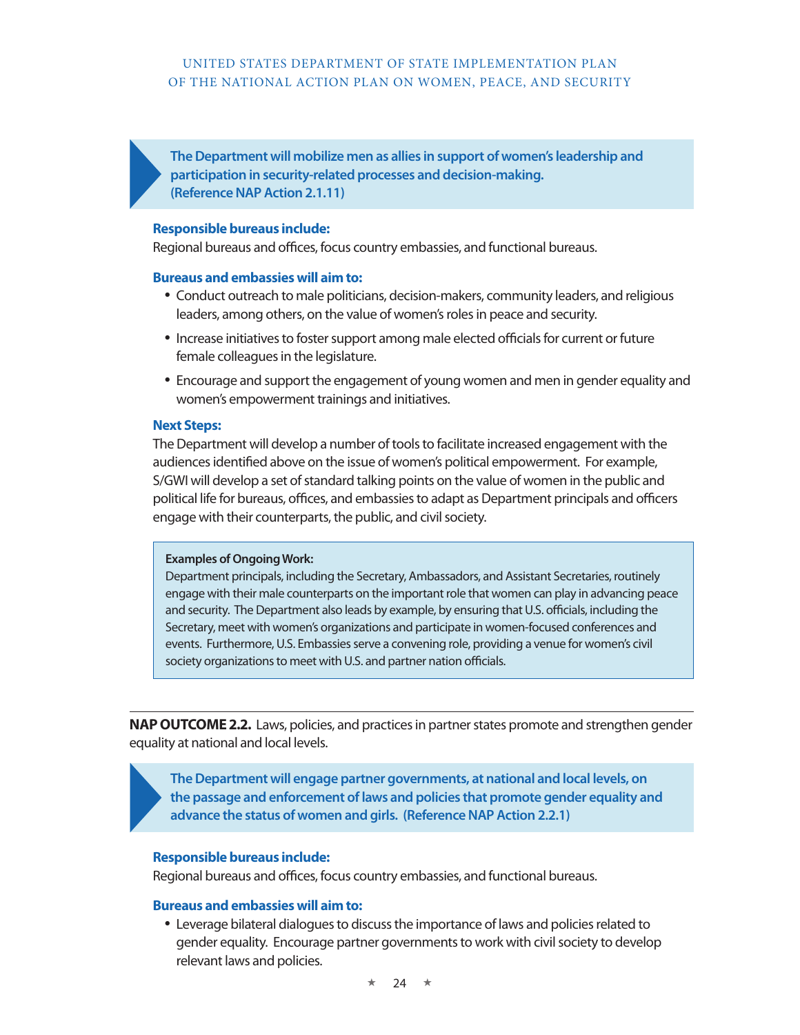**The Department will mobilize men as allies in support of women's leadership and participation in security-related processes and decision-making. (Reference NAP Action 2.1.11)**

**Responsible bureaus include:**
Regional bureaus and offices, focus country embassies, and functional bureaus.

**Bureaus and embassies will aim to:**

- Conduct outreach to male politicians, decision-makers, community leaders, and religious leaders, among others, on the value of women's roles in peace and security.
- Increase initiatives to foster support among male elected officials for current or future female colleagues in the legislature.
- Encourage and support the engagement of young women and men in gender equality and women's empowerment trainings and initiatives.

**Next Steps:**
The Department will develop a number of tools to facilitate increased engagement with the audiences identified above on the issue of women's political empowerment. For example, S/GWI will develop a set of standard talking points on the value of women in the public and political life for bureaus, offices, and embassies to adapt as Department principals and officers engage with their counterparts, the public, and civil society.

**Examples of Ongoing Work:**
Department principals, including the Secretary, Ambassadors, and Assistant Secretaries, routinely engage with their male counterparts on the important role that women can play in advancing peace and security. The Department also leads by example, by ensuring that U.S. officials, including the Secretary, meet with women's organizations and participate in women-focused conferences and events. Furthermore, U.S. Embassies serve a convening role, providing a venue for women's civil society organizations to meet with U.S. and partner nation officials.

---

**NAP OUTCOME 2.2.** Laws, policies, and practices in partner states promote and strengthen gender equality at national and local levels.

**The Department will engage partner governments, at national and local levels, on the passage and enforcement of laws and policies that promote gender equality and advance the status of women and girls. (Reference NAP Action 2.2.1)**

**Responsible bureaus include:**
Regional bureaus and offices, focus country embassies, and functional bureaus.

**Bureaus and embassies will aim to:**

- Leverage bilateral dialogues to discuss the importance of laws and policies related to gender equality. Encourage partner governments to work with civil society to develop relevant laws and policies.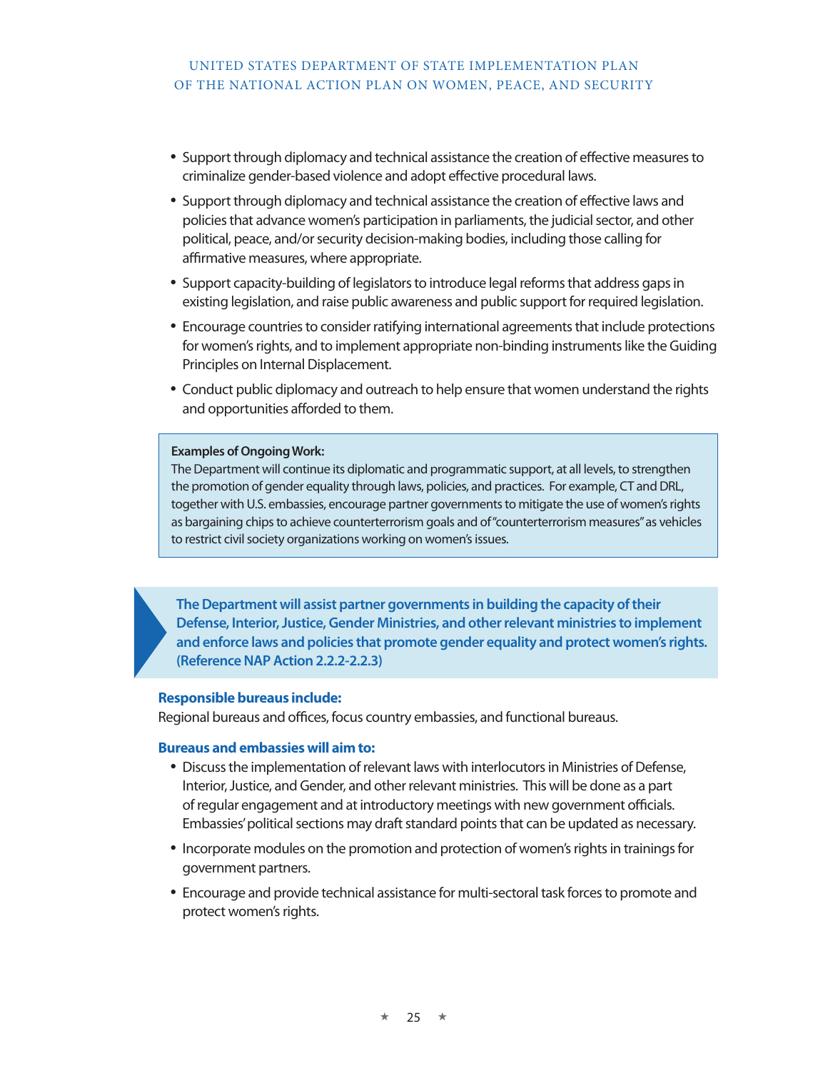- Support through diplomacy and technical assistance the creation of effective measures to criminalize gender-based violence and adopt effective procedural laws.
- Support through diplomacy and technical assistance the creation of effective laws and policies that advance women's participation in parliaments, the judicial sector, and other political, peace, and/or security decision-making bodies, including those calling for affirmative measures, where appropriate.
- Support capacity-building of legislators to introduce legal reforms that address gaps in existing legislation, and raise public awareness and public support for required legislation.
- Encourage countries to consider ratifying international agreements that include protections for women's rights, and to implement appropriate non-binding instruments like the Guiding Principles on Internal Displacement.
- Conduct public diplomacy and outreach to help ensure that women understand the rights and opportunities afforded to them.

> **Examples of Ongoing Work:**
> The Department will continue its diplomatic and programmatic support, at all levels, to strengthen the promotion of gender equality through laws, policies, and practices. For example, CT and DRL, together with U.S. embassies, encourage partner governments to mitigate the use of women's rights as bargaining chips to achieve counterterrorism goals and of "counterterrorism measures" as vehicles to restrict civil society organizations working on women's issues.

**The Department will assist partner governments in building the capacity of their Defense, Interior, Justice, Gender Ministries, and other relevant ministries to implement and enforce laws and policies that promote gender equality and protect women's rights. (Reference NAP Action 2.2.2-2.2.3)**

**Responsible bureaus include:**
Regional bureaus and offices, focus country embassies, and functional bureaus.

**Bureaus and embassies will aim to:**

- Discuss the implementation of relevant laws with interlocutors in Ministries of Defense, Interior, Justice, and Gender, and other relevant ministries. This will be done as a part of regular engagement and at introductory meetings with new government officials. Embassies' political sections may draft standard points that can be updated as necessary.
- Incorporate modules on the promotion and protection of women's rights in trainings for government partners.
- Encourage and provide technical assistance for multi-sectoral task forces to promote and protect women's rights.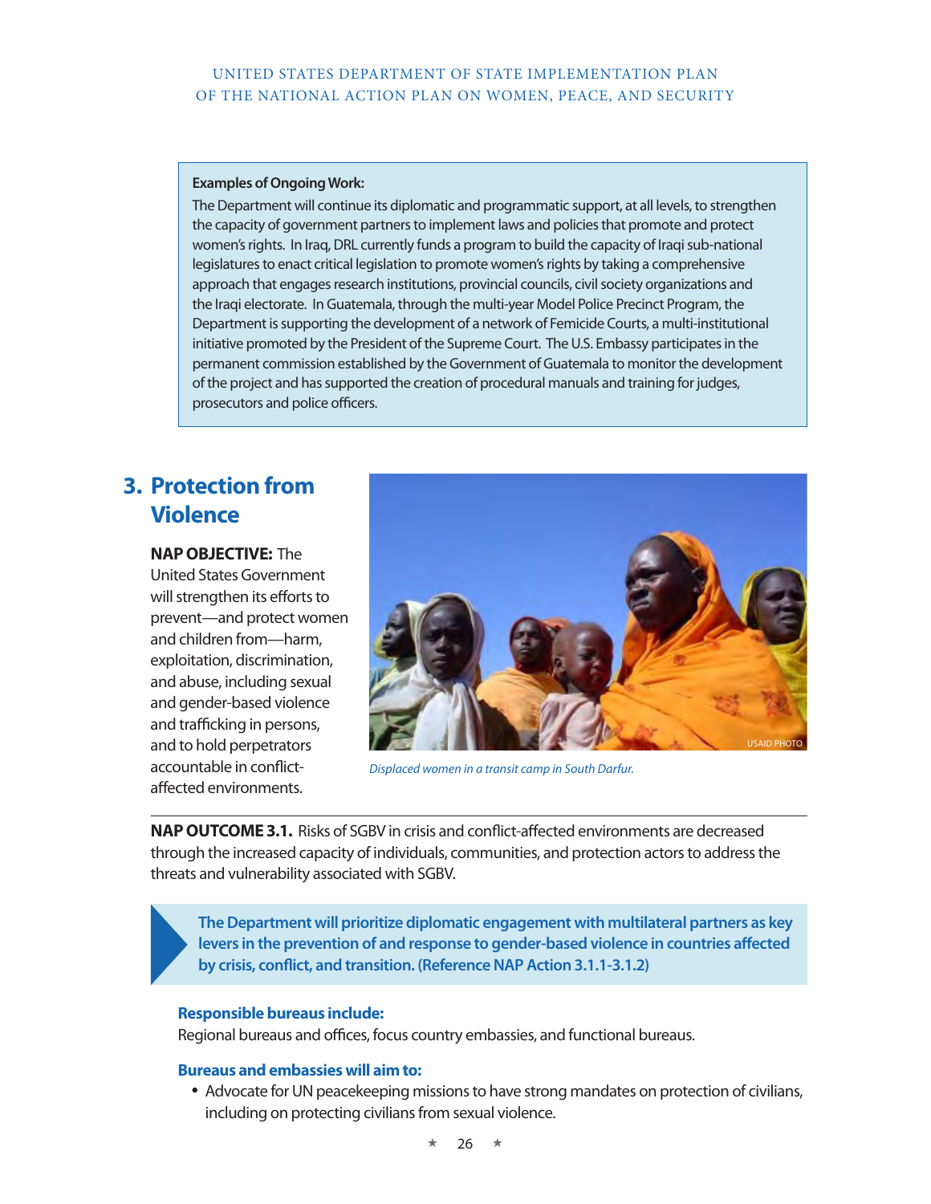**Examples of Ongoing Work:**

The Department will continue its diplomatic and programmatic support, at all levels, to strengthen the capacity of government partners to implement laws and policies that promote and protect women's rights. In Iraq, DRL currently funds a program to build the capacity of Iraqi sub-national legislatures to enact critical legislation to promote women's rights by taking a comprehensive approach that engages research institutions, provincial councils, civil society organizations and the Iraqi electorate. In Guatemala, through the multi-year Model Police Precinct Program, the Department is supporting the development of a network of Femicide Courts, a multi-institutional initiative promoted by the President of the Supreme Court. The U.S. Embassy participates in the permanent commission established by the Government of Guatemala to monitor the development of the project and has supported the creation of procedural manuals and training for judges, prosecutors and police officers.

## 3. Protection from Violence

**NAP OBJECTIVE:** The United States Government will strengthen its efforts to prevent—and protect women and children from—harm, exploitation, discrimination, and abuse, including sexual and gender-based violence and trafficking in persons, and to hold perpetrators accountable in conflict-affected environments.

*Displaced women in a transit camp in South Darfur.*

**NAP OUTCOME 3.1.** Risks of SGBV in crisis and conflict-affected environments are decreased through the increased capacity of individuals, communities, and protection actors to address the threats and vulnerability associated with SGBV.

**The Department will prioritize diplomatic engagement with multilateral partners as key levers in the prevention of and response to gender-based violence in countries affected by crisis, conflict, and transition. (Reference NAP Action 3.1.1-3.1.2)**

**Responsible bureaus include:**
Regional bureaus and offices, focus country embassies, and functional bureaus.

**Bureaus and embassies will aim to:**

- Advocate for UN peacekeeping missions to have strong mandates on protection of civilians, including on protecting civilians from sexual violence.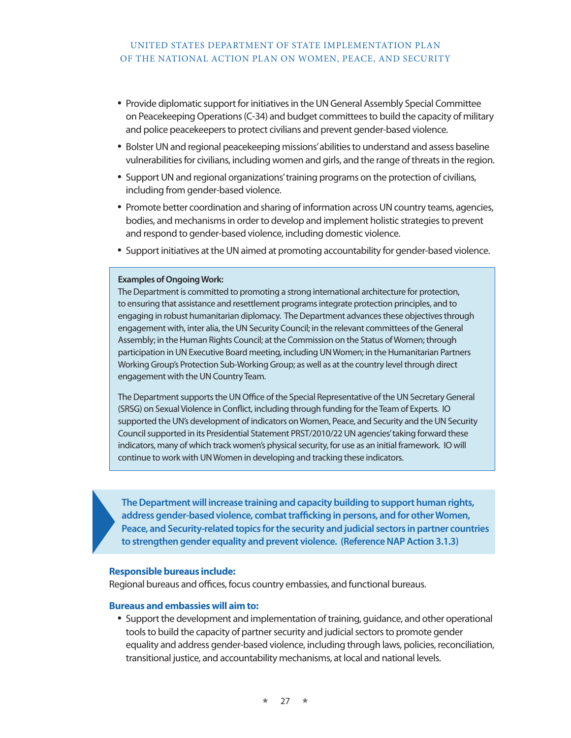- Provide diplomatic support for initiatives in the UN General Assembly Special Committee on Peacekeeping Operations (C-34) and budget committees to build the capacity of military and police peacekeepers to protect civilians and prevent gender-based violence.
- Bolster UN and regional peacekeeping missions' abilities to understand and assess baseline vulnerabilities for civilians, including women and girls, and the range of threats in the region.
- Support UN and regional organizations' training programs on the protection of civilians, including from gender-based violence.
- Promote better coordination and sharing of information across UN country teams, agencies, bodies, and mechanisms in order to develop and implement holistic strategies to prevent and respond to gender-based violence, including domestic violence.
- Support initiatives at the UN aimed at promoting accountability for gender-based violence.

> **Examples of Ongoing Work:**
> The Department is committed to promoting a strong international architecture for protection, to ensuring that assistance and resettlement programs integrate protection principles, and to engaging in robust humanitarian diplomacy. The Department advances these objectives through engagement with, inter alia, the UN Security Council; in the relevant committees of the General Assembly; in the Human Rights Council; at the Commission on the Status of Women; through participation in UN Executive Board meeting, including UN Women; in the Humanitarian Partners Working Group's Protection Sub-Working Group; as well as at the country level through direct engagement with the UN Country Team.
>
> The Department supports the UN Office of the Special Representative of the UN Secretary General (SRSG) on Sexual Violence in Conflict, including through funding for the Team of Experts. IO supported the UN's development of indicators on Women, Peace, and Security and the UN Security Council supported in its Presidential Statement PRST/2010/22 UN agencies' taking forward these indicators, many of which track women's physical security, for use as an initial framework. IO will continue to work with UN Women in developing and tracking these indicators.

**The Department will increase training and capacity building to support human rights, address gender-based violence, combat trafficking in persons, and for other Women, Peace, and Security-related topics for the security and judicial sectors in partner countries to strengthen gender equality and prevent violence. (Reference NAP Action 3.1.3)**

**Responsible bureaus include:**
Regional bureaus and offices, focus country embassies, and functional bureaus.

**Bureaus and embassies will aim to:**

- Support the development and implementation of training, guidance, and other operational tools to build the capacity of partner security and judicial sectors to promote gender equality and address gender-based violence, including through laws, policies, reconciliation, transitional justice, and accountability mechanisms, at local and national levels.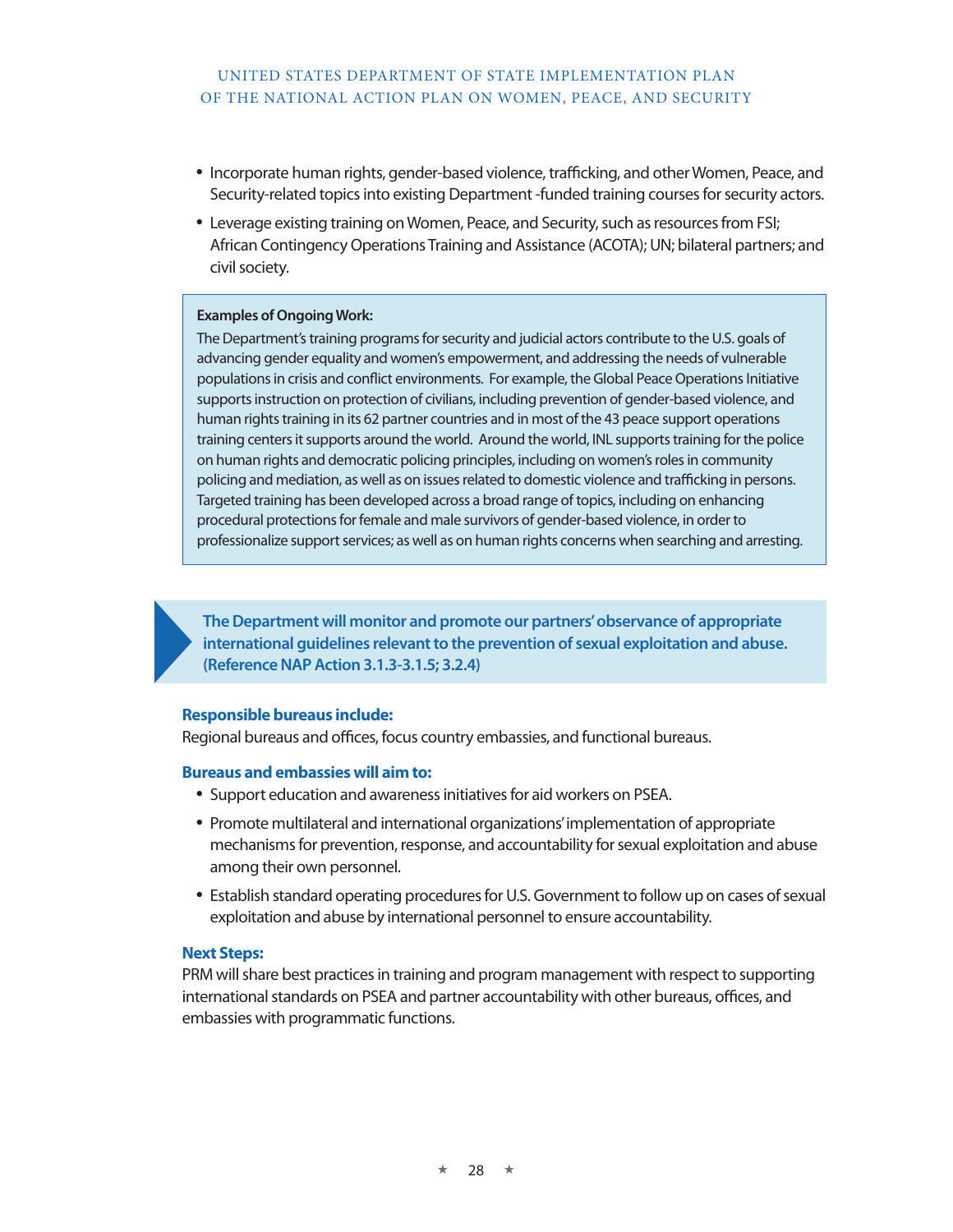- Incorporate human rights, gender-based violence, trafficking, and other Women, Peace, and Security-related topics into existing Department -funded training courses for security actors.
- Leverage existing training on Women, Peace, and Security, such as resources from FSI; African Contingency Operations Training and Assistance (ACOTA); UN; bilateral partners; and civil society.

> **Examples of Ongoing Work:**
> The Department's training programs for security and judicial actors contribute to the U.S. goals of advancing gender equality and women's empowerment, and addressing the needs of vulnerable populations in crisis and conflict environments. For example, the Global Peace Operations Initiative supports instruction on protection of civilians, including prevention of gender-based violence, and human rights training in its 62 partner countries and in most of the 43 peace support operations training centers it supports around the world. Around the world, INL supports training for the police on human rights and democratic policing principles, including on women's roles in community policing and mediation, as well as on issues related to domestic violence and trafficking in persons. Targeted training has been developed across a broad range of topics, including on enhancing procedural protections for female and male survivors of gender-based violence, in order to professionalize support services; as well as on human rights concerns when searching and arresting.

**The Department will monitor and promote our partners' observance of appropriate international guidelines relevant to the prevention of sexual exploitation and abuse. (Reference NAP Action 3.1.3-3.1.5; 3.2.4)**

**Responsible bureaus include:**
Regional bureaus and offices, focus country embassies, and functional bureaus.

**Bureaus and embassies will aim to:**

- Support education and awareness initiatives for aid workers on PSEA.
- Promote multilateral and international organizations' implementation of appropriate mechanisms for prevention, response, and accountability for sexual exploitation and abuse among their own personnel.
- Establish standard operating procedures for U.S. Government to follow up on cases of sexual exploitation and abuse by international personnel to ensure accountability.

**Next Steps:**
PRM will share best practices in training and program management with respect to supporting international standards on PSEA and partner accountability with other bureaus, offices, and embassies with programmatic functions.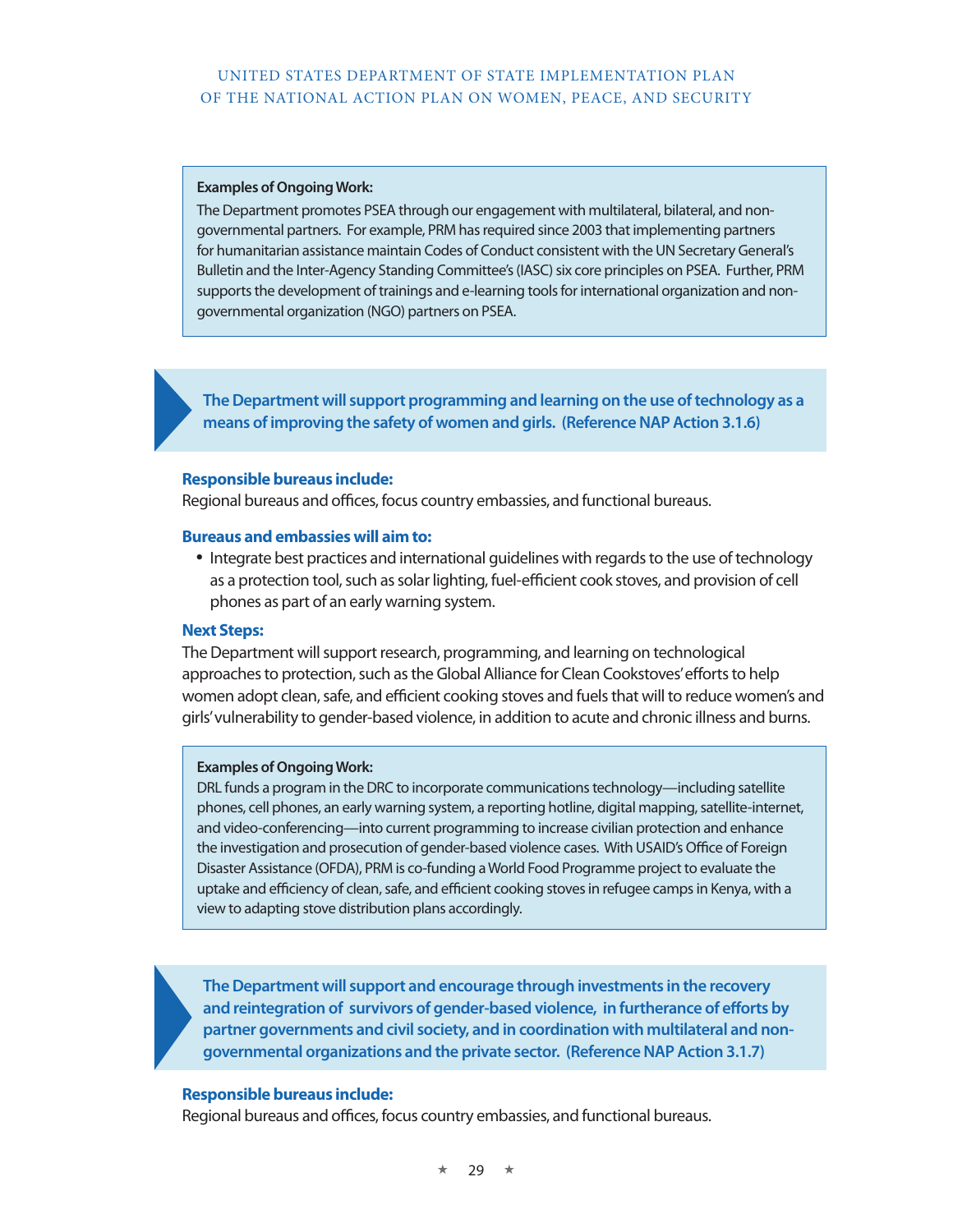**Examples of Ongoing Work:**

The Department promotes PSEA through our engagement with multilateral, bilateral, and non-governmental partners. For example, PRM has required since 2003 that implementing partners for humanitarian assistance maintain Codes of Conduct consistent with the UN Secretary General's Bulletin and the Inter-Agency Standing Committee's (IASC) six core principles on PSEA. Further, PRM supports the development of trainings and e-learning tools for international organization and non-governmental organization (NGO) partners on PSEA.

**The Department will support programming and learning on the use of technology as a means of improving the safety of women and girls. (Reference NAP Action 3.1.6)**

**Responsible bureaus include:**

Regional bureaus and offices, focus country embassies, and functional bureaus.

**Bureaus and embassies will aim to:**

- Integrate best practices and international guidelines with regards to the use of technology as a protection tool, such as solar lighting, fuel-efficient cook stoves, and provision of cell phones as part of an early warning system.

**Next Steps:**

The Department will support research, programming, and learning on technological approaches to protection, such as the Global Alliance for Clean Cookstoves' efforts to help women adopt clean, safe, and efficient cooking stoves and fuels that will to reduce women's and girls' vulnerability to gender-based violence, in addition to acute and chronic illness and burns.

**Examples of Ongoing Work:**

DRL funds a program in the DRC to incorporate communications technology—including satellite phones, cell phones, an early warning system, a reporting hotline, digital mapping, satellite-internet, and video-conferencing—into current programming to increase civilian protection and enhance the investigation and prosecution of gender-based violence cases. With USAID's Office of Foreign Disaster Assistance (OFDA), PRM is co-funding a World Food Programme project to evaluate the uptake and efficiency of clean, safe, and efficient cooking stoves in refugee camps in Kenya, with a view to adapting stove distribution plans accordingly.

**The Department will support and encourage through investments in the recovery and reintegration of survivors of gender-based violence, in furtherance of efforts by partner governments and civil society, and in coordination with multilateral and non-governmental organizations and the private sector. (Reference NAP Action 3.1.7)**

**Responsible bureaus include:**

Regional bureaus and offices, focus country embassies, and functional bureaus.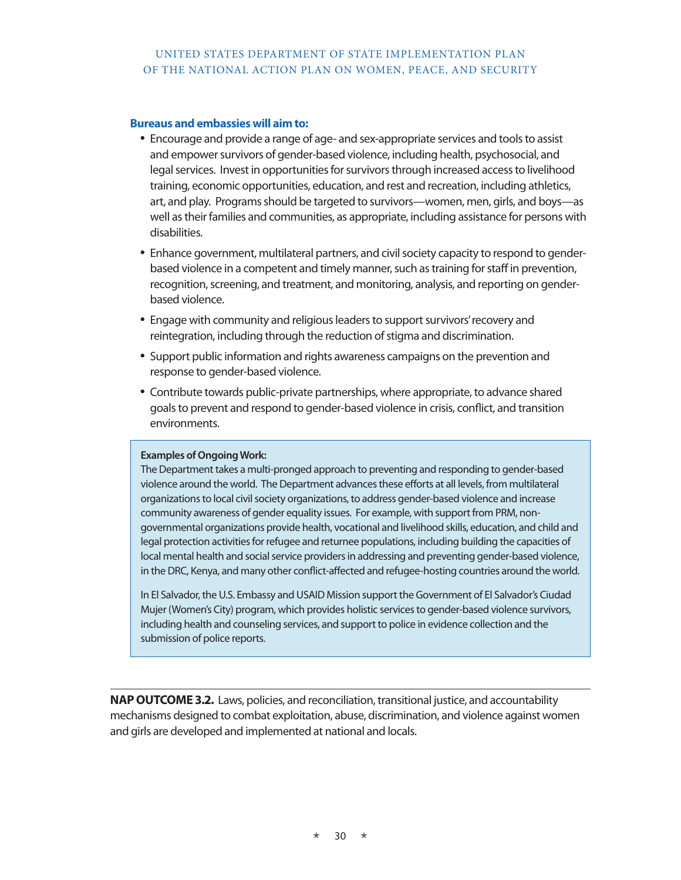**Bureaus and embassies will aim to:**

- Encourage and provide a range of age- and sex-appropriate services and tools to assist and empower survivors of gender-based violence, including health, psychosocial, and legal services. Invest in opportunities for survivors through increased access to livelihood training, economic opportunities, education, and rest and recreation, including athletics, art, and play. Programs should be targeted to survivors—women, men, girls, and boys—as well as their families and communities, as appropriate, including assistance for persons with disabilities.
- Enhance government, multilateral partners, and civil society capacity to respond to gender-based violence in a competent and timely manner, such as training for staff in prevention, recognition, screening, and treatment, and monitoring, analysis, and reporting on gender-based violence.
- Engage with community and religious leaders to support survivors' recovery and reintegration, including through the reduction of stigma and discrimination.
- Support public information and rights awareness campaigns on the prevention and response to gender-based violence.
- Contribute towards public-private partnerships, where appropriate, to advance shared goals to prevent and respond to gender-based violence in crisis, conflict, and transition environments.

> **Examples of Ongoing Work:**
> The Department takes a multi-pronged approach to preventing and responding to gender-based violence around the world. The Department advances these efforts at all levels, from multilateral organizations to local civil society organizations, to address gender-based violence and increase community awareness of gender equality issues. For example, with support from PRM, non-governmental organizations provide health, vocational and livelihood skills, education, and child and legal protection activities for refugee and returnee populations, including building the capacities of local mental health and social service providers in addressing and preventing gender-based violence, in the DRC, Kenya, and many other conflict-affected and refugee-hosting countries around the world.
>
> In El Salvador, the U.S. Embassy and USAID Mission support the Government of El Salvador's Ciudad Mujer (Women's City) program, which provides holistic services to gender-based violence survivors, including health and counseling services, and support to police in evidence collection and the submission of police reports.

---

**NAP OUTCOME 3.2.** Laws, policies, and reconciliation, transitional justice, and accountability mechanisms designed to combat exploitation, abuse, discrimination, and violence against women and girls are developed and implemented at national and locals.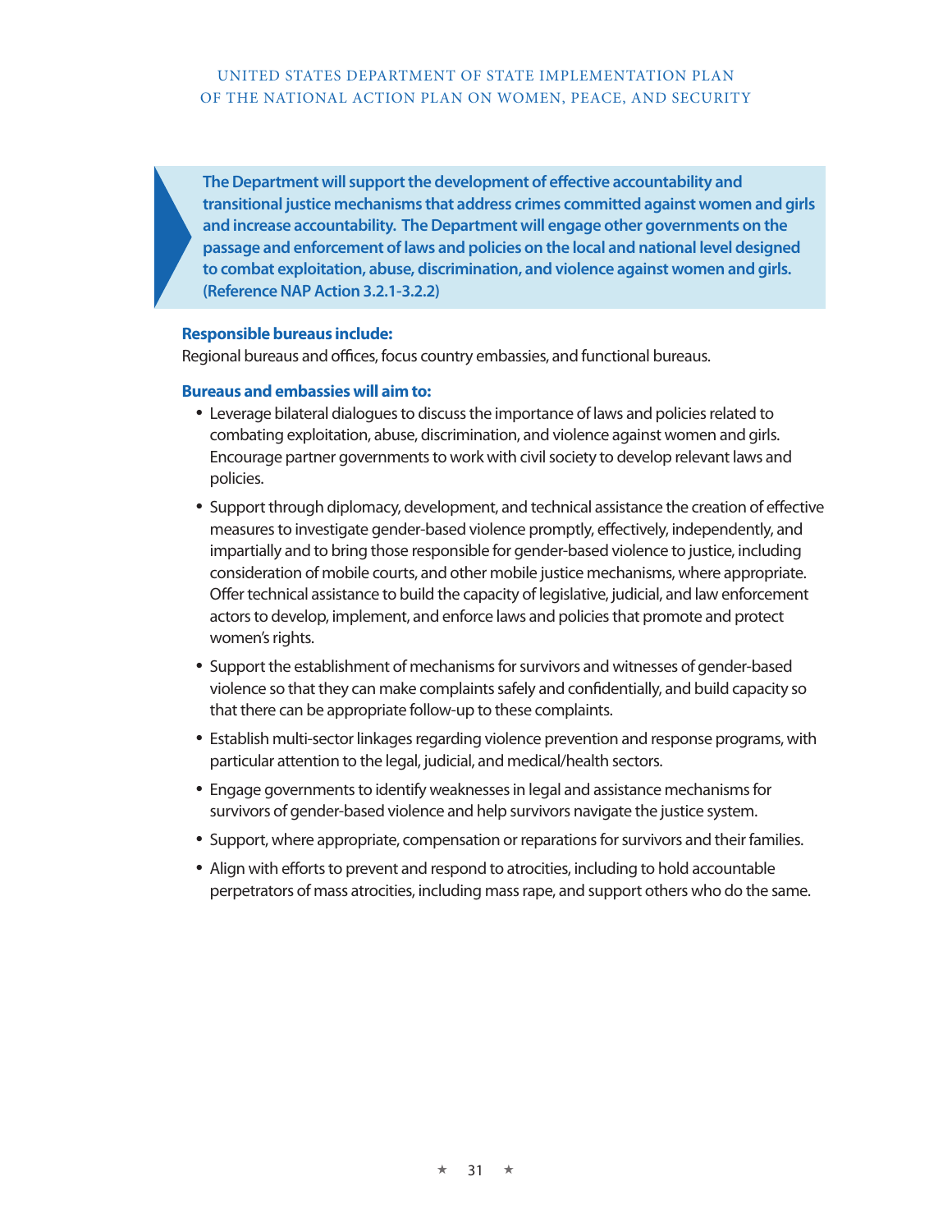**The Department will support the development of effective accountability and transitional justice mechanisms that address crimes committed against women and girls and increase accountability. The Department will engage other governments on the passage and enforcement of laws and policies on the local and national level designed to combat exploitation, abuse, discrimination, and violence against women and girls. (Reference NAP Action 3.2.1-3.2.2)**

**Responsible bureaus include:**
Regional bureaus and offices, focus country embassies, and functional bureaus.

**Bureaus and embassies will aim to:**

- Leverage bilateral dialogues to discuss the importance of laws and policies related to combating exploitation, abuse, discrimination, and violence against women and girls. Encourage partner governments to work with civil society to develop relevant laws and policies.
- Support through diplomacy, development, and technical assistance the creation of effective measures to investigate gender-based violence promptly, effectively, independently, and impartially and to bring those responsible for gender-based violence to justice, including consideration of mobile courts, and other mobile justice mechanisms, where appropriate. Offer technical assistance to build the capacity of legislative, judicial, and law enforcement actors to develop, implement, and enforce laws and policies that promote and protect women's rights.
- Support the establishment of mechanisms for survivors and witnesses of gender-based violence so that they can make complaints safely and confidentially, and build capacity so that there can be appropriate follow-up to these complaints.
- Establish multi-sector linkages regarding violence prevention and response programs, with particular attention to the legal, judicial, and medical/health sectors.
- Engage governments to identify weaknesses in legal and assistance mechanisms for survivors of gender-based violence and help survivors navigate the justice system.
- Support, where appropriate, compensation or reparations for survivors and their families.
- Align with efforts to prevent and respond to atrocities, including to hold accountable perpetrators of mass atrocities, including mass rape, and support others who do the same.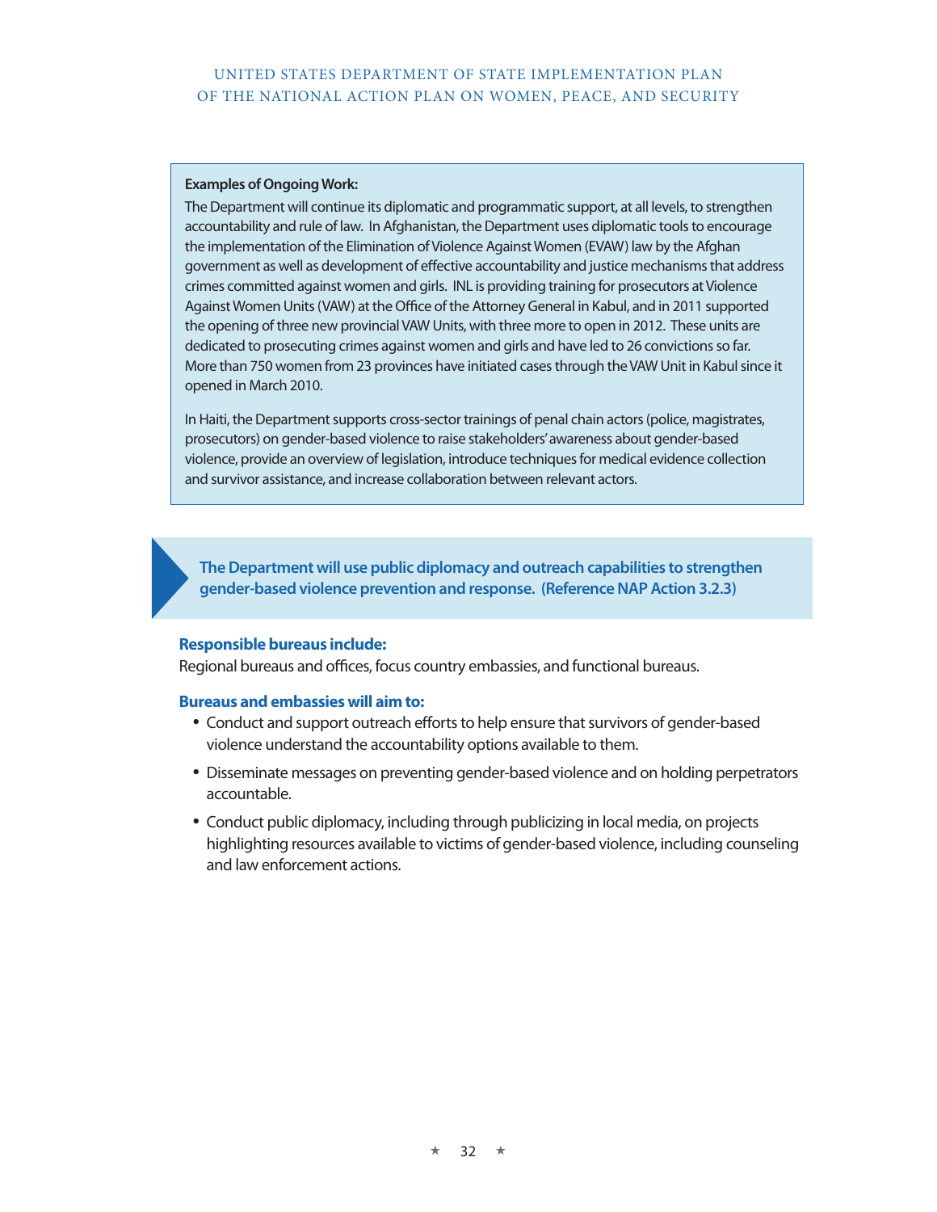**Examples of Ongoing Work:**

The Department will continue its diplomatic and programmatic support, at all levels, to strengthen accountability and rule of law. In Afghanistan, the Department uses diplomatic tools to encourage the implementation of the Elimination of Violence Against Women (EVAW) law by the Afghan government as well as development of effective accountability and justice mechanisms that address crimes committed against women and girls. INL is providing training for prosecutors at Violence Against Women Units (VAW) at the Office of the Attorney General in Kabul, and in 2011 supported the opening of three new provincial VAW Units, with three more to open in 2012. These units are dedicated to prosecuting crimes against women and girls and have led to 26 convictions so far. More than 750 women from 23 provinces have initiated cases through the VAW Unit in Kabul since it opened in March 2010.

In Haiti, the Department supports cross-sector trainings of penal chain actors (police, magistrates, prosecutors) on gender-based violence to raise stakeholders' awareness about gender-based violence, provide an overview of legislation, introduce techniques for medical evidence collection and survivor assistance, and increase collaboration between relevant actors.

**The Department will use public diplomacy and outreach capabilities to strengthen gender-based violence prevention and response. (Reference NAP Action 3.2.3)**

**Responsible bureaus include:**

Regional bureaus and offices, focus country embassies, and functional bureaus.

**Bureaus and embassies will aim to:**

- Conduct and support outreach efforts to help ensure that survivors of gender-based violence understand the accountability options available to them.
- Disseminate messages on preventing gender-based violence and on holding perpetrators accountable.
- Conduct public diplomacy, including through publicizing in local media, on projects highlighting resources available to victims of gender-based violence, including counseling and law enforcement actions.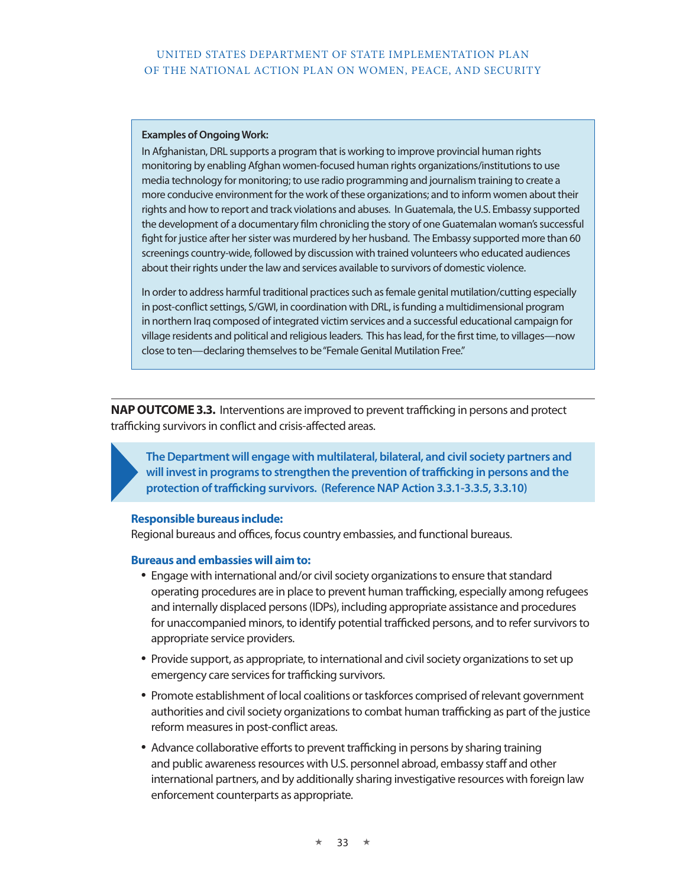**Examples of Ongoing Work:**

In Afghanistan, DRL supports a program that is working to improve provincial human rights monitoring by enabling Afghan women-focused human rights organizations/institutions to use media technology for monitoring; to use radio programming and journalism training to create a more conducive environment for the work of these organizations; and to inform women about their rights and how to report and track violations and abuses. In Guatemala, the U.S. Embassy supported the development of a documentary film chronicling the story of one Guatemalan woman's successful fight for justice after her sister was murdered by her husband. The Embassy supported more than 60 screenings country-wide, followed by discussion with trained volunteers who educated audiences about their rights under the law and services available to survivors of domestic violence.

In order to address harmful traditional practices such as female genital mutilation/cutting especially in post-conflict settings, S/GWI, in coordination with DRL, is funding a multidimensional program in northern Iraq composed of integrated victim services and a successful educational campaign for village residents and political and religious leaders. This has lead, for the first time, to villages—now close to ten—declaring themselves to be "Female Genital Mutilation Free."

---

**NAP OUTCOME 3.3.** Interventions are improved to prevent trafficking in persons and protect trafficking survivors in conflict and crisis-affected areas.

**The Department will engage with multilateral, bilateral, and civil society partners and will invest in programs to strengthen the prevention of trafficking in persons and the protection of trafficking survivors. (Reference NAP Action 3.3.1-3.3.5, 3.3.10)**

**Responsible bureaus include:**

Regional bureaus and offices, focus country embassies, and functional bureaus.

**Bureaus and embassies will aim to:**

- Engage with international and/or civil society organizations to ensure that standard operating procedures are in place to prevent human trafficking, especially among refugees and internally displaced persons (IDPs), including appropriate assistance and procedures for unaccompanied minors, to identify potential trafficked persons, and to refer survivors to appropriate service providers.
- Provide support, as appropriate, to international and civil society organizations to set up emergency care services for trafficking survivors.
- Promote establishment of local coalitions or taskforces comprised of relevant government authorities and civil society organizations to combat human trafficking as part of the justice reform measures in post-conflict areas.
- Advance collaborative efforts to prevent trafficking in persons by sharing training and public awareness resources with U.S. personnel abroad, embassy staff and other international partners, and by additionally sharing investigative resources with foreign law enforcement counterparts as appropriate.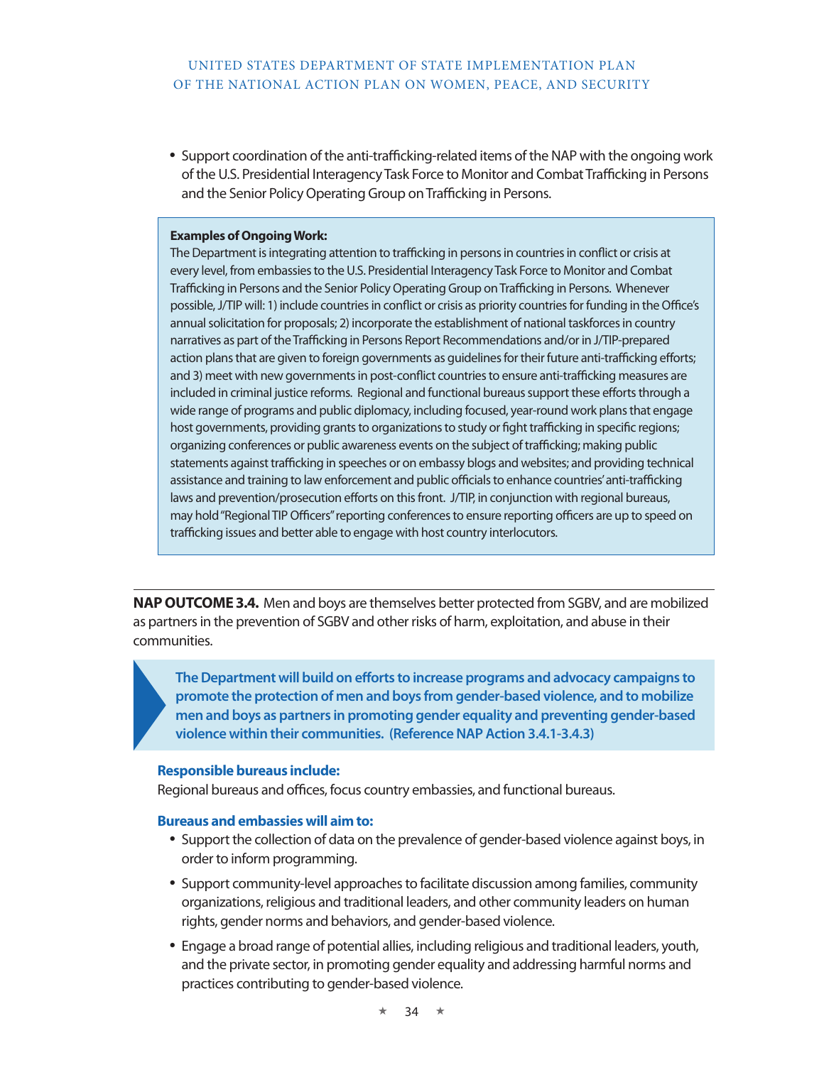- Support coordination of the anti-trafficking-related items of the NAP with the ongoing work of the U.S. Presidential Interagency Task Force to Monitor and Combat Trafficking in Persons and the Senior Policy Operating Group on Trafficking in Persons.

> **Examples of Ongoing Work:**
> The Department is integrating attention to trafficking in persons in countries in conflict or crisis at every level, from embassies to the U.S. Presidential Interagency Task Force to Monitor and Combat Trafficking in Persons and the Senior Policy Operating Group on Trafficking in Persons. Whenever possible, J/TIP will: 1) include countries in conflict or crisis as priority countries for funding in the Office's annual solicitation for proposals; 2) incorporate the establishment of national taskforces in country narratives as part of the Trafficking in Persons Report Recommendations and/or in J/TIP-prepared action plans that are given to foreign governments as guidelines for their future anti-trafficking efforts; and 3) meet with new governments in post-conflict countries to ensure anti-trafficking measures are included in criminal justice reforms. Regional and functional bureaus support these efforts through a wide range of programs and public diplomacy, including focused, year-round work plans that engage host governments, providing grants to organizations to study or fight trafficking in specific regions; organizing conferences or public awareness events on the subject of trafficking; making public statements against trafficking in speeches or on embassy blogs and websites; and providing technical assistance and training to law enforcement and public officials to enhance countries' anti-trafficking laws and prevention/prosecution efforts on this front. J/TIP, in conjunction with regional bureaus, may hold "Regional TIP Officers" reporting conferences to ensure reporting officers are up to speed on trafficking issues and better able to engage with host country interlocutors.

---

**NAP OUTCOME 3.4.** Men and boys are themselves better protected from SGBV, and are mobilized as partners in the prevention of SGBV and other risks of harm, exploitation, and abuse in their communities.

**The Department will build on efforts to increase programs and advocacy campaigns to promote the protection of men and boys from gender-based violence, and to mobilize men and boys as partners in promoting gender equality and preventing gender-based violence within their communities. (Reference NAP Action 3.4.1-3.4.3)**

**Responsible bureaus include:**
Regional bureaus and offices, focus country embassies, and functional bureaus.

**Bureaus and embassies will aim to:**

- Support the collection of data on the prevalence of gender-based violence against boys, in order to inform programming.
- Support community-level approaches to facilitate discussion among families, community organizations, religious and traditional leaders, and other community leaders on human rights, gender norms and behaviors, and gender-based violence.
- Engage a broad range of potential allies, including religious and traditional leaders, youth, and the private sector, in promoting gender equality and addressing harmful norms and practices contributing to gender-based violence.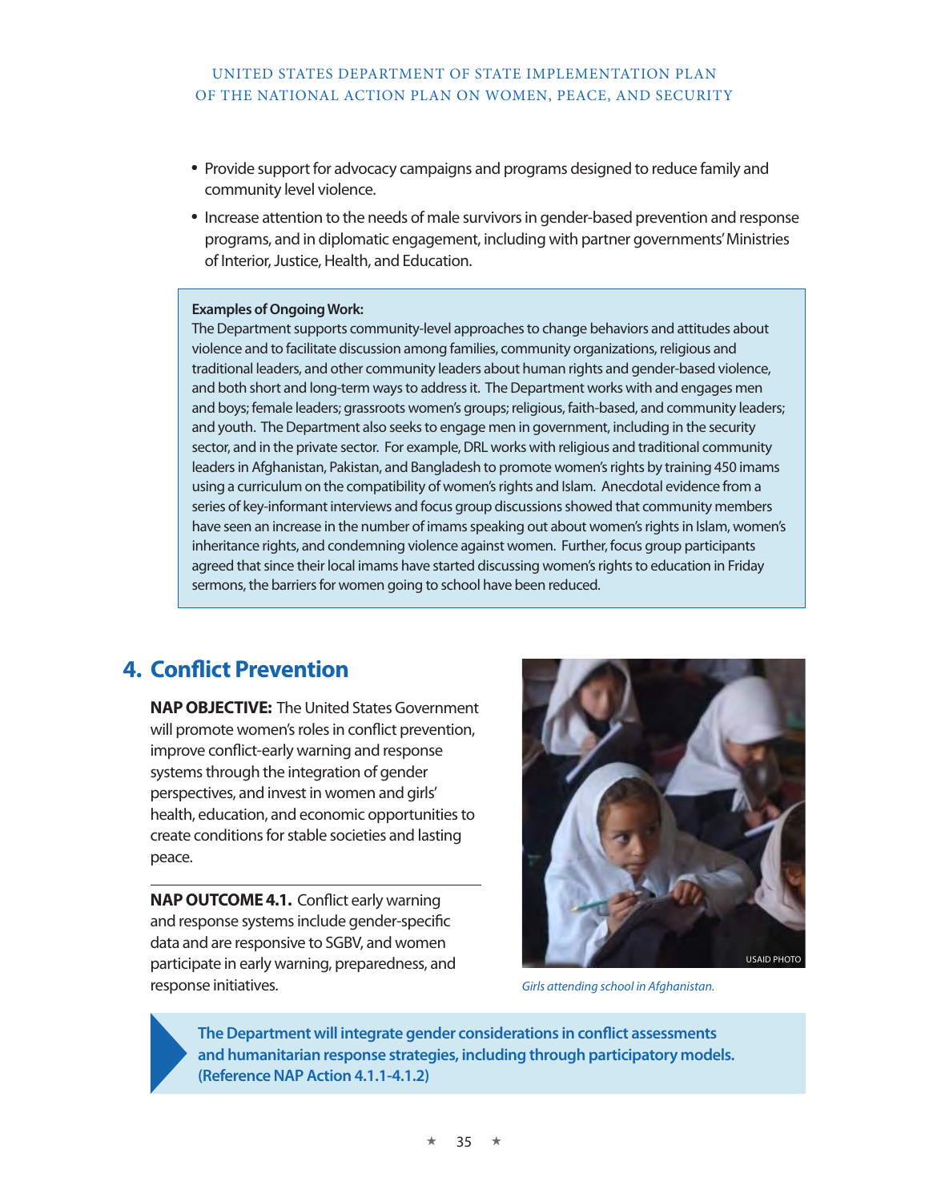- Provide support for advocacy campaigns and programs designed to reduce family and community level violence.
- Increase attention to the needs of male survivors in gender-based prevention and response programs, and in diplomatic engagement, including with partner governments' Ministries of Interior, Justice, Health, and Education.

**Examples of Ongoing Work:**
The Department supports community-level approaches to change behaviors and attitudes about violence and to facilitate discussion among families, community organizations, religious and traditional leaders, and other community leaders about human rights and gender-based violence, and both short and long-term ways to address it. The Department works with and engages men and boys; female leaders; grassroots women's groups; religious, faith-based, and community leaders; and youth. The Department also seeks to engage men in government, including in the security sector, and in the private sector. For example, DRL works with religious and traditional community leaders in Afghanistan, Pakistan, and Bangladesh to promote women's rights by training 450 imams using a curriculum on the compatibility of women's rights and Islam. Anecdotal evidence from a series of key-informant interviews and focus group discussions showed that community members have seen an increase in the number of imams speaking out about women's rights in Islam, women's inheritance rights, and condemning violence against women. Further, focus group participants agreed that since their local imams have started discussing women's rights to education in Friday sermons, the barriers for women going to school have been reduced.

## 4. Conflict Prevention

**NAP OBJECTIVE:** The United States Government will promote women's roles in conflict prevention, improve conflict-early warning and response systems through the integration of gender perspectives, and invest in women and girls' health, education, and economic opportunities to create conditions for stable societies and lasting peace.

**NAP OUTCOME 4.1.** Conflict early warning and response systems include gender-specific data and are responsive to SGBV, and women participate in early warning, preparedness, and response initiatives.

USAID PHOTO

*Girls attending school in Afghanistan.*

**The Department will integrate gender considerations in conflict assessments and humanitarian response strategies, including through participatory models. (Reference NAP Action 4.1.1-4.1.2)**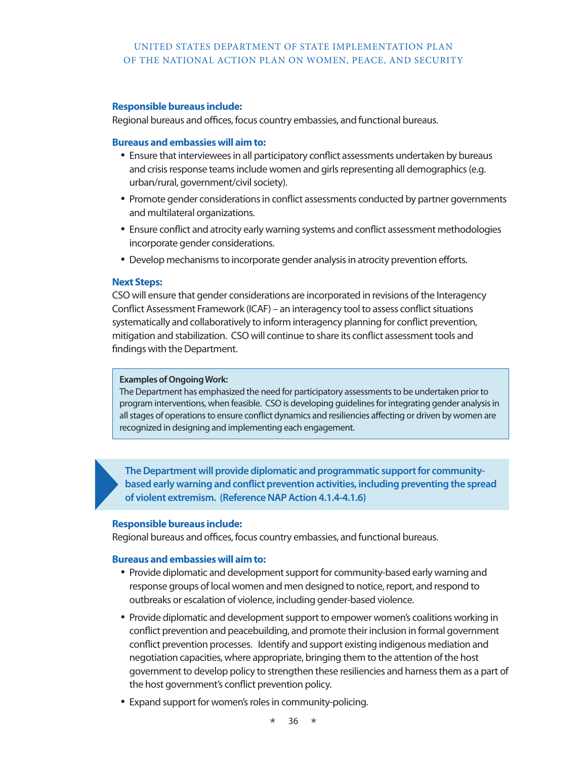**Responsible bureaus include:**
Regional bureaus and offices, focus country embassies, and functional bureaus.

**Bureaus and embassies will aim to:**

- Ensure that interviewees in all participatory conflict assessments undertaken by bureaus and crisis response teams include women and girls representing all demographics (e.g. urban/rural, government/civil society).
- Promote gender considerations in conflict assessments conducted by partner governments and multilateral organizations.
- Ensure conflict and atrocity early warning systems and conflict assessment methodologies incorporate gender considerations.
- Develop mechanisms to incorporate gender analysis in atrocity prevention efforts.

**Next Steps:**
CSO will ensure that gender considerations are incorporated in revisions of the Interagency Conflict Assessment Framework (ICAF) – an interagency tool to assess conflict situations systematically and collaboratively to inform interagency planning for conflict prevention, mitigation and stabilization. CSO will continue to share its conflict assessment tools and findings with the Department.

> **Examples of Ongoing Work:**
> The Department has emphasized the need for participatory assessments to be undertaken prior to program interventions, when feasible. CSO is developing guidelines for integrating gender analysis in all stages of operations to ensure conflict dynamics and resiliencies affecting or driven by women are recognized in designing and implementing each engagement.

**The Department will provide diplomatic and programmatic support for community-based early warning and conflict prevention activities, including preventing the spread of violent extremism. (Reference NAP Action 4.1.4-4.1.6)**

**Responsible bureaus include:**
Regional bureaus and offices, focus country embassies, and functional bureaus.

**Bureaus and embassies will aim to:**

- Provide diplomatic and development support for community-based early warning and response groups of local women and men designed to notice, report, and respond to outbreaks or escalation of violence, including gender-based violence.
- Provide diplomatic and development support to empower women's coalitions working in conflict prevention and peacebuilding, and promote their inclusion in formal government conflict prevention processes. Identify and support existing indigenous mediation and negotiation capacities, where appropriate, bringing them to the attention of the host government to develop policy to strengthen these resiliencies and harness them as a part of the host government's conflict prevention policy.
- Expand support for women's roles in community-policing.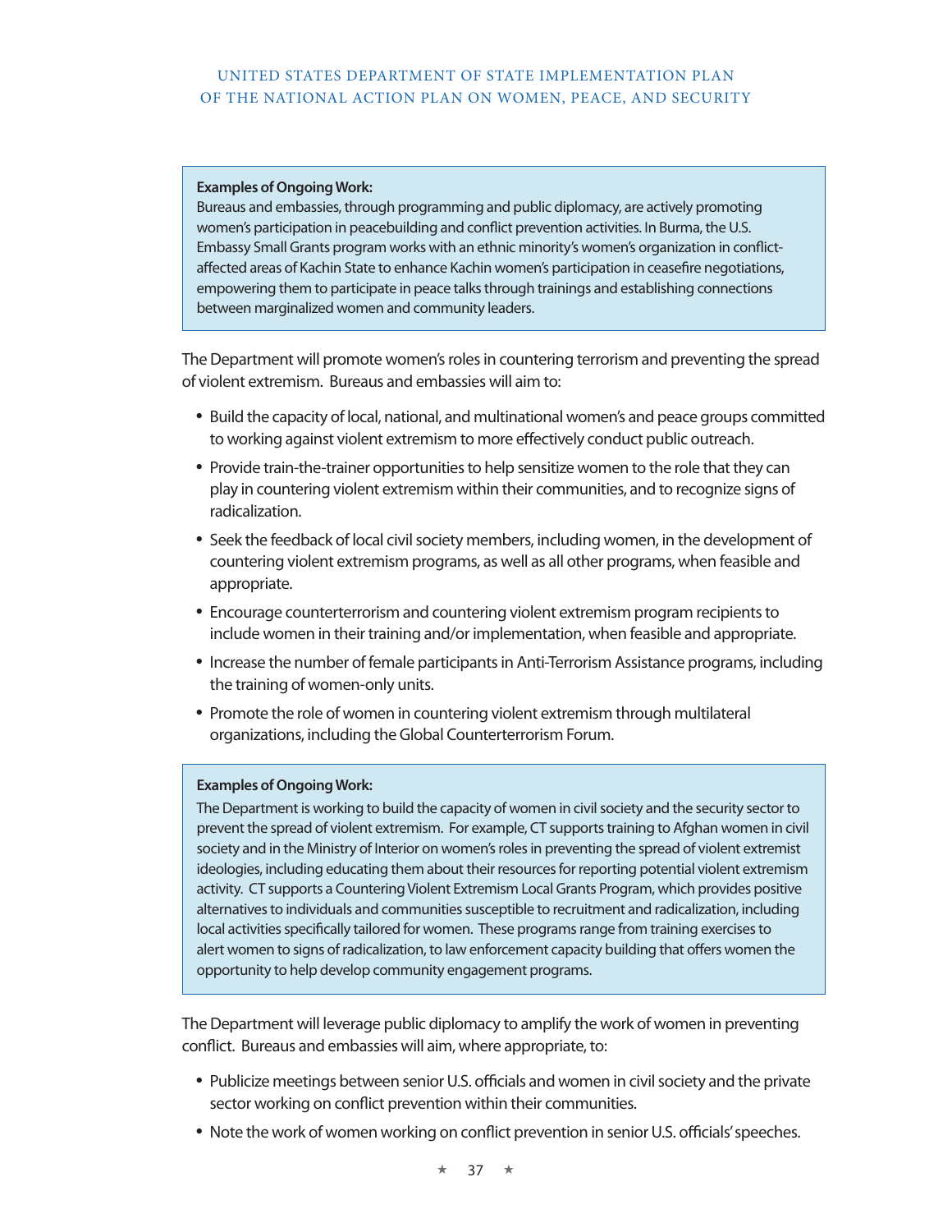**Examples of Ongoing Work:**
Bureaus and embassies, through programming and public diplomacy, are actively promoting women's participation in peacebuilding and conflict prevention activities. In Burma, the U.S. Embassy Small Grants program works with an ethnic minority's women's organization in conflict-affected areas of Kachin State to enhance Kachin women's participation in ceasefire negotiations, empowering them to participate in peace talks through trainings and establishing connections between marginalized women and community leaders.

The Department will promote women's roles in countering terrorism and preventing the spread of violent extremism. Bureaus and embassies will aim to:

- Build the capacity of local, national, and multinational women's and peace groups committed to working against violent extremism to more effectively conduct public outreach.
- Provide train-the-trainer opportunities to help sensitize women to the role that they can play in countering violent extremism within their communities, and to recognize signs of radicalization.
- Seek the feedback of local civil society members, including women, in the development of countering violent extremism programs, as well as all other programs, when feasible and appropriate.
- Encourage counterterrorism and countering violent extremism program recipients to include women in their training and/or implementation, when feasible and appropriate.
- Increase the number of female participants in Anti-Terrorism Assistance programs, including the training of women-only units.
- Promote the role of women in countering violent extremism through multilateral organizations, including the Global Counterterrorism Forum.

**Examples of Ongoing Work:**
The Department is working to build the capacity of women in civil society and the security sector to prevent the spread of violent extremism. For example, CT supports training to Afghan women in civil society and in the Ministry of Interior on women's roles in preventing the spread of violent extremist ideologies, including educating them about their resources for reporting potential violent extremism activity. CT supports a Countering Violent Extremism Local Grants Program, which provides positive alternatives to individuals and communities susceptible to recruitment and radicalization, including local activities specifically tailored for women. These programs range from training exercises to alert women to signs of radicalization, to law enforcement capacity building that offers women the opportunity to help develop community engagement programs.

The Department will leverage public diplomacy to amplify the work of women in preventing conflict. Bureaus and embassies will aim, where appropriate, to:

- Publicize meetings between senior U.S. officials and women in civil society and the private sector working on conflict prevention within their communities.
- Note the work of women working on conflict prevention in senior U.S. officials' speeches.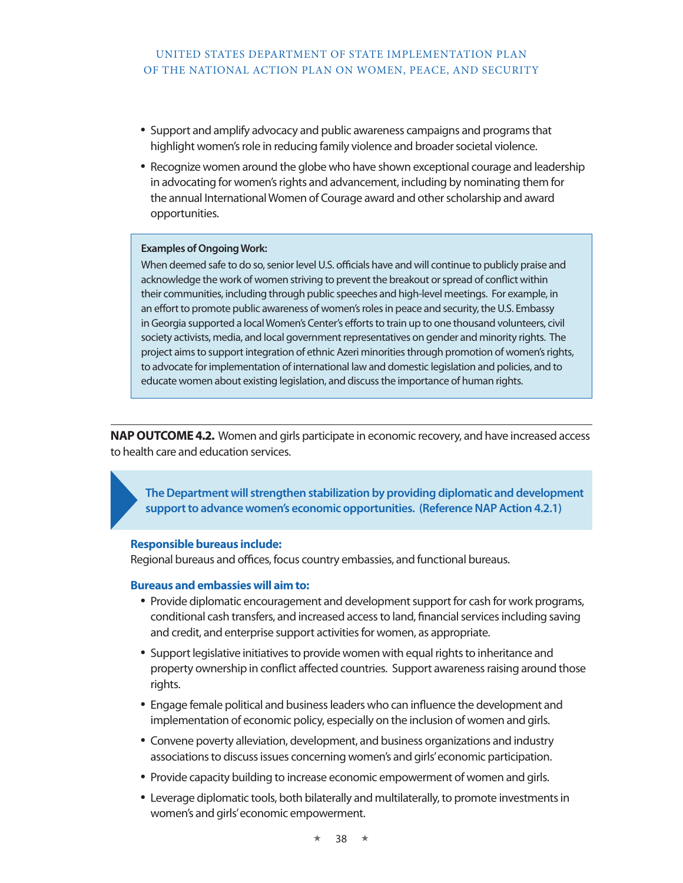- Support and amplify advocacy and public awareness campaigns and programs that highlight women's role in reducing family violence and broader societal violence.
- Recognize women around the globe who have shown exceptional courage and leadership in advocating for women's rights and advancement, including by nominating them for the annual International Women of Courage award and other scholarship and award opportunities.

> **Examples of Ongoing Work:**
> When deemed safe to do so, senior level U.S. officials have and will continue to publicly praise and acknowledge the work of women striving to prevent the breakout or spread of conflict within their communities, including through public speeches and high-level meetings. For example, in an effort to promote public awareness of women's roles in peace and security, the U.S. Embassy in Georgia supported a local Women's Center's efforts to train up to one thousand volunteers, civil society activists, media, and local government representatives on gender and minority rights. The project aims to support integration of ethnic Azeri minorities through promotion of women's rights, to advocate for implementation of international law and domestic legislation and policies, and to educate women about existing legislation, and discuss the importance of human rights.

---

**NAP OUTCOME 4.2.** Women and girls participate in economic recovery, and have increased access to health care and education services.

**The Department will strengthen stabilization by providing diplomatic and development support to advance women's economic opportunities. (Reference NAP Action 4.2.1)**

**Responsible bureaus include:**
Regional bureaus and offices, focus country embassies, and functional bureaus.

**Bureaus and embassies will aim to:**

- Provide diplomatic encouragement and development support for cash for work programs, conditional cash transfers, and increased access to land, financial services including saving and credit, and enterprise support activities for women, as appropriate.
- Support legislative initiatives to provide women with equal rights to inheritance and property ownership in conflict affected countries. Support awareness raising around those rights.
- Engage female political and business leaders who can influence the development and implementation of economic policy, especially on the inclusion of women and girls.
- Convene poverty alleviation, development, and business organizations and industry associations to discuss issues concerning women's and girls' economic participation.
- Provide capacity building to increase economic empowerment of women and girls.
- Leverage diplomatic tools, both bilaterally and multilaterally, to promote investments in women's and girls' economic empowerment.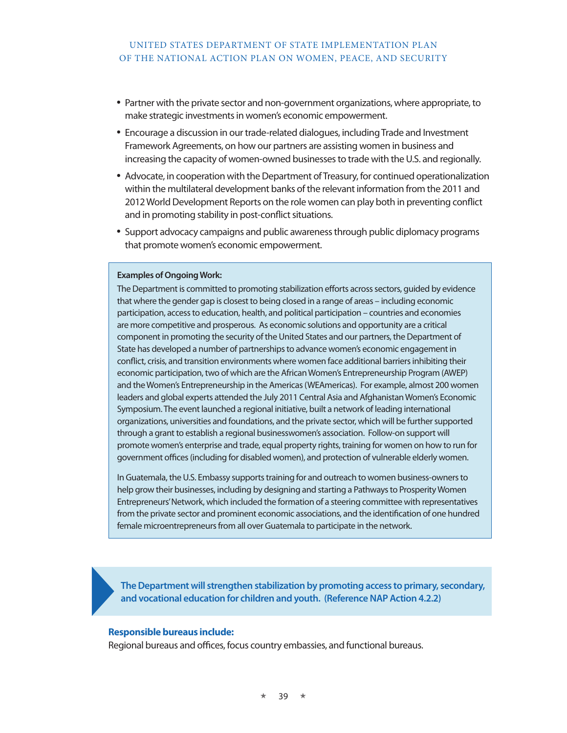- Partner with the private sector and non-government organizations, where appropriate, to make strategic investments in women's economic empowerment.
- Encourage a discussion in our trade-related dialogues, including Trade and Investment Framework Agreements, on how our partners are assisting women in business and increasing the capacity of women-owned businesses to trade with the U.S. and regionally.
- Advocate, in cooperation with the Department of Treasury, for continued operationalization within the multilateral development banks of the relevant information from the 2011 and 2012 World Development Reports on the role women can play both in preventing conflict and in promoting stability in post-conflict situations.
- Support advocacy campaigns and public awareness through public diplomacy programs that promote women's economic empowerment.

**Examples of Ongoing Work:**

The Department is committed to promoting stabilization efforts across sectors, guided by evidence that where the gender gap is closest to being closed in a range of areas – including economic participation, access to education, health, and political participation – countries and economies are more competitive and prosperous. As economic solutions and opportunity are a critical component in promoting the security of the United States and our partners, the Department of State has developed a number of partnerships to advance women's economic engagement in conflict, crisis, and transition environments where women face additional barriers inhibiting their economic participation, two of which are the African Women's Entrepreneurship Program (AWEP) and the Women's Entrepreneurship in the Americas (WEAmericas). For example, almost 200 women leaders and global experts attended the July 2011 Central Asia and Afghanistan Women's Economic Symposium. The event launched a regional initiative, built a network of leading international organizations, universities and foundations, and the private sector, which will be further supported through a grant to establish a regional businesswomen's association. Follow-on support will promote women's enterprise and trade, equal property rights, training for women on how to run for government offices (including for disabled women), and protection of vulnerable elderly women.

In Guatemala, the U.S. Embassy supports training for and outreach to women business-owners to help grow their businesses, including by designing and starting a Pathways to Prosperity Women Entrepreneurs' Network, which included the formation of a steering committee with representatives from the private sector and prominent economic associations, and the identification of one hundred female microentrepreneurs from all over Guatemala to participate in the network.

**The Department will strengthen stabilization by promoting access to primary, secondary, and vocational education for children and youth. (Reference NAP Action 4.2.2)**

**Responsible bureaus include:**

Regional bureaus and offices, focus country embassies, and functional bureaus.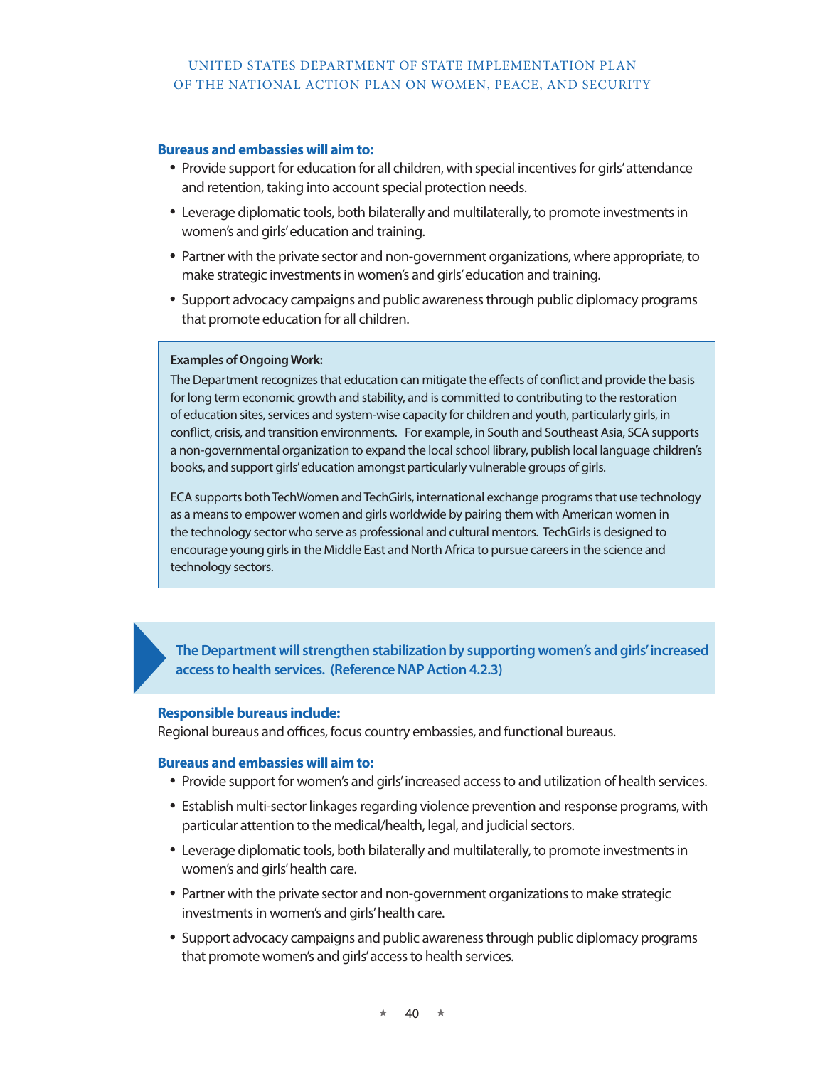**Bureaus and embassies will aim to:**

- Provide support for education for all children, with special incentives for girls' attendance and retention, taking into account special protection needs.
- Leverage diplomatic tools, both bilaterally and multilaterally, to promote investments in women's and girls' education and training.
- Partner with the private sector and non-government organizations, where appropriate, to make strategic investments in women's and girls' education and training.
- Support advocacy campaigns and public awareness through public diplomacy programs that promote education for all children.

> **Examples of Ongoing Work:**
>
> The Department recognizes that education can mitigate the effects of conflict and provide the basis for long term economic growth and stability, and is committed to contributing to the restoration of education sites, services and system-wise capacity for children and youth, particularly girls, in conflict, crisis, and transition environments. For example, in South and Southeast Asia, SCA supports a non-governmental organization to expand the local school library, publish local language children's books, and support girls' education amongst particularly vulnerable groups of girls.
>
> ECA supports both TechWomen and TechGirls, international exchange programs that use technology as a means to empower women and girls worldwide by pairing them with American women in the technology sector who serve as professional and cultural mentors. TechGirls is designed to encourage young girls in the Middle East and North Africa to pursue careers in the science and technology sectors.

### The Department will strengthen stabilization by supporting women's and girls' increased access to health services. (Reference NAP Action 4.2.3)

**Responsible bureaus include:**

Regional bureaus and offices, focus country embassies, and functional bureaus.

**Bureaus and embassies will aim to:**

- Provide support for women's and girls' increased access to and utilization of health services.
- Establish multi-sector linkages regarding violence prevention and response programs, with particular attention to the medical/health, legal, and judicial sectors.
- Leverage diplomatic tools, both bilaterally and multilaterally, to promote investments in women's and girls' health care.
- Partner with the private sector and non-government organizations to make strategic investments in women's and girls' health care.
- Support advocacy campaigns and public awareness through public diplomacy programs that promote women's and girls' access to health services.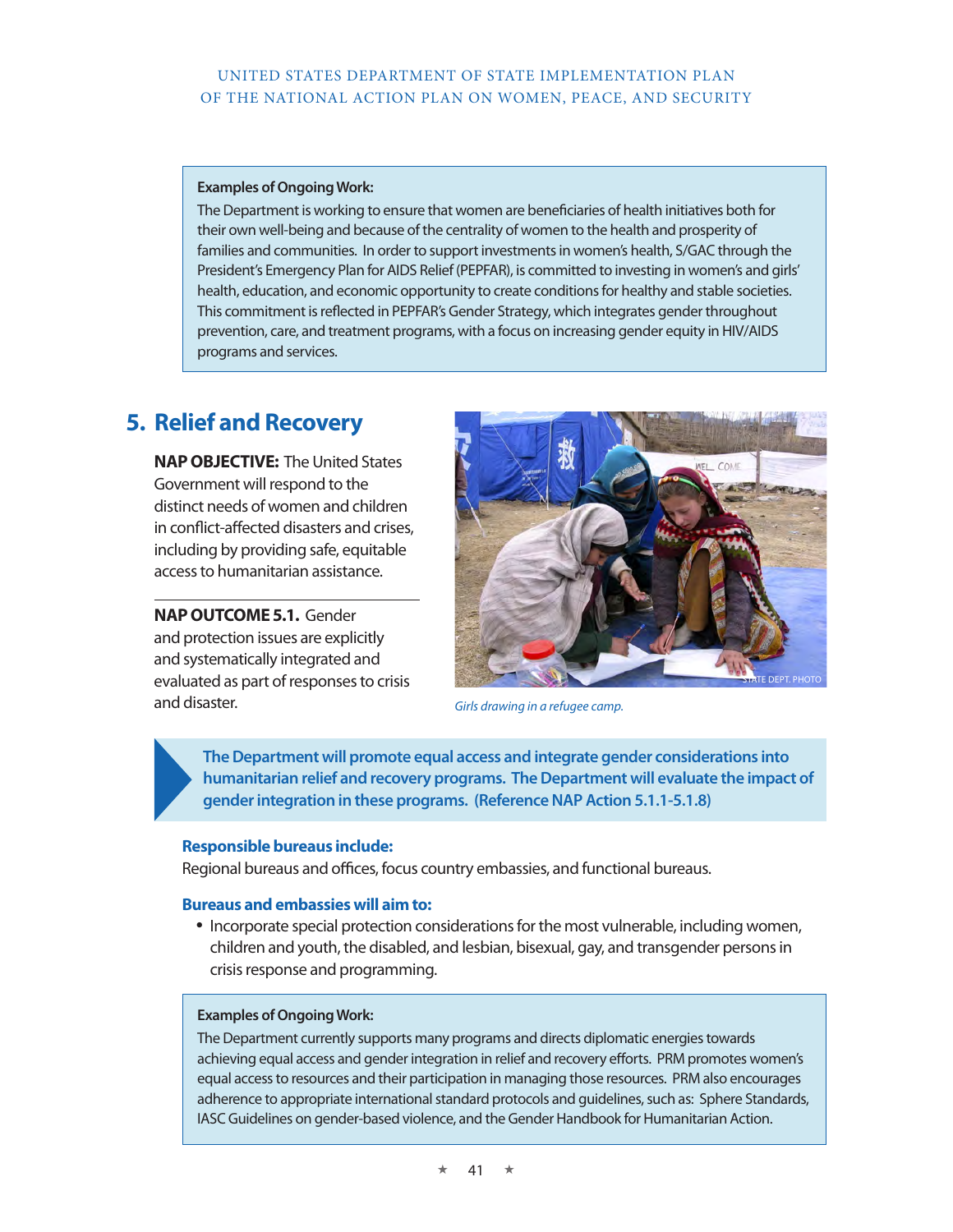**Examples of Ongoing Work:**

The Department is working to ensure that women are beneficiaries of health initiatives both for their own well-being and because of the centrality of women to the health and prosperity of families and communities. In order to support investments in women's health, S/GAC through the President's Emergency Plan for AIDS Relief (PEPFAR), is committed to investing in women's and girls' health, education, and economic opportunity to create conditions for healthy and stable societies. This commitment is reflected in PEPFAR's Gender Strategy, which integrates gender throughout prevention, care, and treatment programs, with a focus on increasing gender equity in HIV/AIDS programs and services.

## 5. Relief and Recovery

**NAP OBJECTIVE:** The United States Government will respond to the distinct needs of women and children in conflict-affected disasters and crises, including by providing safe, equitable access to humanitarian assistance.

**NAP OUTCOME 5.1.** Gender and protection issues are explicitly and systematically integrated and evaluated as part of responses to crisis and disaster.

*Girls drawing in a refugee camp.*

**The Department will promote equal access and integrate gender considerations into humanitarian relief and recovery programs. The Department will evaluate the impact of gender integration in these programs. (Reference NAP Action 5.1.1-5.1.8)**

**Responsible bureaus include:**

Regional bureaus and offices, focus country embassies, and functional bureaus.

**Bureaus and embassies will aim to:**

- Incorporate special protection considerations for the most vulnerable, including women, children and youth, the disabled, and lesbian, bisexual, gay, and transgender persons in crisis response and programming.

**Examples of Ongoing Work:**

The Department currently supports many programs and directs diplomatic energies towards achieving equal access and gender integration in relief and recovery efforts. PRM promotes women's equal access to resources and their participation in managing those resources. PRM also encourages adherence to appropriate international standard protocols and guidelines, such as: Sphere Standards, IASC Guidelines on gender-based violence, and the Gender Handbook for Humanitarian Action.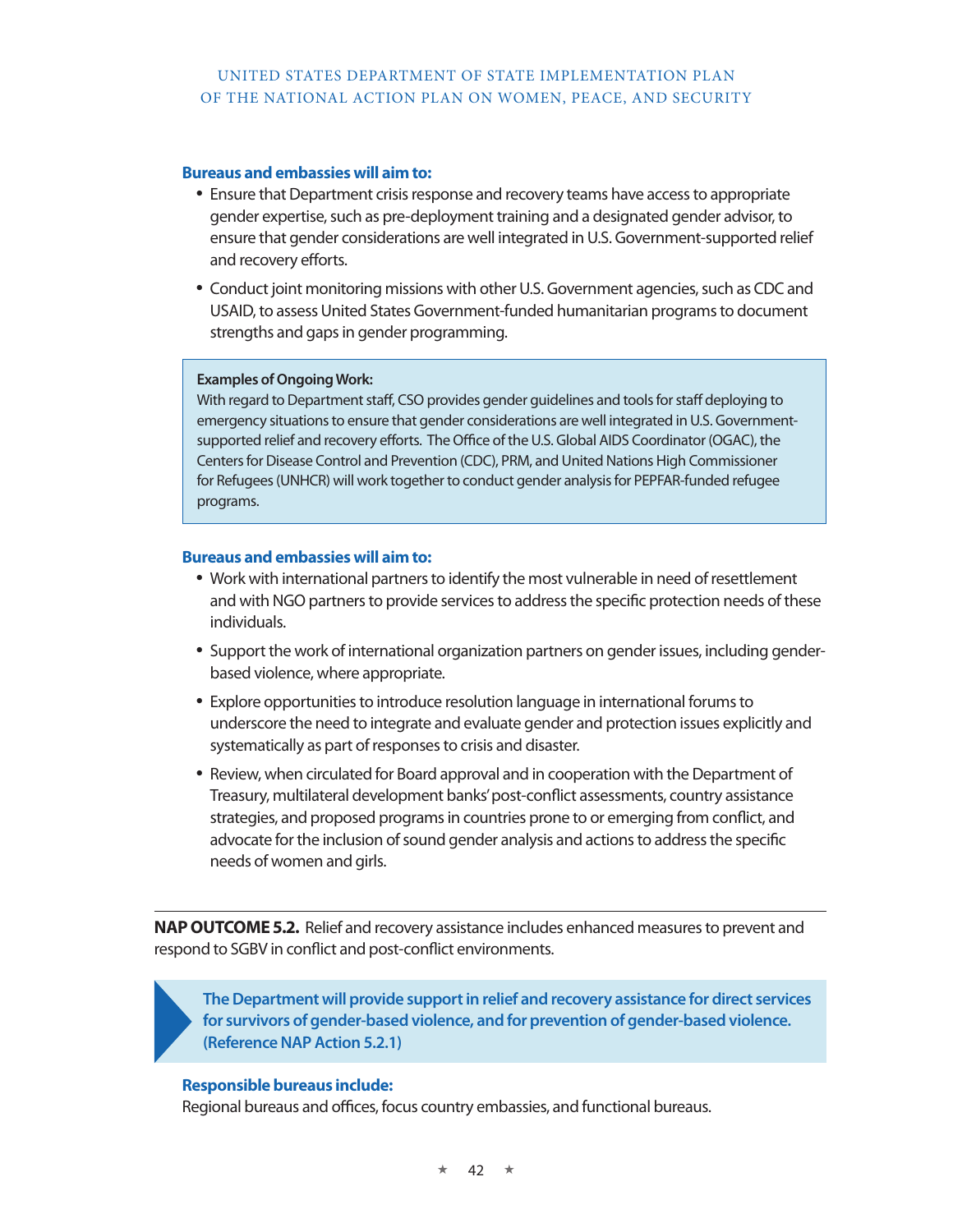**Bureaus and embassies will aim to:**

- Ensure that Department crisis response and recovery teams have access to appropriate gender expertise, such as pre-deployment training and a designated gender advisor, to ensure that gender considerations are well integrated in U.S. Government-supported relief and recovery efforts.
- Conduct joint monitoring missions with other U.S. Government agencies, such as CDC and USAID, to assess United States Government-funded humanitarian programs to document strengths and gaps in gender programming.

> **Examples of Ongoing Work:**
> With regard to Department staff, CSO provides gender guidelines and tools for staff deploying to emergency situations to ensure that gender considerations are well integrated in U.S. Government-supported relief and recovery efforts. The Office of the U.S. Global AIDS Coordinator (OGAC), the Centers for Disease Control and Prevention (CDC), PRM, and United Nations High Commissioner for Refugees (UNHCR) will work together to conduct gender analysis for PEPFAR-funded refugee programs.

**Bureaus and embassies will aim to:**

- Work with international partners to identify the most vulnerable in need of resettlement and with NGO partners to provide services to address the specific protection needs of these individuals.
- Support the work of international organization partners on gender issues, including gender-based violence, where appropriate.
- Explore opportunities to introduce resolution language in international forums to underscore the need to integrate and evaluate gender and protection issues explicitly and systematically as part of responses to crisis and disaster.
- Review, when circulated for Board approval and in cooperation with the Department of Treasury, multilateral development banks' post-conflict assessments, country assistance strategies, and proposed programs in countries prone to or emerging from conflict, and advocate for the inclusion of sound gender analysis and actions to address the specific needs of women and girls.

---

**NAP OUTCOME 5.2.** Relief and recovery assistance includes enhanced measures to prevent and respond to SGBV in conflict and post-conflict environments.

> **The Department will provide support in relief and recovery assistance for direct services for survivors of gender-based violence, and for prevention of gender-based violence. (Reference NAP Action 5.2.1)**

**Responsible bureaus include:**
Regional bureaus and offices, focus country embassies, and functional bureaus.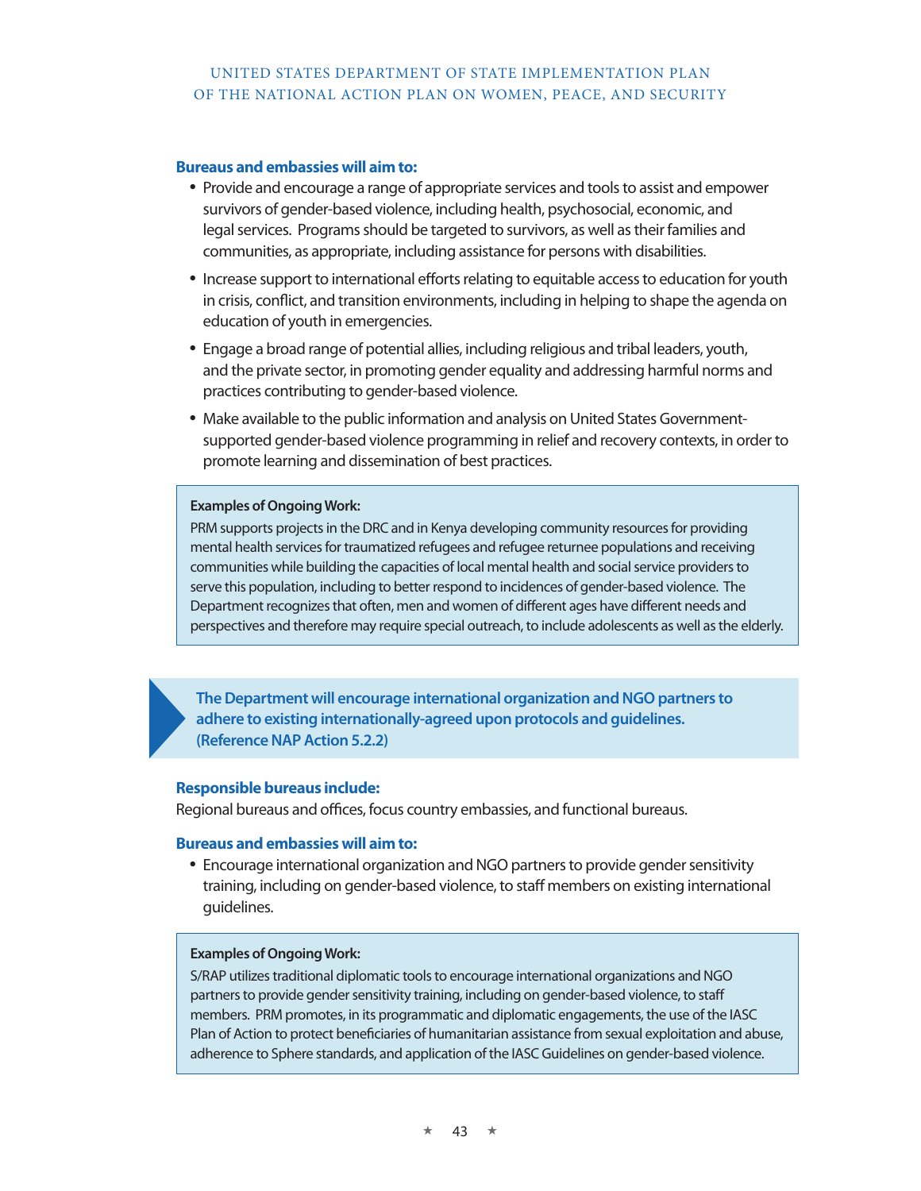**Bureaus and embassies will aim to:**

- Provide and encourage a range of appropriate services and tools to assist and empower survivors of gender-based violence, including health, psychosocial, economic, and legal services. Programs should be targeted to survivors, as well as their families and communities, as appropriate, including assistance for persons with disabilities.
- Increase support to international efforts relating to equitable access to education for youth in crisis, conflict, and transition environments, including in helping to shape the agenda on education of youth in emergencies.
- Engage a broad range of potential allies, including religious and tribal leaders, youth, and the private sector, in promoting gender equality and addressing harmful norms and practices contributing to gender-based violence.
- Make available to the public information and analysis on United States Government-supported gender-based violence programming in relief and recovery contexts, in order to promote learning and dissemination of best practices.

> **Examples of Ongoing Work:**
>
> PRM supports projects in the DRC and in Kenya developing community resources for providing mental health services for traumatized refugees and refugee returnee populations and receiving communities while building the capacities of local mental health and social service providers to serve this population, including to better respond to incidences of gender-based violence. The Department recognizes that often, men and women of different ages have different needs and perspectives and therefore may require special outreach, to include adolescents as well as the elderly.

**The Department will encourage international organization and NGO partners to adhere to existing internationally-agreed upon protocols and guidelines. (Reference NAP Action 5.2.2)**

**Responsible bureaus include:**

Regional bureaus and offices, focus country embassies, and functional bureaus.

**Bureaus and embassies will aim to:**

- Encourage international organization and NGO partners to provide gender sensitivity training, including on gender-based violence, to staff members on existing international guidelines.

> **Examples of Ongoing Work:**
>
> S/RAP utilizes traditional diplomatic tools to encourage international organizations and NGO partners to provide gender sensitivity training, including on gender-based violence, to staff members. PRM promotes, in its programmatic and diplomatic engagements, the use of the IASC Plan of Action to protect beneficiaries of humanitarian assistance from sexual exploitation and abuse, adherence to Sphere standards, and application of the IASC Guidelines on gender-based violence.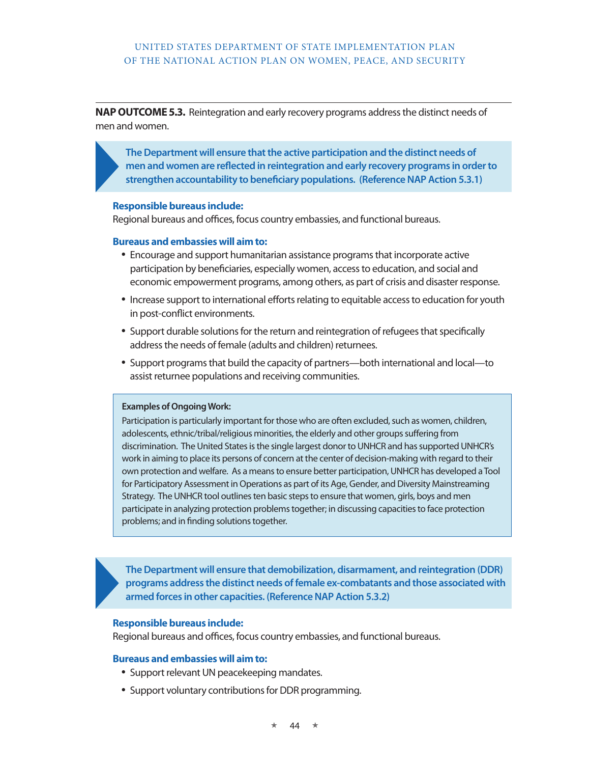**NAP OUTCOME 5.3.** Reintegration and early recovery programs address the distinct needs of men and women.

> **The Department will ensure that the active participation and the distinct needs of men and women are reflected in reintegration and early recovery programs in order to strengthen accountability to beneficiary populations. (Reference NAP Action 5.3.1)**

**Responsible bureaus include:**
Regional bureaus and offices, focus country embassies, and functional bureaus.

**Bureaus and embassies will aim to:**

- Encourage and support humanitarian assistance programs that incorporate active participation by beneficiaries, especially women, access to education, and social and economic empowerment programs, among others, as part of crisis and disaster response.
- Increase support to international efforts relating to equitable access to education for youth in post-conflict environments.
- Support durable solutions for the return and reintegration of refugees that specifically address the needs of female (adults and children) returnees.
- Support programs that build the capacity of partners—both international and local—to assist returnee populations and receiving communities.

**Examples of Ongoing Work:**
Participation is particularly important for those who are often excluded, such as women, children, adolescents, ethnic/tribal/religious minorities, the elderly and other groups suffering from discrimination. The United States is the single largest donor to UNHCR and has supported UNHCR's work in aiming to place its persons of concern at the center of decision-making with regard to their own protection and welfare. As a means to ensure better participation, UNHCR has developed a Tool for Participatory Assessment in Operations as part of its Age, Gender, and Diversity Mainstreaming Strategy. The UNHCR tool outlines ten basic steps to ensure that women, girls, boys and men participate in analyzing protection problems together; in discussing capacities to face protection problems; and in finding solutions together.

> **The Department will ensure that demobilization, disarmament, and reintegration (DDR) programs address the distinct needs of female ex-combatants and those associated with armed forces in other capacities. (Reference NAP Action 5.3.2)**

**Responsible bureaus include:**
Regional bureaus and offices, focus country embassies, and functional bureaus.

**Bureaus and embassies will aim to:**

- Support relevant UN peacekeeping mandates.
- Support voluntary contributions for DDR programming.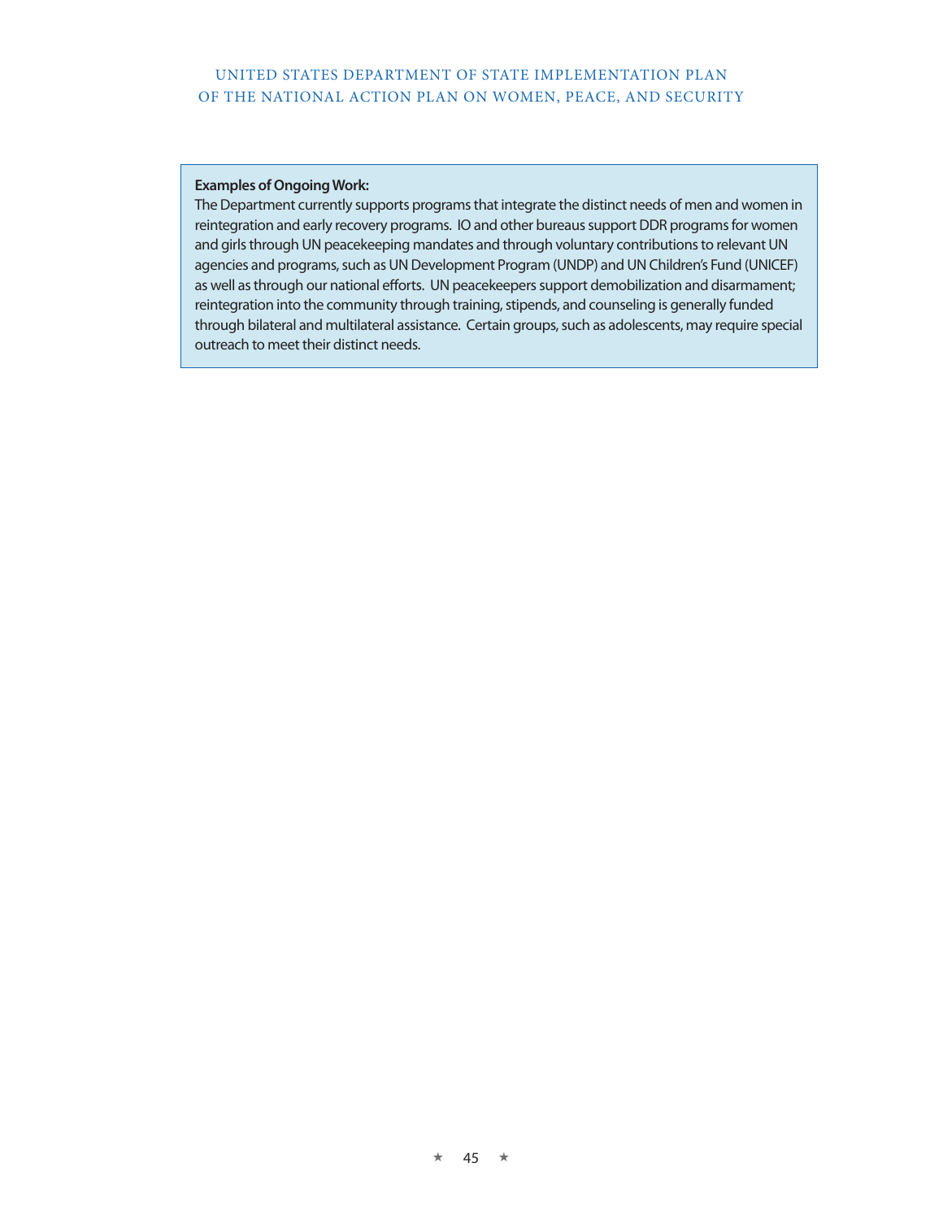**Examples of Ongoing Work:**

The Department currently supports programs that integrate the distinct needs of men and women in reintegration and early recovery programs. IO and other bureaus support DDR programs for women and girls through UN peacekeeping mandates and through voluntary contributions to relevant UN agencies and programs, such as UN Development Program (UNDP) and UN Children's Fund (UNICEF) as well as through our national efforts. UN peacekeepers support demobilization and disarmament; reintegration into the community through training, stipends, and counseling is generally funded through bilateral and multilateral assistance. Certain groups, such as adolescents, may require special outreach to meet their distinct needs.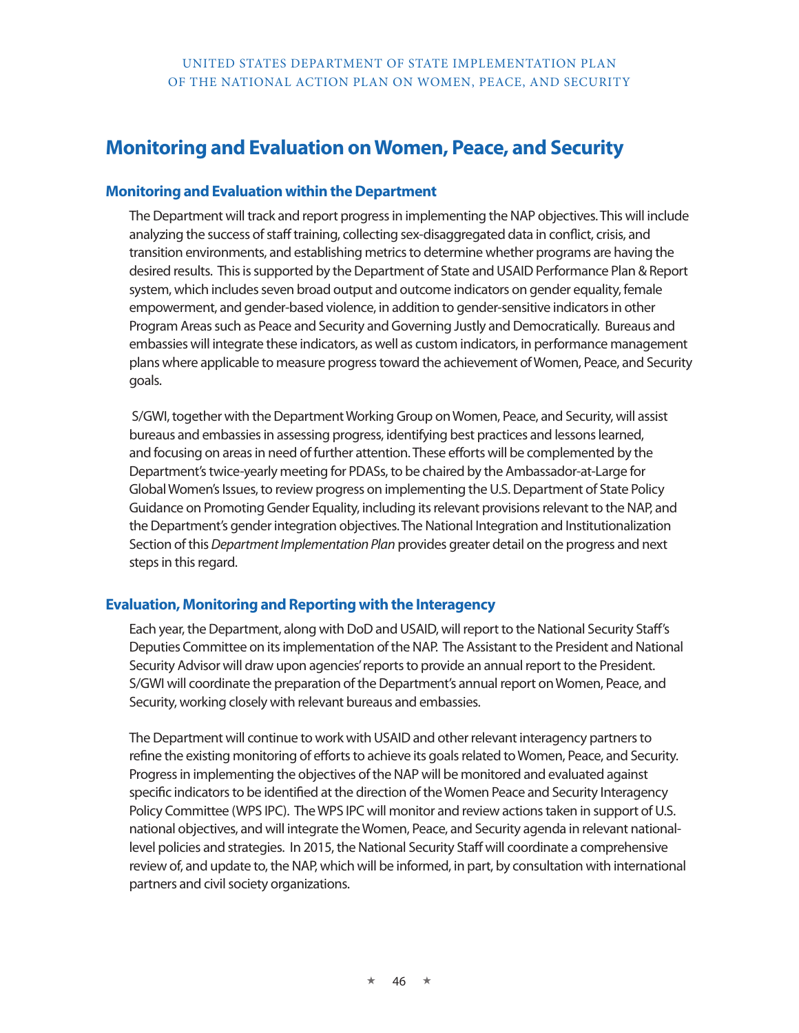## Monitoring and Evaluation on Women, Peace, and Security

### Monitoring and Evaluation within the Department

The Department will track and report progress in implementing the NAP objectives. This will include analyzing the success of staff training, collecting sex-disaggregated data in conflict, crisis, and transition environments, and establishing metrics to determine whether programs are having the desired results. This is supported by the Department of State and USAID Performance Plan & Report system, which includes seven broad output and outcome indicators on gender equality, female empowerment, and gender-based violence, in addition to gender-sensitive indicators in other Program Areas such as Peace and Security and Governing Justly and Democratically. Bureaus and embassies will integrate these indicators, as well as custom indicators, in performance management plans where applicable to measure progress toward the achievement of Women, Peace, and Security goals.

S/GWI, together with the Department Working Group on Women, Peace, and Security, will assist bureaus and embassies in assessing progress, identifying best practices and lessons learned, and focusing on areas in need of further attention. These efforts will be complemented by the Department's twice-yearly meeting for PDASs, to be chaired by the Ambassador-at-Large for Global Women's Issues, to review progress on implementing the U.S. Department of State Policy Guidance on Promoting Gender Equality, including its relevant provisions relevant to the NAP, and the Department's gender integration objectives. The National Integration and Institutionalization Section of this *Department Implementation Plan* provides greater detail on the progress and next steps in this regard.

### Evaluation, Monitoring and Reporting with the Interagency

Each year, the Department, along with DoD and USAID, will report to the National Security Staff's Deputies Committee on its implementation of the NAP. The Assistant to the President and National Security Advisor will draw upon agencies' reports to provide an annual report to the President. S/GWI will coordinate the preparation of the Department's annual report on Women, Peace, and Security, working closely with relevant bureaus and embassies.

The Department will continue to work with USAID and other relevant interagency partners to refine the existing monitoring of efforts to achieve its goals related to Women, Peace, and Security. Progress in implementing the objectives of the NAP will be monitored and evaluated against specific indicators to be identified at the direction of the Women Peace and Security Interagency Policy Committee (WPS IPC). The WPS IPC will monitor and review actions taken in support of U.S. national objectives, and will integrate the Women, Peace, and Security agenda in relevant national-level policies and strategies. In 2015, the National Security Staff will coordinate a comprehensive review of, and update to, the NAP, which will be informed, in part, by consultation with international partners and civil society organizations.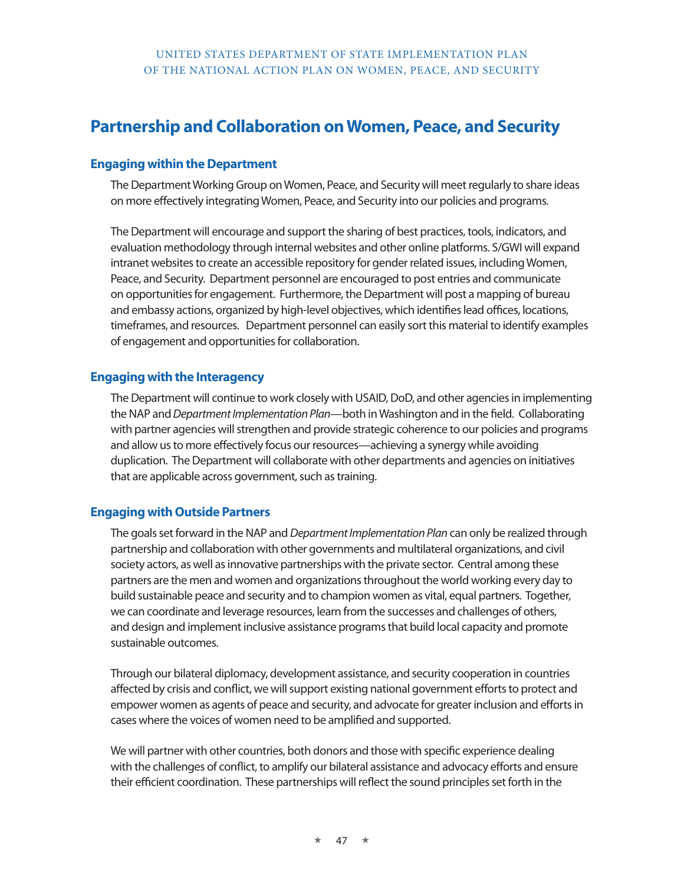## Partnership and Collaboration on Women, Peace, and Security

### Engaging within the Department

The Department Working Group on Women, Peace, and Security will meet regularly to share ideas on more effectively integrating Women, Peace, and Security into our policies and programs.

The Department will encourage and support the sharing of best practices, tools, indicators, and evaluation methodology through internal websites and other online platforms. S/GWI will expand intranet websites to create an accessible repository for gender related issues, including Women, Peace, and Security. Department personnel are encouraged to post entries and communicate on opportunities for engagement. Furthermore, the Department will post a mapping of bureau and embassy actions, organized by high-level objectives, which identifies lead offices, locations, timeframes, and resources. Department personnel can easily sort this material to identify examples of engagement and opportunities for collaboration.

### Engaging with the Interagency

The Department will continue to work closely with USAID, DoD, and other agencies in implementing the NAP and *Department Implementation Plan*—both in Washington and in the field. Collaborating with partner agencies will strengthen and provide strategic coherence to our policies and programs and allow us to more effectively focus our resources—achieving a synergy while avoiding duplication. The Department will collaborate with other departments and agencies on initiatives that are applicable across government, such as training.

### Engaging with Outside Partners

The goals set forward in the NAP and *Department Implementation Plan* can only be realized through partnership and collaboration with other governments and multilateral organizations, and civil society actors, as well as innovative partnerships with the private sector. Central among these partners are the men and women and organizations throughout the world working every day to build sustainable peace and security and to champion women as vital, equal partners. Together, we can coordinate and leverage resources, learn from the successes and challenges of others, and design and implement inclusive assistance programs that build local capacity and promote sustainable outcomes.

Through our bilateral diplomacy, development assistance, and security cooperation in countries affected by crisis and conflict, we will support existing national government efforts to protect and empower women as agents of peace and security, and advocate for greater inclusion and efforts in cases where the voices of women need to be amplified and supported.

We will partner with other countries, both donors and those with specific experience dealing with the challenges of conflict, to amplify our bilateral assistance and advocacy efforts and ensure their efficient coordination. These partnerships will reflect the sound principles set forth in the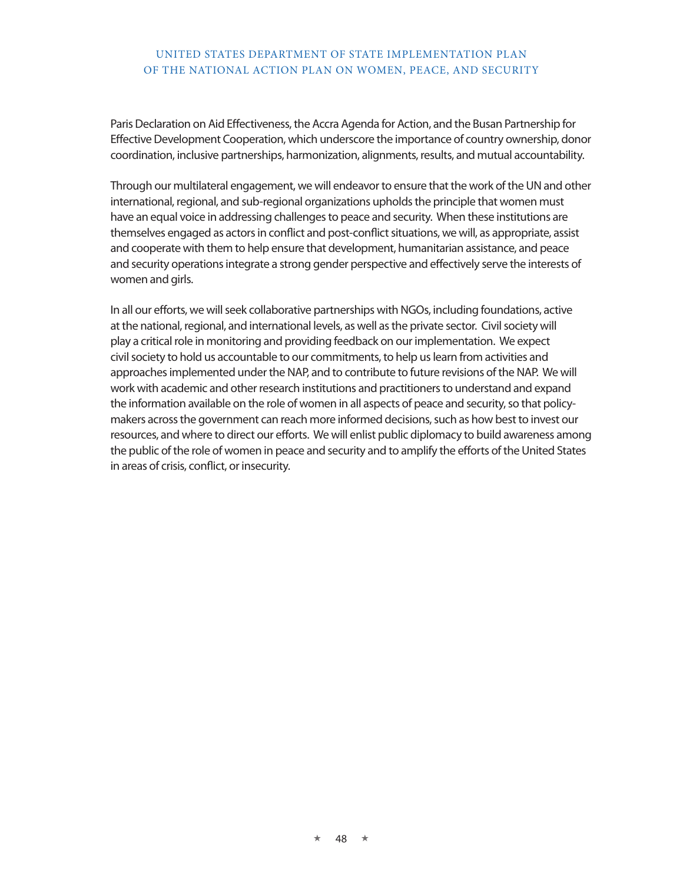Paris Declaration on Aid Effectiveness, the Accra Agenda for Action, and the Busan Partnership for Effective Development Cooperation, which underscore the importance of country ownership, donor coordination, inclusive partnerships, harmonization, alignments, results, and mutual accountability.

Through our multilateral engagement, we will endeavor to ensure that the work of the UN and other international, regional, and sub-regional organizations upholds the principle that women must have an equal voice in addressing challenges to peace and security. When these institutions are themselves engaged as actors in conflict and post-conflict situations, we will, as appropriate, assist and cooperate with them to help ensure that development, humanitarian assistance, and peace and security operations integrate a strong gender perspective and effectively serve the interests of women and girls.

In all our efforts, we will seek collaborative partnerships with NGOs, including foundations, active at the national, regional, and international levels, as well as the private sector. Civil society will play a critical role in monitoring and providing feedback on our implementation. We expect civil society to hold us accountable to our commitments, to help us learn from activities and approaches implemented under the NAP, and to contribute to future revisions of the NAP. We will work with academic and other research institutions and practitioners to understand and expand the information available on the role of women in all aspects of peace and security, so that policy-makers across the government can reach more informed decisions, such as how best to invest our resources, and where to direct our efforts. We will enlist public diplomacy to build awareness among the public of the role of women in peace and security and to amplify the efforts of the United States in areas of crisis, conflict, or insecurity.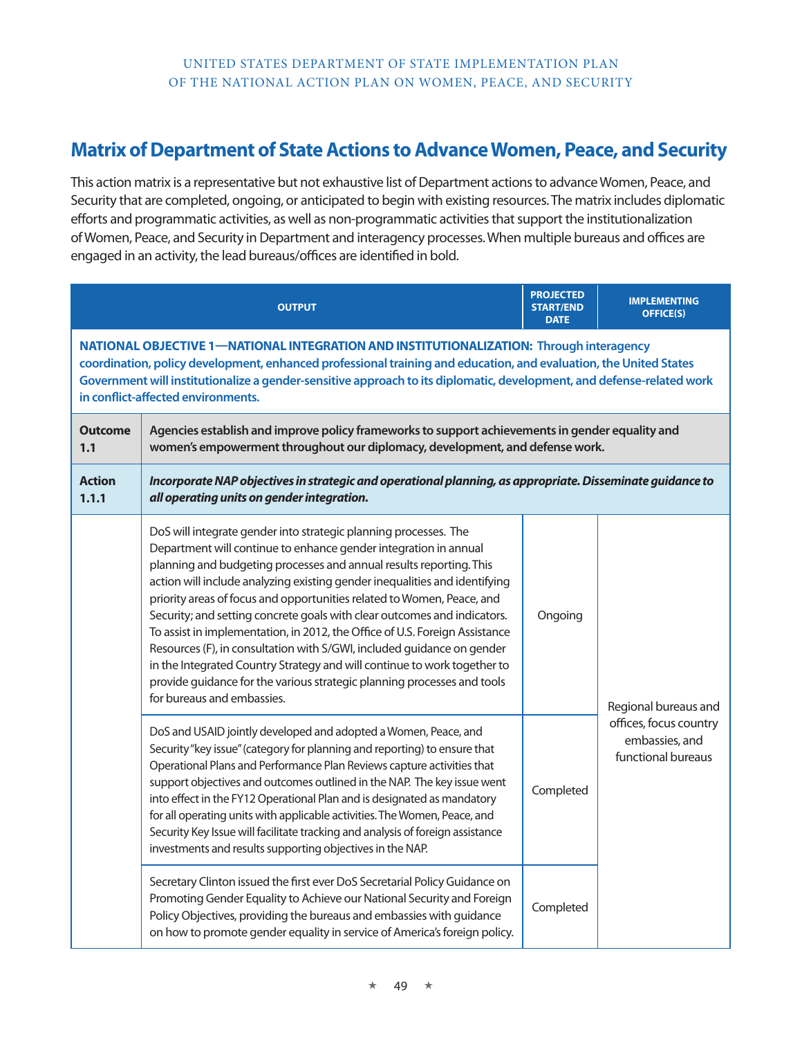## Matrix of Department of State Actions to Advance Women, Peace, and Security

This action matrix is a representative but not exhaustive list of Department actions to advance Women, Peace, and Security that are completed, ongoing, or anticipated to begin with existing resources. The matrix includes diplomatic efforts and programmatic activities, as well as non-programmatic activities that support the institutionalization of Women, Peace, and Security in Department and interagency processes. When multiple bureaus and offices are engaged in an activity, the lead bureaus/offices are identified in bold.

| | OUTPUT | PROJECTED START/END DATE | IMPLEMENTING OFFICE(S) |
|---|---|---|---|
| **NATIONAL OBJECTIVE 1—NATIONAL INTEGRATION AND INSTITUTIONALIZATION: Through interagency coordination, policy development, enhanced professional training and education, and evaluation, the United States Government will institutionalize a gender-sensitive approach to its diplomatic, development, and defense-related work in conflict-affected environments.** | | | |
| **Outcome 1.1** | **Agencies establish and improve policy frameworks to support achievements in gender equality and women's empowerment throughout our diplomacy, development, and defense work.** | | |
| **Action 1.1.1** | ***Incorporate NAP objectives in strategic and operational planning, as appropriate. Disseminate guidance to all operating units on gender integration.*** | | |
| | DoS will integrate gender into strategic planning processes. The Department will continue to enhance gender integration in annual planning and budgeting processes and annual results reporting. This action will include analyzing existing gender inequalities and identifying priority areas of focus and opportunities related to Women, Peace, and Security; and setting concrete goals with clear outcomes and indicators. To assist in implementation, in 2012, the Office of U.S. Foreign Assistance Resources (F), in consultation with S/GWI, included guidance on gender in the Integrated Country Strategy and will continue to work together to provide guidance for the various strategic planning processes and tools for bureaus and embassies. | Ongoing | Regional bureaus and offices, focus country embassies, and functional bureaus |
| | DoS and USAID jointly developed and adopted a Women, Peace, and Security "key issue" (category for planning and reporting) to ensure that Operational Plans and Performance Plan Reviews capture activities that support objectives and outcomes outlined in the NAP. The key issue went into effect in the FY12 Operational Plan and is designated as mandatory for all operating units with applicable activities. The Women, Peace, and Security Key Issue will facilitate tracking and analysis of foreign assistance investments and results supporting objectives in the NAP. | Completed | |
| | Secretary Clinton issued the first ever DoS Secretarial Policy Guidance on Promoting Gender Equality to Achieve our National Security and Foreign Policy Objectives, providing the bureaus and embassies with guidance on how to promote gender equality in service of America's foreign policy. | Completed | |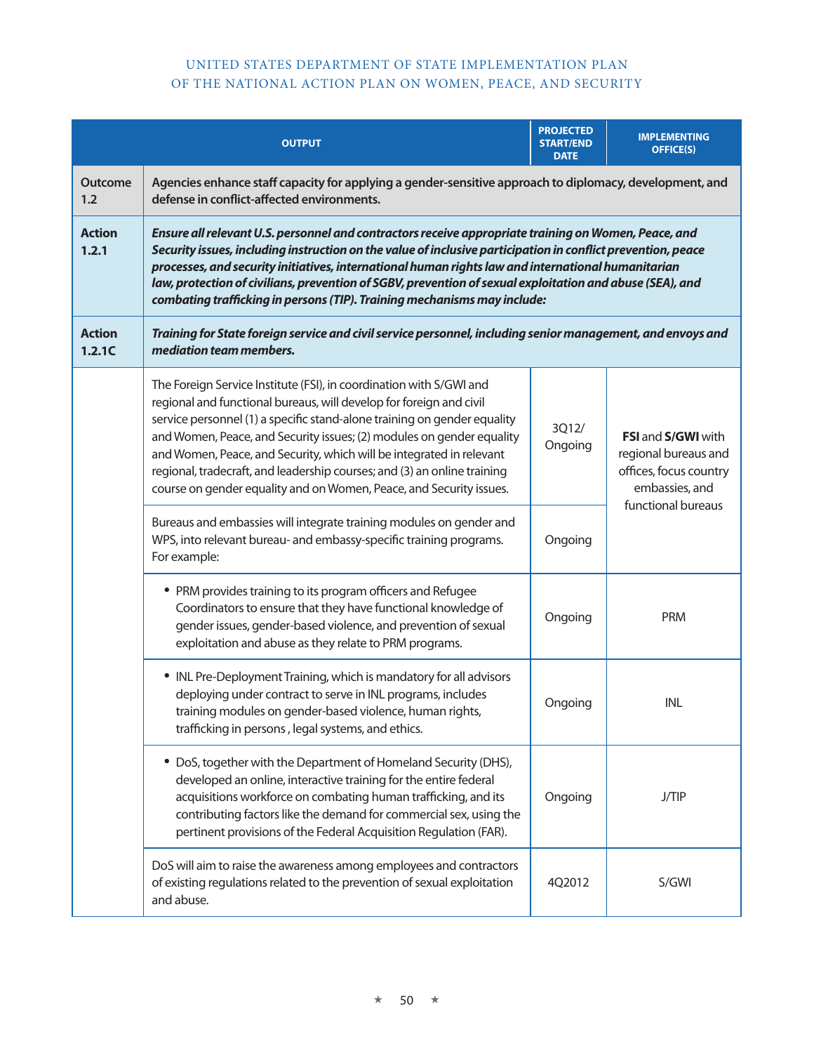| | OUTPUT | PROJECTED START/END DATE | IMPLEMENTING OFFICE(S) |
|---|---|---|---|
| **Outcome 1.2** | **Agencies enhance staff capacity for applying a gender-sensitive approach to diplomacy, development, and defense in conflict-affected environments.** | | |
| **Action 1.2.1** | ***Ensure all relevant U.S. personnel and contractors receive appropriate training on Women, Peace, and Security issues, including instruction on the value of inclusive participation in conflict prevention, peace processes, and security initiatives, international human rights law and international humanitarian law, protection of civilians, prevention of SGBV, prevention of sexual exploitation and abuse (SEA), and combating trafficking in persons (TIP). Training mechanisms may include:*** | | |
| **Action 1.2.1C** | ***Training for State foreign service and civil service personnel, including senior management, and envoys and mediation team members.*** | | |
| | The Foreign Service Institute (FSI), in coordination with S/GWI and regional and functional bureaus, will develop for foreign and civil service personnel (1) a specific stand-alone training on gender equality and Women, Peace, and Security issues; (2) modules on gender equality and Women, Peace, and Security, which will be integrated in relevant regional, tradecraft, and leadership courses; and (3) an online training course on gender equality and on Women, Peace, and Security issues. | 3Q12/ Ongoing | **FSI** and **S/GWI** with regional bureaus and offices, focus country embassies, and functional bureaus |
| | Bureaus and embassies will integrate training modules on gender and WPS, into relevant bureau- and embassy-specific training programs. For example: | Ongoing | |
| | • PRM provides training to its program officers and Refugee Coordinators to ensure that they have functional knowledge of gender issues, gender-based violence, and prevention of sexual exploitation and abuse as they relate to PRM programs. | Ongoing | PRM |
| | • INL Pre-Deployment Training, which is mandatory for all advisors deploying under contract to serve in INL programs, includes training modules on gender-based violence, human rights, trafficking in persons , legal systems, and ethics. | Ongoing | INL |
| | • DoS, together with the Department of Homeland Security (DHS), developed an online, interactive training for the entire federal acquisitions workforce on combating human trafficking, and its contributing factors like the demand for commercial sex, using the pertinent provisions of the Federal Acquisition Regulation (FAR). | Ongoing | J/TIP |
| | DoS will aim to raise the awareness among employees and contractors of existing regulations related to the prevention of sexual exploitation and abuse. | 4Q2012 | S/GWI |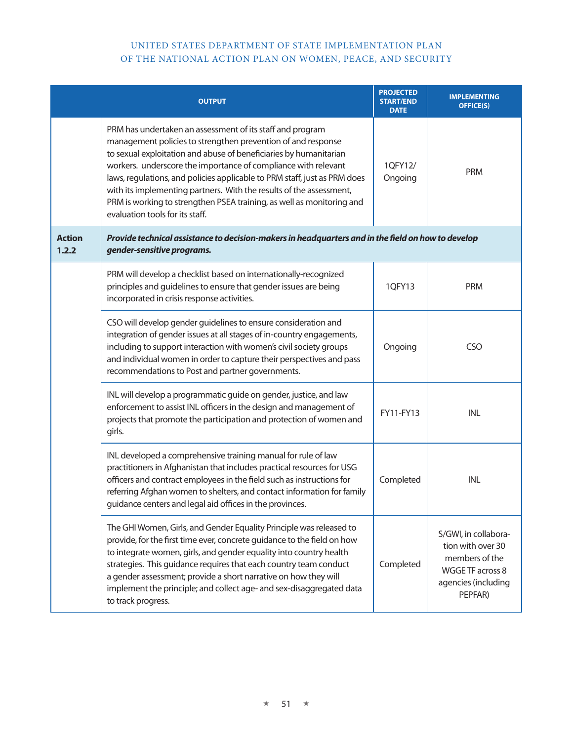| | OUTPUT | PROJECTED START/END DATE | IMPLEMENTING OFFICE(S) |
|---|---|---|---|
| | PRM has undertaken an assessment of its staff and program management policies to strengthen prevention of and response to sexual exploitation and abuse of beneficiaries by humanitarian workers. underscore the importance of compliance with relevant laws, regulations, and policies applicable to PRM staff, just as PRM does with its implementing partners. With the results of the assessment, PRM is working to strengthen PSEA training, as well as monitoring and evaluation tools for its staff. | 1QFY12/ Ongoing | PRM |
| **Action 1.2.2** | ***Provide technical assistance to decision-makers in headquarters and in the field on how to develop gender-sensitive programs.*** | | |
| | PRM will develop a checklist based on internationally-recognized principles and guidelines to ensure that gender issues are being incorporated in crisis response activities. | 1QFY13 | PRM |
| | CSO will develop gender guidelines to ensure consideration and integration of gender issues at all stages of in-country engagements, including to support interaction with women's civil society groups and individual women in order to capture their perspectives and pass recommendations to Post and partner governments. | Ongoing | CSO |
| | INL will develop a programmatic guide on gender, justice, and law enforcement to assist INL officers in the design and management of projects that promote the participation and protection of women and girls. | FY11-FY13 | INL |
| | INL developed a comprehensive training manual for rule of law practitioners in Afghanistan that includes practical resources for USG officers and contract employees in the field such as instructions for referring Afghan women to shelters, and contact information for family guidance centers and legal aid offices in the provinces. | Completed | INL |
| | The GHI Women, Girls, and Gender Equality Principle was released to provide, for the first time ever, concrete guidance to the field on how to integrate women, girls, and gender equality into country health strategies. This guidance requires that each country team conduct a gender assessment; provide a short narrative on how they will implement the principle; and collect age- and sex-disaggregated data to track progress. | Completed | S/GWI, in collaboration with over 30 members of the WGGE TF across 8 agencies (including PEPFAR) |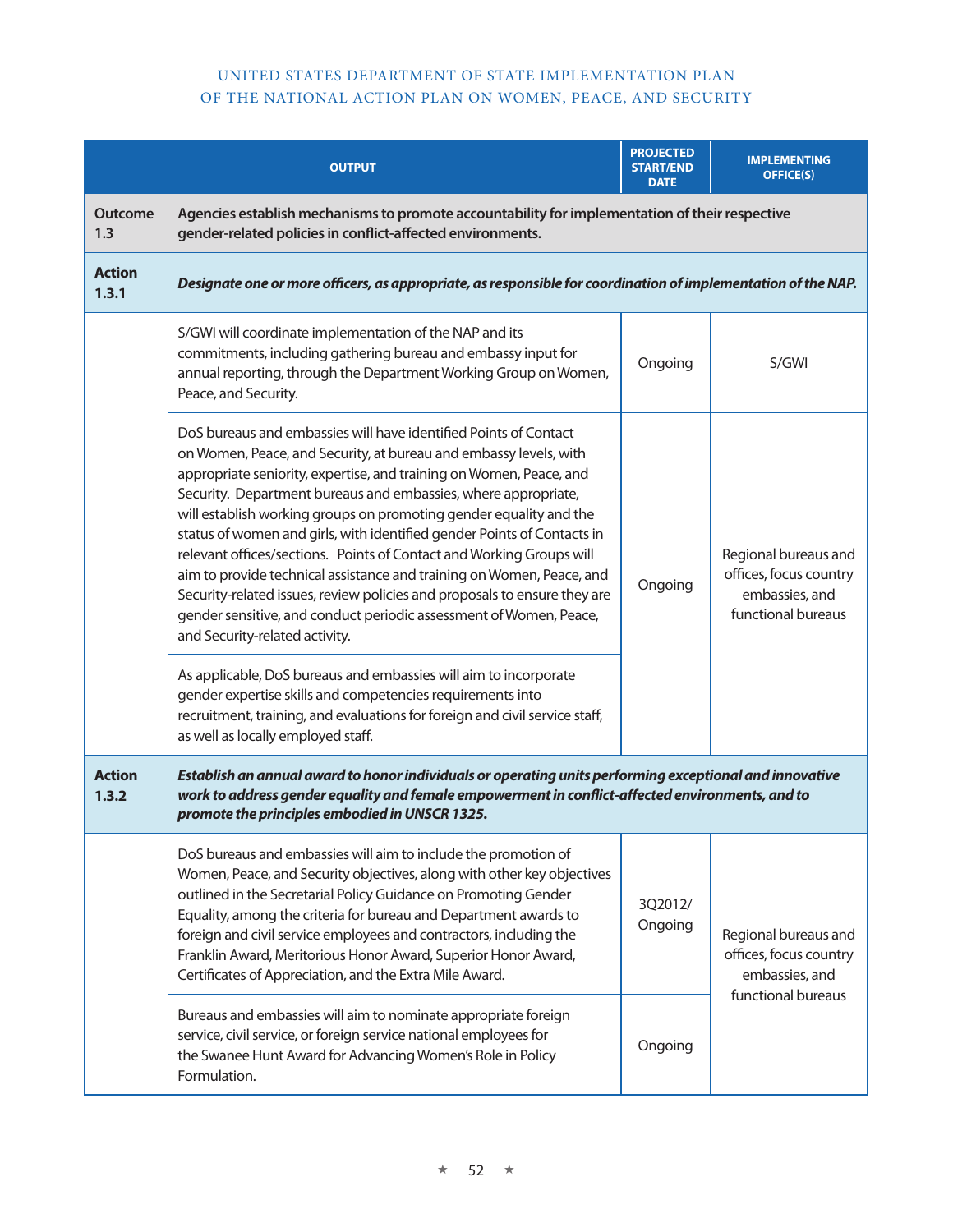| | OUTPUT | PROJECTED START/END DATE | IMPLEMENTING OFFICE(S) |
|---|---|---|---|
| **Outcome 1.3** | **Agencies establish mechanisms to promote accountability for implementation of their respective gender-related policies in conflict-affected environments.** | | |
| **Action 1.3.1** | ***Designate one or more officers, as appropriate, as responsible for coordination of implementation of the NAP.*** | | |
| | S/GWI will coordinate implementation of the NAP and its commitments, including gathering bureau and embassy input for annual reporting, through the Department Working Group on Women, Peace, and Security. | Ongoing | S/GWI |
| | DoS bureaus and embassies will have identified Points of Contact on Women, Peace, and Security, at bureau and embassy levels, with appropriate seniority, expertise, and training on Women, Peace, and Security. Department bureaus and embassies, where appropriate, will establish working groups on promoting gender equality and the status of women and girls, with identified gender Points of Contacts in relevant offices/sections. Points of Contact and Working Groups will aim to provide technical assistance and training on Women, Peace, and Security-related issues, review policies and proposals to ensure they are gender sensitive, and conduct periodic assessment of Women, Peace, and Security-related activity. | Ongoing | Regional bureaus and offices, focus country embassies, and functional bureaus |
| | As applicable, DoS bureaus and embassies will aim to incorporate gender expertise skills and competencies requirements into recruitment, training, and evaluations for foreign and civil service staff, as well as locally employed staff. | | |
| **Action 1.3.2** | ***Establish an annual award to honor individuals or operating units performing exceptional and innovative work to address gender equality and female empowerment in conflict-affected environments, and to promote the principles embodied in UNSCR 1325.*** | | |
| | DoS bureaus and embassies will aim to include the promotion of Women, Peace, and Security objectives, along with other key objectives outlined in the Secretarial Policy Guidance on Promoting Gender Equality, among the criteria for bureau and Department awards to foreign and civil service employees and contractors, including the Franklin Award, Meritorious Honor Award, Superior Honor Award, Certificates of Appreciation, and the Extra Mile Award. | 3Q2012/ Ongoing | Regional bureaus and offices, focus country embassies, and functional bureaus |
| | Bureaus and embassies will aim to nominate appropriate foreign service, civil service, or foreign service national employees for the Swanee Hunt Award for Advancing Women's Role in Policy Formulation. | Ongoing | |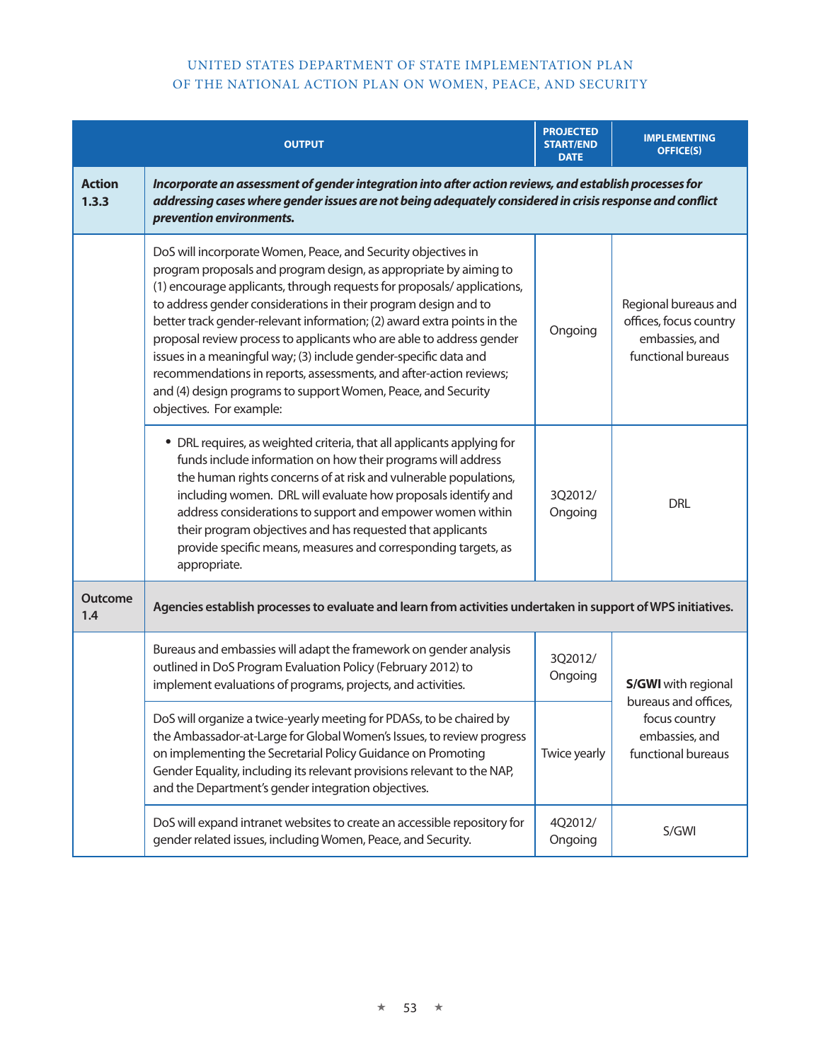| | OUTPUT | PROJECTED START/END DATE | IMPLEMENTING OFFICE(S) |
|---|---|---|---|
| **Action 1.3.3** | ***Incorporate an assessment of gender integration into after action reviews, and establish processes for addressing cases where gender issues are not being adequately considered in crisis response and conflict prevention environments.*** | | |
| | DoS will incorporate Women, Peace, and Security objectives in program proposals and program design, as appropriate by aiming to (1) encourage applicants, through requests for proposals/ applications, to address gender considerations in their program design and to better track gender-relevant information; (2) award extra points in the proposal review process to applicants who are able to address gender issues in a meaningful way; (3) include gender-specific data and recommendations in reports, assessments, and after-action reviews; and (4) design programs to support Women, Peace, and Security objectives. For example: | Ongoing | Regional bureaus and offices, focus country embassies, and functional bureaus |
| | • DRL requires, as weighted criteria, that all applicants applying for funds include information on how their programs will address the human rights concerns of at risk and vulnerable populations, including women. DRL will evaluate how proposals identify and address considerations to support and empower women within their program objectives and has requested that applicants provide specific means, measures and corresponding targets, as appropriate. | 3Q2012/ Ongoing | DRL |
| **Outcome 1.4** | **Agencies establish processes to evaluate and learn from activities undertaken in support of WPS initiatives.** | | |
| | Bureaus and embassies will adapt the framework on gender analysis outlined in DoS Program Evaluation Policy (February 2012) to implement evaluations of programs, projects, and activities. | 3Q2012/ Ongoing | **S/GWI** with regional bureaus and offices, focus country embassies, and functional bureaus |
| | DoS will organize a twice-yearly meeting for PDASs, to be chaired by the Ambassador-at-Large for Global Women's Issues, to review progress on implementing the Secretarial Policy Guidance on Promoting Gender Equality, including its relevant provisions relevant to the NAP, and the Department's gender integration objectives. | Twice yearly | **S/GWI** with regional bureaus and offices, focus country embassies, and functional bureaus |
| | DoS will expand intranet websites to create an accessible repository for gender related issues, including Women, Peace, and Security. | 4Q2012/ Ongoing | S/GWI |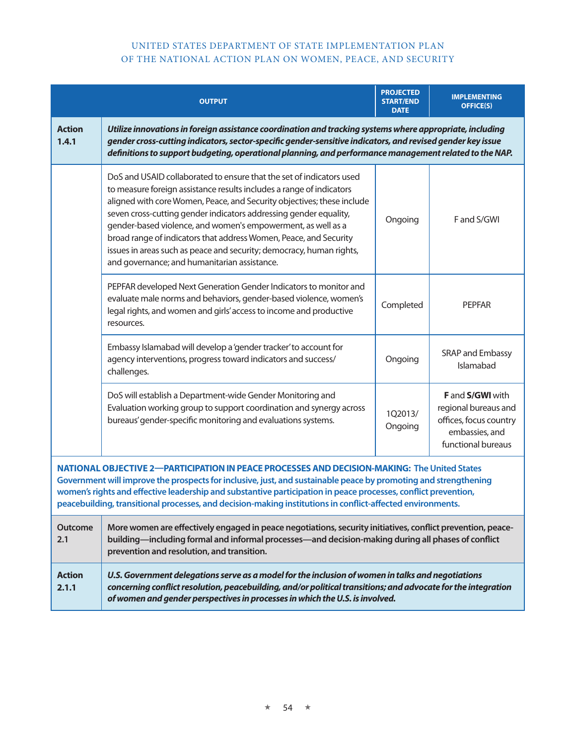| | OUTPUT | PROJECTED START/END DATE | IMPLEMENTING OFFICE(S) |
|---|---|---|---|
| **Action 1.4.1** | ***Utilize innovations in foreign assistance coordination and tracking systems where appropriate, including gender cross-cutting indicators, sector-specific gender-sensitive indicators, and revised gender key issue definitions to support budgeting, operational planning, and performance management related to the NAP.*** | | |
| | DoS and USAID collaborated to ensure that the set of indicators used to measure foreign assistance results includes a range of indicators aligned with core Women, Peace, and Security objectives; these include seven cross-cutting gender indicators addressing gender equality, gender-based violence, and women's empowerment, as well as a broad range of indicators that address Women, Peace, and Security issues in areas such as peace and security; democracy, human rights, and governance; and humanitarian assistance. | Ongoing | F and S/GWI |
| | PEPFAR developed Next Generation Gender Indicators to monitor and evaluate male norms and behaviors, gender-based violence, women's legal rights, and women and girls' access to income and productive resources. | Completed | PEPFAR |
| | Embassy Islamabad will develop a 'gender tracker' to account for agency interventions, progress toward indicators and success/ challenges. | Ongoing | SRAP and Embassy Islamabad |
| | DoS will establish a Department-wide Gender Monitoring and Evaluation working group to support coordination and synergy across bureaus' gender-specific monitoring and evaluations systems. | 1Q2013/ Ongoing | **F** and **S/GWI** with regional bureaus and offices, focus country embassies, and functional bureaus |
| **NATIONAL OBJECTIVE 2—PARTICIPATION IN PEACE PROCESSES AND DECISION-MAKING: The United States Government will improve the prospects for inclusive, just, and sustainable peace by promoting and strengthening women's rights and effective leadership and substantive participation in peace processes, conflict prevention, peacebuilding, transitional processes, and decision-making institutions in conflict-affected environments.** | | | |
| **Outcome 2.1** | **More women are effectively engaged in peace negotiations, security initiatives, conflict prevention, peace-building—including formal and informal processes—and decision-making during all phases of conflict prevention and resolution, and transition.** | | |
| **Action 2.1.1** | ***U.S. Government delegations serve as a model for the inclusion of women in talks and negotiations concerning conflict resolution, peacebuilding, and/or political transitions; and advocate for the integration of women and gender perspectives in processes in which the U.S. is involved.*** | | |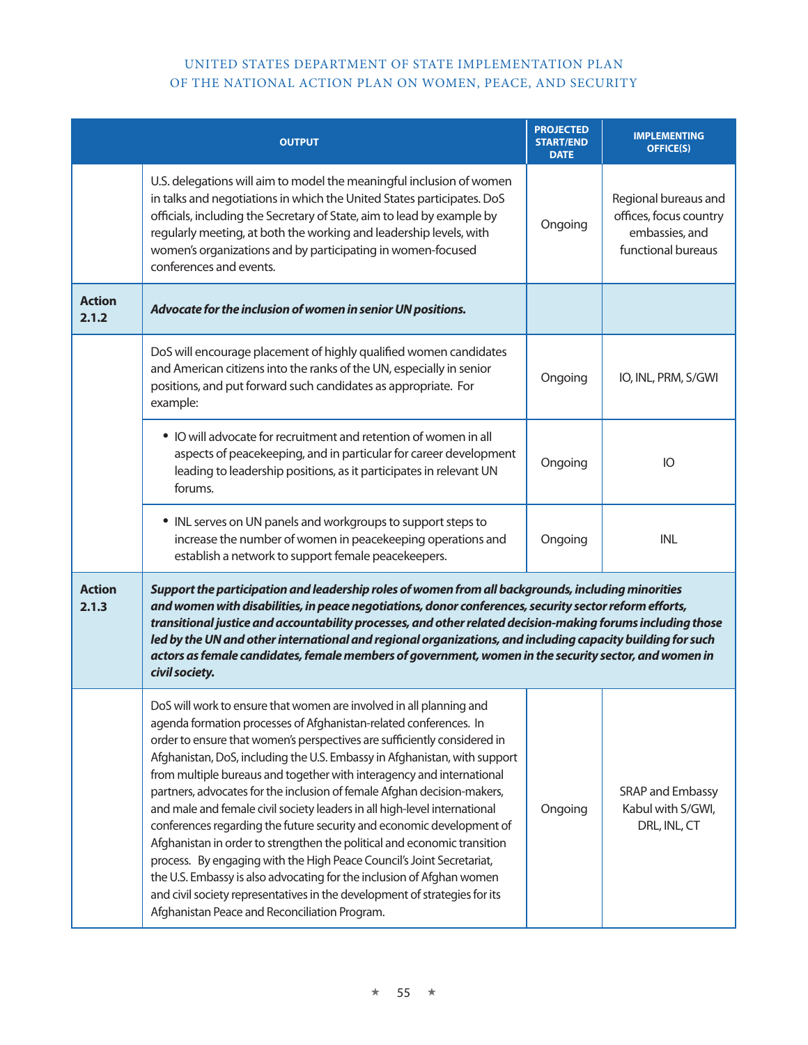| | OUTPUT | PROJECTED START/END DATE | IMPLEMENTING OFFICE(S) |
|---|---|---|---|
| | U.S. delegations will aim to model the meaningful inclusion of women in talks and negotiations in which the United States participates. DoS officials, including the Secretary of State, aim to lead by example by regularly meeting, at both the working and leadership levels, with women's organizations and by participating in women-focused conferences and events. | Ongoing | Regional bureaus and offices, focus country embassies, and functional bureaus |
| **Action 2.1.2** | ***Advocate for the inclusion of women in senior UN positions.*** | | |
| | DoS will encourage placement of highly qualified women candidates and American citizens into the ranks of the UN, especially in senior positions, and put forward such candidates as appropriate. For example: | Ongoing | IO, INL, PRM, S/GWI |
| | • IO will advocate for recruitment and retention of women in all aspects of peacekeeping, and in particular for career development leading to leadership positions, as it participates in relevant UN forums. | Ongoing | IO |
| | • INL serves on UN panels and workgroups to support steps to increase the number of women in peacekeeping operations and establish a network to support female peacekeepers. | Ongoing | INL |
| **Action 2.1.3** | ***Support the participation and leadership roles of women from all backgrounds, including minorities and women with disabilities, in peace negotiations, donor conferences, security sector reform efforts, transitional justice and accountability processes, and other related decision-making forums including those led by the UN and other international and regional organizations, and including capacity building for such actors as female candidates, female members of government, women in the security sector, and women in civil society.*** | | |
| | DoS will work to ensure that women are involved in all planning and agenda formation processes of Afghanistan-related conferences. In order to ensure that women's perspectives are sufficiently considered in Afghanistan, DoS, including the U.S. Embassy in Afghanistan, with support from multiple bureaus and together with interagency and international partners, advocates for the inclusion of female Afghan decision-makers, and male and female civil society leaders in all high-level international conferences regarding the future security and economic development of Afghanistan in order to strengthen the political and economic transition process. By engaging with the High Peace Council's Joint Secretariat, the U.S. Embassy is also advocating for the inclusion of Afghan women and civil society representatives in the development of strategies for its Afghanistan Peace and Reconciliation Program. | Ongoing | SRAP and Embassy Kabul with S/GWI, DRL, INL, CT |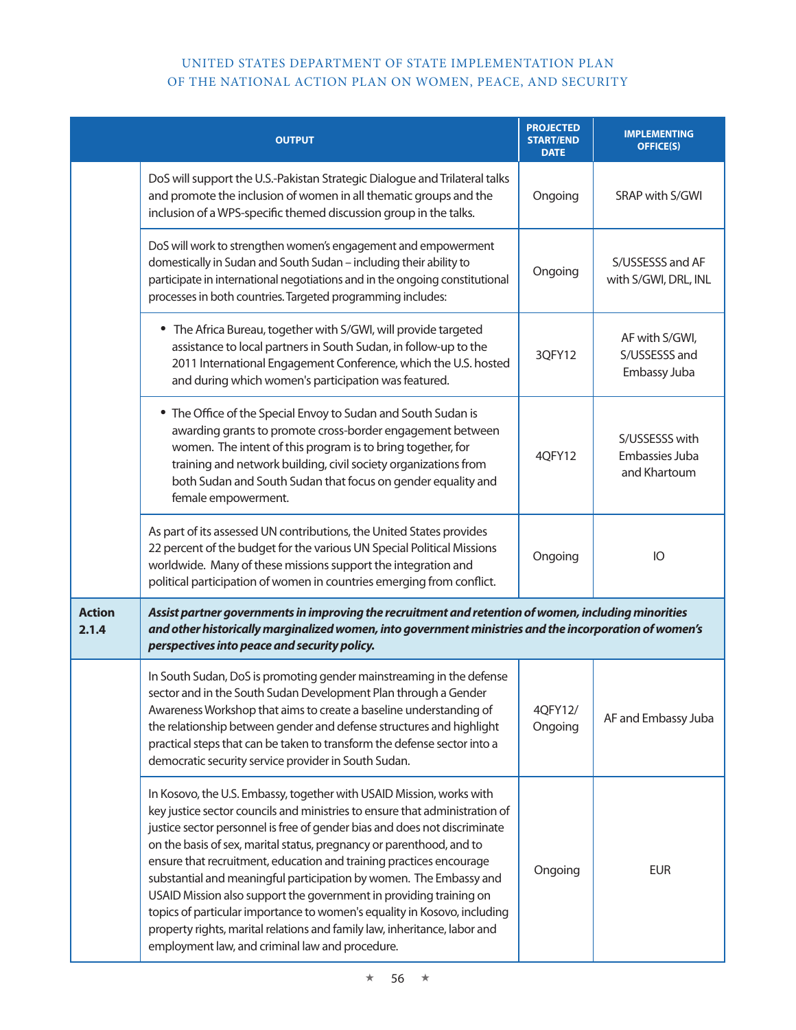| | OUTPUT | PROJECTED START/END DATE | IMPLEMENTING OFFICE(S) |
|---|---|---|---|
| | DoS will support the U.S.-Pakistan Strategic Dialogue and Trilateral talks and promote the inclusion of women in all thematic groups and the inclusion of a WPS-specific themed discussion group in the talks. | Ongoing | SRAP with S/GWI |
| | DoS will work to strengthen women's engagement and empowerment domestically in Sudan and South Sudan – including their ability to participate in international negotiations and in the ongoing constitutional processes in both countries. Targeted programming includes: | Ongoing | S/USSESSS and AF with S/GWI, DRL, INL |
| | • The Africa Bureau, together with S/GWI, will provide targeted assistance to local partners in South Sudan, in follow-up to the 2011 International Engagement Conference, which the U.S. hosted and during which women's participation was featured. | 3QFY12 | AF with S/GWI, S/USSESSS and Embassy Juba |
| | • The Office of the Special Envoy to Sudan and South Sudan is awarding grants to promote cross-border engagement between women. The intent of this program is to bring together, for training and network building, civil society organizations from both Sudan and South Sudan that focus on gender equality and female empowerment. | 4QFY12 | S/USSESSS with Embassies Juba and Khartoum |
| | As part of its assessed UN contributions, the United States provides 22 percent of the budget for the various UN Special Political Missions worldwide. Many of these missions support the integration and political participation of women in countries emerging from conflict. | Ongoing | IO |
| **Action 2.1.4** | ***Assist partner governments in improving the recruitment and retention of women, including minorities and other historically marginalized women, into government ministries and the incorporation of women's perspectives into peace and security policy.*** | | |
| | In South Sudan, DoS is promoting gender mainstreaming in the defense sector and in the South Sudan Development Plan through a Gender Awareness Workshop that aims to create a baseline understanding of the relationship between gender and defense structures and highlight practical steps that can be taken to transform the defense sector into a democratic security service provider in South Sudan. | 4QFY12/ Ongoing | AF and Embassy Juba |
| | In Kosovo, the U.S. Embassy, together with USAID Mission, works with key justice sector councils and ministries to ensure that administration of justice sector personnel is free of gender bias and does not discriminate on the basis of sex, marital status, pregnancy or parenthood, and to ensure that recruitment, education and training practices encourage substantial and meaningful participation by women. The Embassy and USAID Mission also support the government in providing training on topics of particular importance to women's equality in Kosovo, including property rights, marital relations and family law, inheritance, labor and employment law, and criminal law and procedure. | Ongoing | EUR |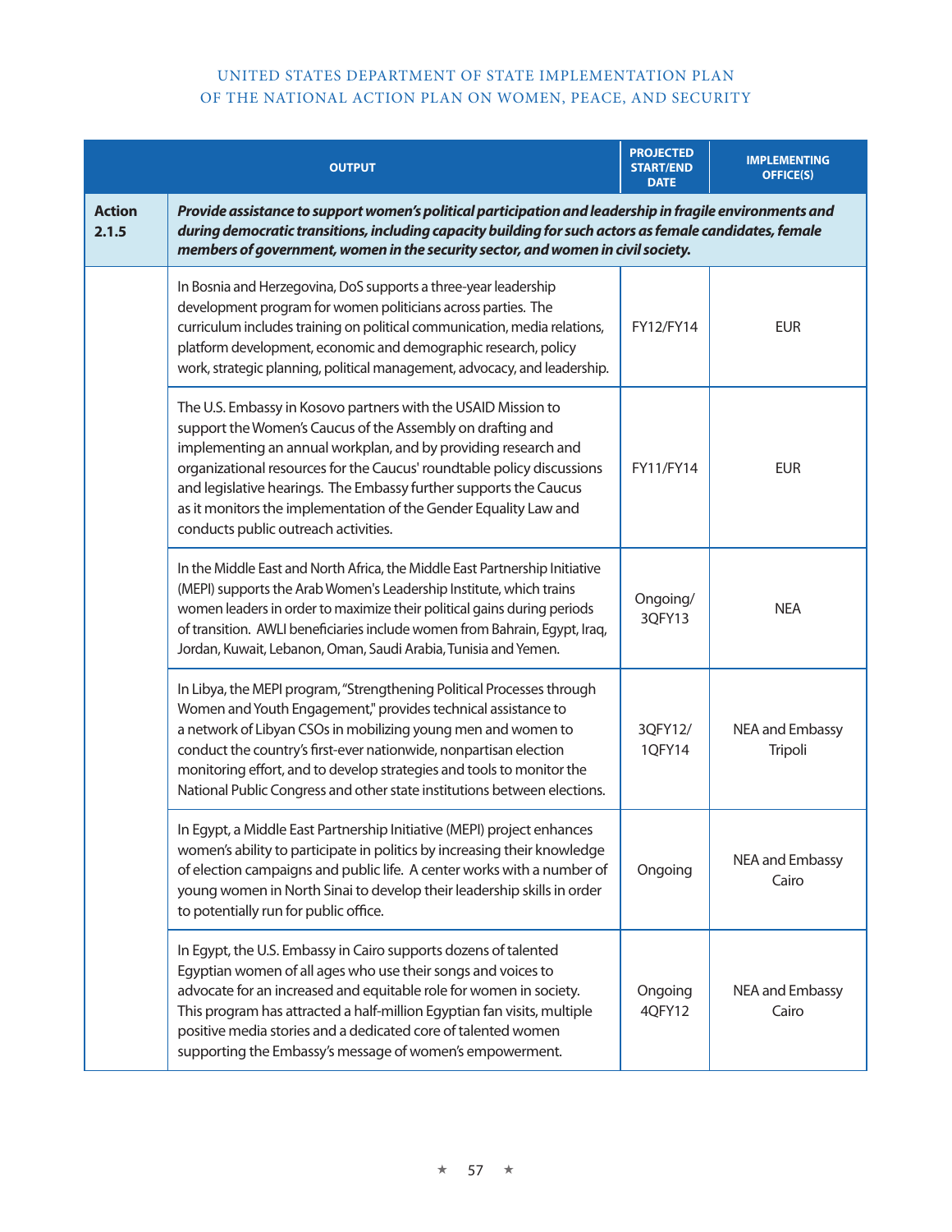| | OUTPUT | PROJECTED START/END DATE | IMPLEMENTING OFFICE(S) |
|---|---|---|---|
| **Action 2.1.5** | ***Provide assistance to support women's political participation and leadership in fragile environments and during democratic transitions, including capacity building for such actors as female candidates, female members of government, women in the security sector, and women in civil society.*** | | |
| | In Bosnia and Herzegovina, DoS supports a three-year leadership development program for women politicians across parties. The curriculum includes training on political communication, media relations, platform development, economic and demographic research, policy work, strategic planning, political management, advocacy, and leadership. | FY12/FY14 | EUR |
| | The U.S. Embassy in Kosovo partners with the USAID Mission to support the Women's Caucus of the Assembly on drafting and implementing an annual workplan, and by providing research and organizational resources for the Caucus' roundtable policy discussions and legislative hearings. The Embassy further supports the Caucus as it monitors the implementation of the Gender Equality Law and conducts public outreach activities. | FY11/FY14 | EUR |
| | In the Middle East and North Africa, the Middle East Partnership Initiative (MEPI) supports the Arab Women's Leadership Institute, which trains women leaders in order to maximize their political gains during periods of transition. AWLI beneficiaries include women from Bahrain, Egypt, Iraq, Jordan, Kuwait, Lebanon, Oman, Saudi Arabia, Tunisia and Yemen. | Ongoing/ 3QFY13 | NEA |
| | In Libya, the MEPI program, "Strengthening Political Processes through Women and Youth Engagement," provides technical assistance to a network of Libyan CSOs in mobilizing young men and women to conduct the country's first-ever nationwide, nonpartisan election monitoring effort, and to develop strategies and tools to monitor the National Public Congress and other state institutions between elections. | 3QFY12/ 1QFY14 | NEA and Embassy Tripoli |
| | In Egypt, a Middle East Partnership Initiative (MEPI) project enhances women's ability to participate in politics by increasing their knowledge of election campaigns and public life. A center works with a number of young women in North Sinai to develop their leadership skills in order to potentially run for public office. | Ongoing | NEA and Embassy Cairo |
| | In Egypt, the U.S. Embassy in Cairo supports dozens of talented Egyptian women of all ages who use their songs and voices to advocate for an increased and equitable role for women in society. This program has attracted a half-million Egyptian fan visits, multiple positive media stories and a dedicated core of talented women supporting the Embassy's message of women's empowerment. | Ongoing 4QFY12 | NEA and Embassy Cairo |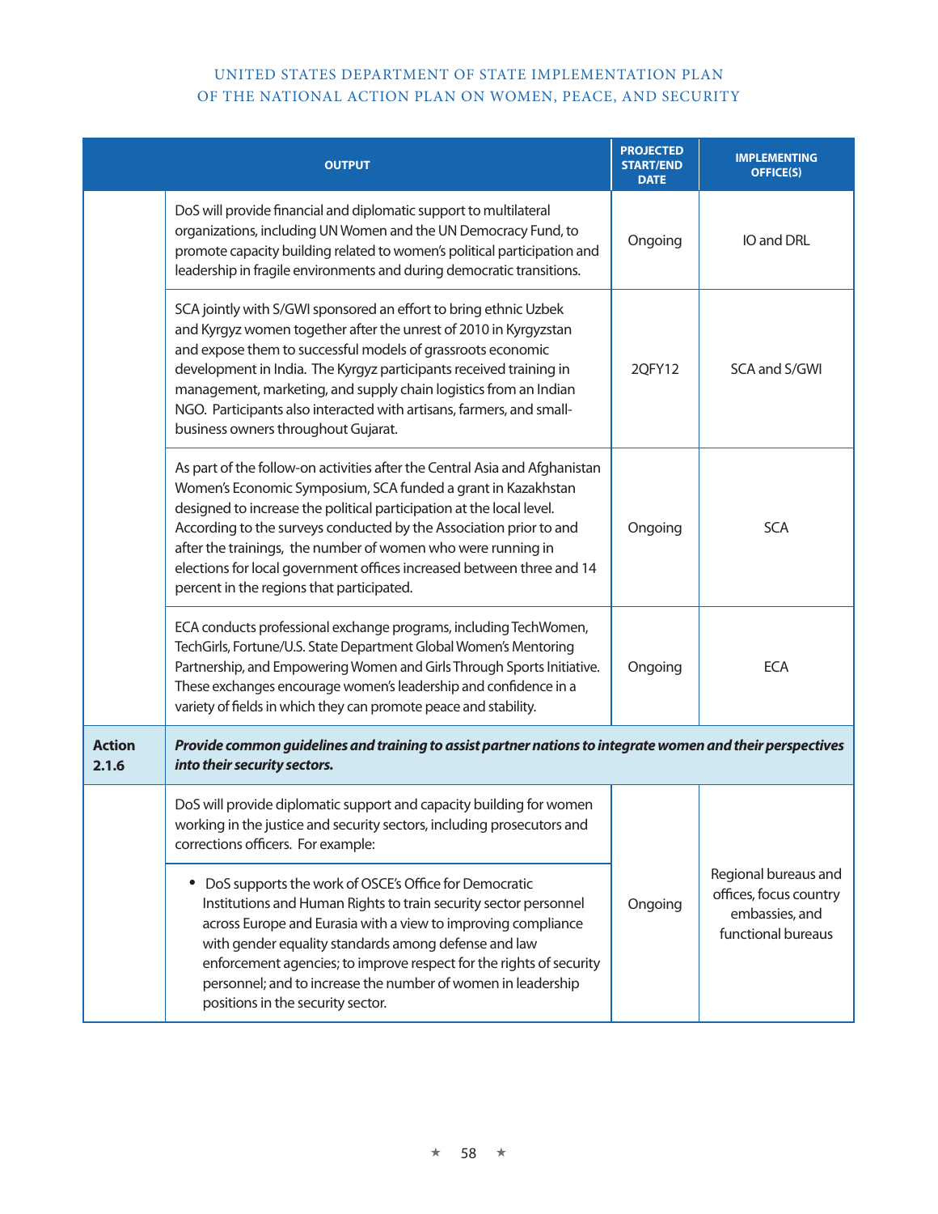| | OUTPUT | PROJECTED START/END DATE | IMPLEMENTING OFFICE(S) |
|---|---|---|---|
| | DoS will provide financial and diplomatic support to multilateral organizations, including UN Women and the UN Democracy Fund, to promote capacity building related to women's political participation and leadership in fragile environments and during democratic transitions. | Ongoing | IO and DRL |
| | SCA jointly with S/GWI sponsored an effort to bring ethnic Uzbek and Kyrgyz women together after the unrest of 2010 in Kyrgyzstan and expose them to successful models of grassroots economic development in India. The Kyrgyz participants received training in management, marketing, and supply chain logistics from an Indian NGO. Participants also interacted with artisans, farmers, and small-business owners throughout Gujarat. | 2QFY12 | SCA and S/GWI |
| | As part of the follow-on activities after the Central Asia and Afghanistan Women's Economic Symposium, SCA funded a grant in Kazakhstan designed to increase the political participation at the local level. According to the surveys conducted by the Association prior to and after the trainings, the number of women who were running in elections for local government offices increased between three and 14 percent in the regions that participated. | Ongoing | SCA |
| | ECA conducts professional exchange programs, including TechWomen, TechGirls, Fortune/U.S. State Department Global Women's Mentoring Partnership, and Empowering Women and Girls Through Sports Initiative. These exchanges encourage women's leadership and confidence in a variety of fields in which they can promote peace and stability. | Ongoing | ECA |
| **Action 2.1.6** | ***Provide common guidelines and training to assist partner nations to integrate women and their perspectives into their security sectors.*** | | |
| | DoS will provide diplomatic support and capacity building for women working in the justice and security sectors, including prosecutors and corrections officers. For example: | Ongoing | Regional bureaus and offices, focus country embassies, and functional bureaus |
| | • DoS supports the work of OSCE's Office for Democratic Institutions and Human Rights to train security sector personnel across Europe and Eurasia with a view to improving compliance with gender equality standards among defense and law enforcement agencies; to improve respect for the rights of security personnel; and to increase the number of women in leadership positions in the security sector. | | |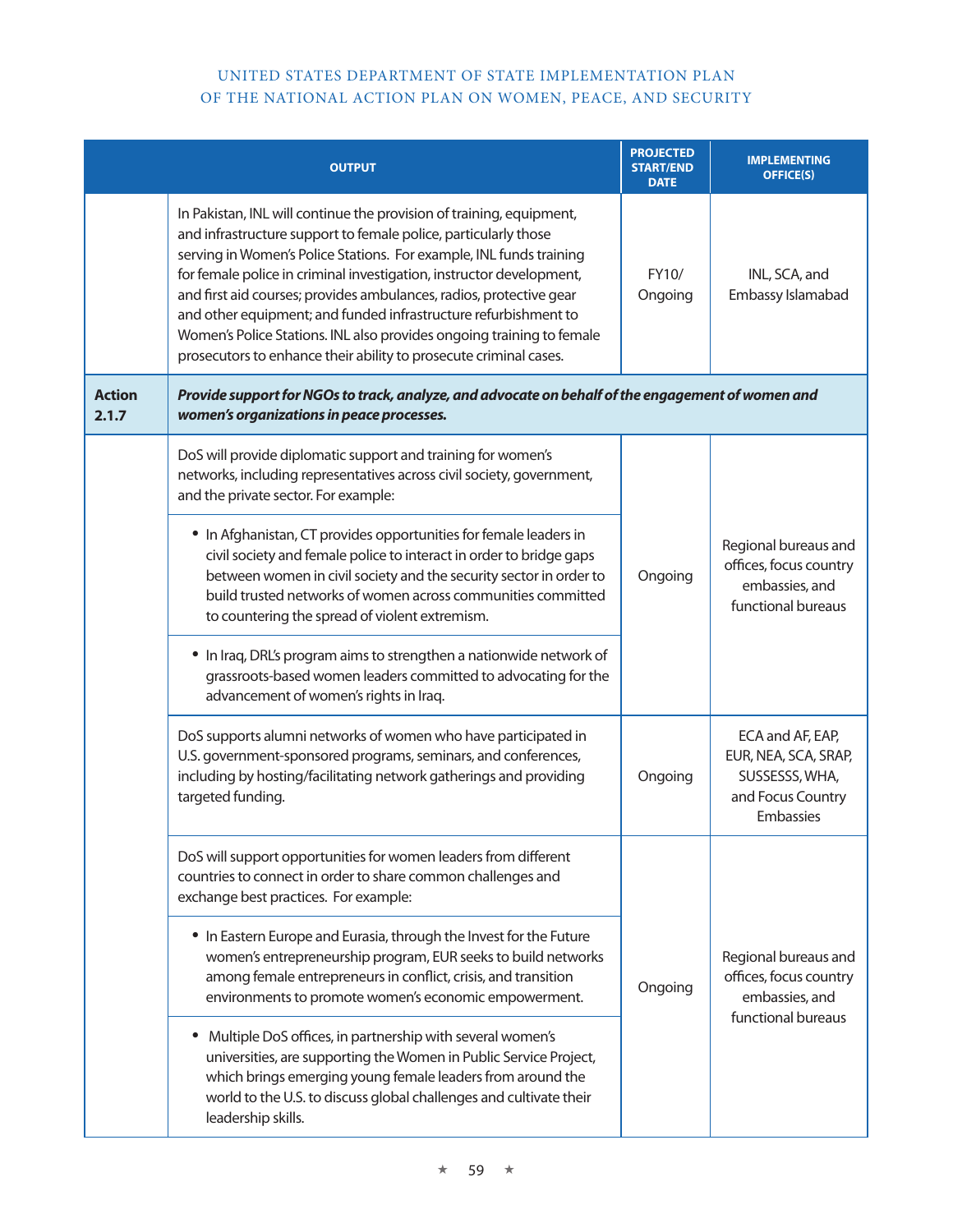| | OUTPUT | PROJECTED START/END DATE | IMPLEMENTING OFFICE(S) |
|---|---|---|---|
| | In Pakistan, INL will continue the provision of training, equipment, and infrastructure support to female police, particularly those serving in Women's Police Stations. For example, INL funds training for female police in criminal investigation, instructor development, and first aid courses; provides ambulances, radios, protective gear and other equipment; and funded infrastructure refurbishment to Women's Police Stations. INL also provides ongoing training to female prosecutors to enhance their ability to prosecute criminal cases. | FY10/ Ongoing | INL, SCA, and Embassy Islamabad |
| **Action 2.1.7** | ***Provide support for NGOs to track, analyze, and advocate on behalf of the engagement of women and women's organizations in peace processes.*** | | |
| | DoS will provide diplomatic support and training for women's networks, including representatives across civil society, government, and the private sector. For example: | Ongoing | Regional bureaus and offices, focus country embassies, and functional bureaus |
| | • In Afghanistan, CT provides opportunities for female leaders in civil society and female police to interact in order to bridge gaps between women in civil society and the security sector in order to build trusted networks of women across communities committed to countering the spread of violent extremism. | | |
| | • In Iraq, DRL's program aims to strengthen a nationwide network of grassroots-based women leaders committed to advocating for the advancement of women's rights in Iraq. | | |
| | DoS supports alumni networks of women who have participated in U.S. government-sponsored programs, seminars, and conferences, including by hosting/facilitating network gatherings and providing targeted funding. | Ongoing | ECA and AF, EAP, EUR, NEA, SCA, SRAP, SUSSESSS, WHA, and Focus Country Embassies |
| | DoS will support opportunities for women leaders from different countries to connect in order to share common challenges and exchange best practices. For example: | Ongoing | Regional bureaus and offices, focus country embassies, and functional bureaus |
| | • In Eastern Europe and Eurasia, through the Invest for the Future women's entrepreneurship program, EUR seeks to build networks among female entrepreneurs in conflict, crisis, and transition environments to promote women's economic empowerment. | | |
| | • Multiple DoS offices, in partnership with several women's universities, are supporting the Women in Public Service Project, which brings emerging young female leaders from around the world to the U.S. to discuss global challenges and cultivate their leadership skills. | | |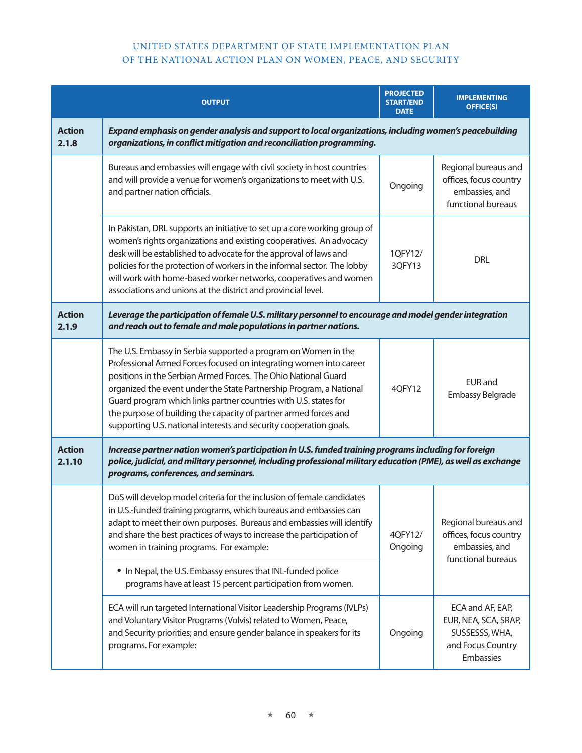| | OUTPUT | PROJECTED START/END DATE | IMPLEMENTING OFFICE(S) |
|---|---|---|---|
| **Action 2.1.8** | ***Expand emphasis on gender analysis and support to local organizations, including women's peacebuilding organizations, in conflict mitigation and reconciliation programming.*** | | |
| | Bureaus and embassies will engage with civil society in host countries and will provide a venue for women's organizations to meet with U.S. and partner nation officials. | Ongoing | Regional bureaus and offices, focus country embassies, and functional bureaus |
| | In Pakistan, DRL supports an initiative to set up a core working group of women's rights organizations and existing cooperatives. An advocacy desk will be established to advocate for the approval of laws and policies for the protection of workers in the informal sector. The lobby will work with home-based worker networks, cooperatives and women associations and unions at the district and provincial level. | 1QFY12/ 3QFY13 | DRL |
| **Action 2.1.9** | ***Leverage the participation of female U.S. military personnel to encourage and model gender integration and reach out to female and male populations in partner nations.*** | | |
| | The U.S. Embassy in Serbia supported a program on Women in the Professional Armed Forces focused on integrating women into career positions in the Serbian Armed Forces. The Ohio National Guard organized the event under the State Partnership Program, a National Guard program which links partner countries with U.S. states for the purpose of building the capacity of partner armed forces and supporting U.S. national interests and security cooperation goals. | 4QFY12 | EUR and Embassy Belgrade |
| **Action 2.1.10** | ***Increase partner nation women's participation in U.S. funded training programs including for foreign police, judicial, and military personnel, including professional military education (PME), as well as exchange programs, conferences, and seminars.*** | | |
| | DoS will develop model criteria for the inclusion of female candidates in U.S.-funded training programs, which bureaus and embassies can adapt to meet their own purposes. Bureaus and embassies will identify and share the best practices of ways to increase the participation of women in training programs. For example:<br>• In Nepal, the U.S. Embassy ensures that INL-funded police programs have at least 15 percent participation from women. | 4QFY12/ Ongoing | Regional bureaus and offices, focus country embassies, and functional bureaus |
| | ECA will run targeted International Visitor Leadership Programs (IVLPs) and Voluntary Visitor Programs (Volvis) related to Women, Peace, and Security priorities; and ensure gender balance in speakers for its programs. For example: | Ongoing | ECA and AF, EAP, EUR, NEA, SCA, SRAP, SUSSESSS, WHA, and Focus Country Embassies |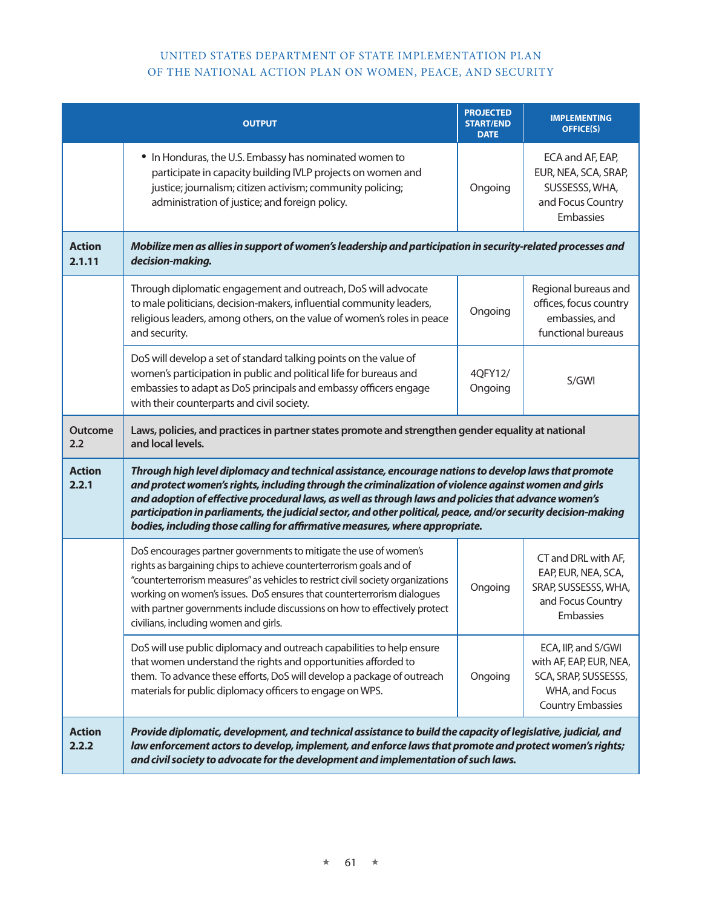| | OUTPUT | PROJECTED START/END DATE | IMPLEMENTING OFFICE(S) |
|---|---|---|---|
| | • In Honduras, the U.S. Embassy has nominated women to participate in capacity building IVLP projects on women and justice; journalism; citizen activism; community policing; administration of justice; and foreign policy. | Ongoing | ECA and AF, EAP, EUR, NEA, SCA, SRAP, SUSSESSS, WHA, and Focus Country Embassies |
| **Action 2.1.11** | ***Mobilize men as allies in support of women's leadership and participation in security-related processes and decision-making.*** | | |
| | Through diplomatic engagement and outreach, DoS will advocate to male politicians, decision-makers, influential community leaders, religious leaders, among others, on the value of women's roles in peace and security. | Ongoing | Regional bureaus and offices, focus country embassies, and functional bureaus |
| | DoS will develop a set of standard talking points on the value of women's participation in public and political life for bureaus and embassies to adapt as DoS principals and embassy officers engage with their counterparts and civil society. | 4QFY12/ Ongoing | S/GWI |
| **Outcome 2.2** | **Laws, policies, and practices in partner states promote and strengthen gender equality at national and local levels.** | | |
| **Action 2.2.1** | ***Through high level diplomacy and technical assistance, encourage nations to develop laws that promote and protect women's rights, including through the criminalization of violence against women and girls and adoption of effective procedural laws, as well as through laws and policies that advance women's participation in parliaments, the judicial sector, and other political, peace, and/or security decision-making bodies, including those calling for affirmative measures, where appropriate.*** | | |
| | DoS encourages partner governments to mitigate the use of women's rights as bargaining chips to achieve counterterrorism goals and of "counterterrorism measures" as vehicles to restrict civil society organizations working on women's issues. DoS ensures that counterterrorism dialogues with partner governments include discussions on how to effectively protect civilians, including women and girls. | Ongoing | CT and DRL with AF, EAP, EUR, NEA, SCA, SRAP, SUSSESSS, WHA, and Focus Country Embassies |
| | DoS will use public diplomacy and outreach capabilities to help ensure that women understand the rights and opportunities afforded to them. To advance these efforts, DoS will develop a package of outreach materials for public diplomacy officers to engage on WPS. | Ongoing | ECA, IIP, and S/GWI with AF, EAP, EUR, NEA, SCA, SRAP, SUSSESSS, WHA, and Focus Country Embassies |
| **Action 2.2.2** | ***Provide diplomatic, development, and technical assistance to build the capacity of legislative, judicial, and law enforcement actors to develop, implement, and enforce laws that promote and protect women's rights; and civil society to advocate for the development and implementation of such laws.*** | | |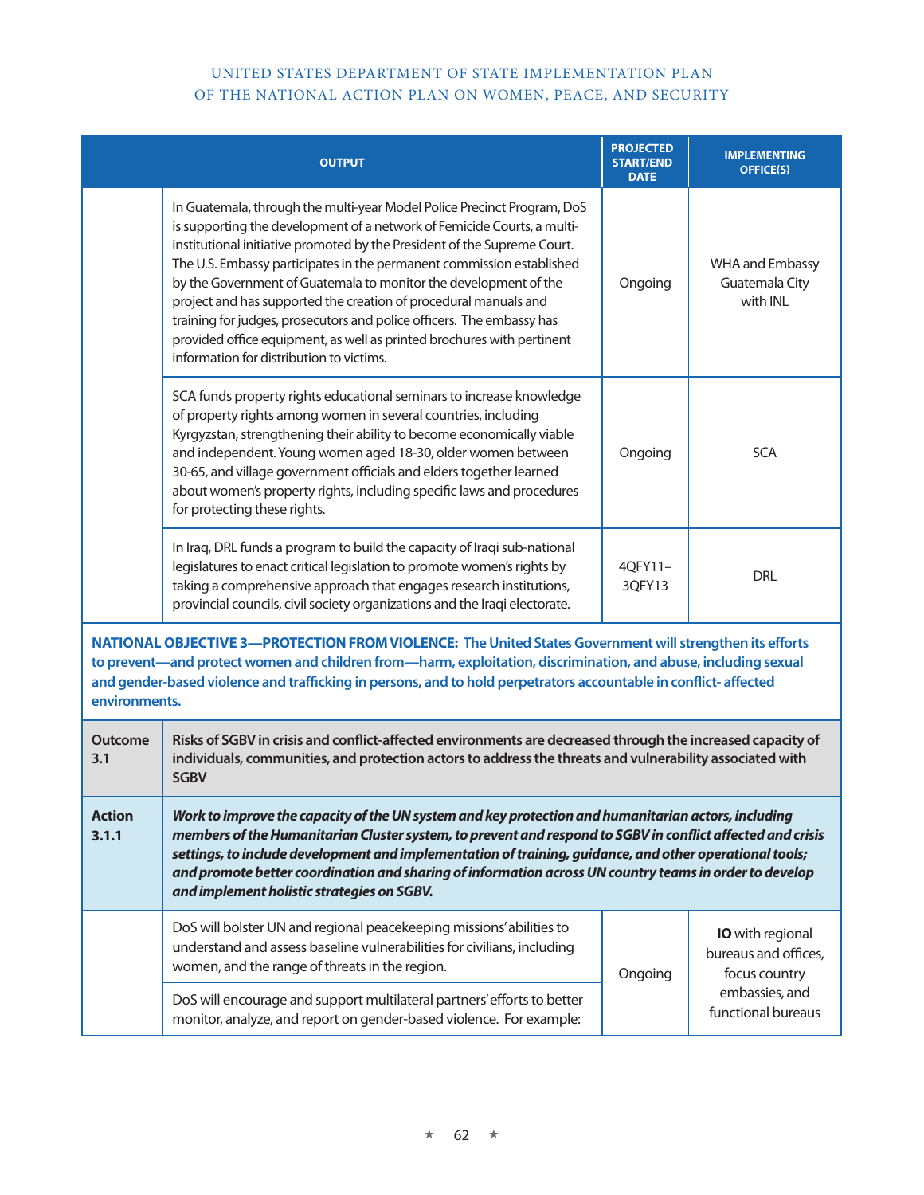| | OUTPUT | PROJECTED START/END DATE | IMPLEMENTING OFFICE(S) |
|---|---|---|---|
| | In Guatemala, through the multi-year Model Police Precinct Program, DoS is supporting the development of a network of Femicide Courts, a multi-institutional initiative promoted by the President of the Supreme Court. The U.S. Embassy participates in the permanent commission established by the Government of Guatemala to monitor the development of the project and has supported the creation of procedural manuals and training for judges, prosecutors and police officers. The embassy has provided office equipment, as well as printed brochures with pertinent information for distribution to victims. | Ongoing | WHA and Embassy Guatemala City with INL |
| | SCA funds property rights educational seminars to increase knowledge of property rights among women in several countries, including Kyrgyzstan, strengthening their ability to become economically viable and independent. Young women aged 18-30, older women between 30-65, and village government officials and elders together learned about women's property rights, including specific laws and procedures for protecting these rights. | Ongoing | SCA |
| | In Iraq, DRL funds a program to build the capacity of Iraqi sub-national legislatures to enact critical legislation to promote women's rights by taking a comprehensive approach that engages research institutions, provincial councils, civil society organizations and the Iraqi electorate. | 4QFY11–3QFY13 | DRL |
| **NATIONAL OBJECTIVE 3—PROTECTION FROM VIOLENCE: The United States Government will strengthen its efforts to prevent—and protect women and children from—harm, exploitation, discrimination, and abuse, including sexual and gender-based violence and trafficking in persons, and to hold perpetrators accountable in conflict- affected environments.** | | | |
| **Outcome 3.1** | **Risks of SGBV in crisis and conflict-affected environments are decreased through the increased capacity of individuals, communities, and protection actors to address the threats and vulnerability associated with SGBV** | | |
| **Action 3.1.1** | ***Work to improve the capacity of the UN system and key protection and humanitarian actors, including members of the Humanitarian Cluster system, to prevent and respond to SGBV in conflict affected and crisis settings, to include development and implementation of training, guidance, and other operational tools; and promote better coordination and sharing of information across UN country teams in order to develop and implement holistic strategies on SGBV.*** | | |
| | DoS will bolster UN and regional peacekeeping missions' abilities to understand and assess baseline vulnerabilities for civilians, including women, and the range of threats in the region. | Ongoing | **IO** with regional bureaus and offices, focus country embassies, and functional bureaus |
| | DoS will encourage and support multilateral partners' efforts to better monitor, analyze, and report on gender-based violence. For example: | | |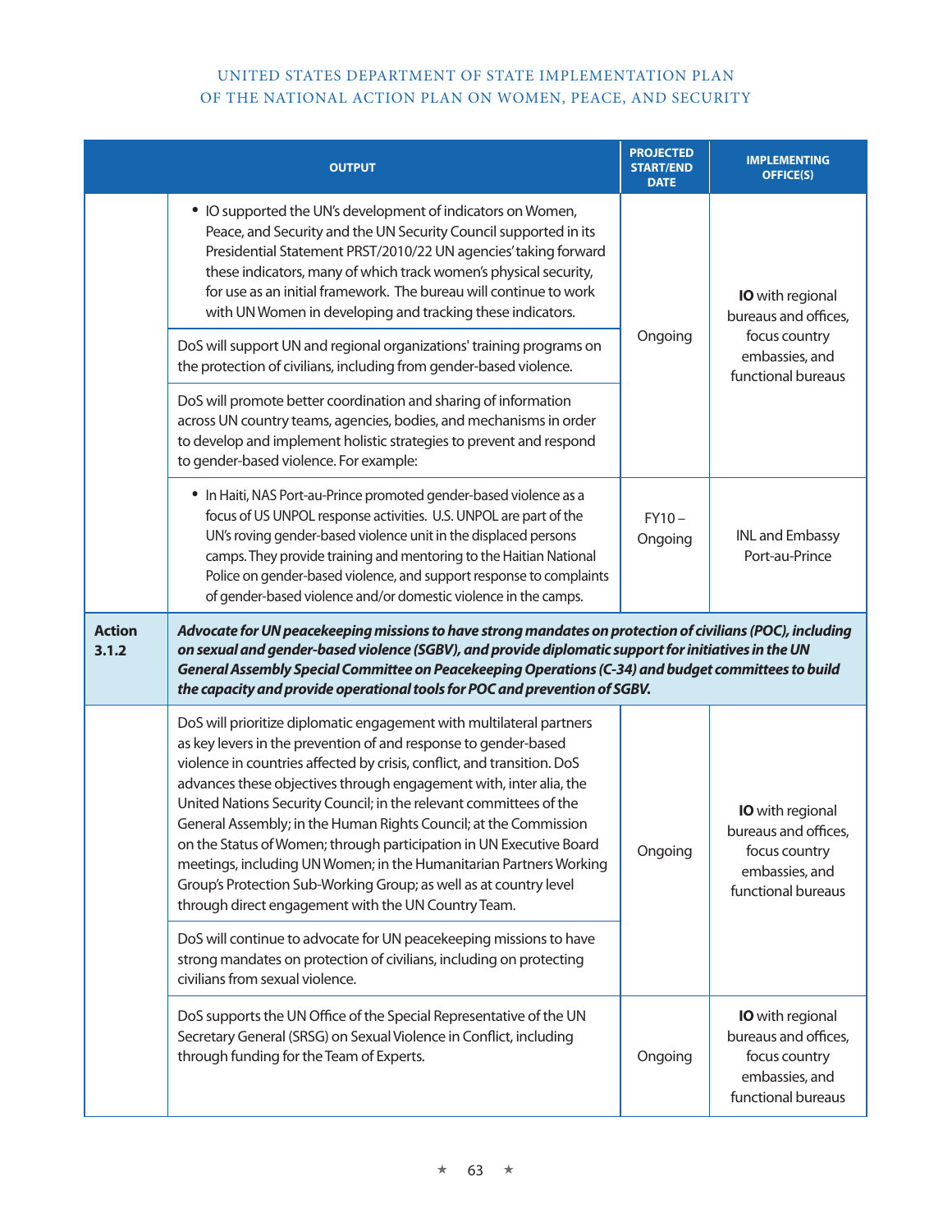| | OUTPUT | PROJECTED START/END DATE | IMPLEMENTING OFFICE(S) |
|---|---|---|---|
| | • IO supported the UN's development of indicators on Women, Peace, and Security and the UN Security Council supported in its Presidential Statement PRST/2010/22 UN agencies' taking forward these indicators, many of which track women's physical security, for use as an initial framework. The bureau will continue to work with UN Women in developing and tracking these indicators. | Ongoing | **IO** with regional bureaus and offices, focus country embassies, and functional bureaus |
| | DoS will support UN and regional organizations' training programs on the protection of civilians, including from gender-based violence. | | |
| | DoS will promote better coordination and sharing of information across UN country teams, agencies, bodies, and mechanisms in order to develop and implement holistic strategies to prevent and respond to gender-based violence. For example: | | |
| | • In Haiti, NAS Port-au-Prince promoted gender-based violence as a focus of US UNPOL response activities. U.S. UNPOL are part of the UN's roving gender-based violence unit in the displaced persons camps. They provide training and mentoring to the Haitian National Police on gender-based violence, and support response to complaints of gender-based violence and/or domestic violence in the camps. | FY10 – Ongoing | INL and Embassy Port-au-Prince |
| **Action 3.1.2** | ***Advocate for UN peacekeeping missions to have strong mandates on protection of civilians (POC), including on sexual and gender-based violence (SGBV), and provide diplomatic support for initiatives in the UN General Assembly Special Committee on Peacekeeping Operations (C-34) and budget committees to build the capacity and provide operational tools for POC and prevention of SGBV.*** | | |
| | DoS will prioritize diplomatic engagement with multilateral partners as key levers in the prevention of and response to gender-based violence in countries affected by crisis, conflict, and transition. DoS advances these objectives through engagement with, inter alia, the United Nations Security Council; in the relevant committees of the General Assembly; in the Human Rights Council; at the Commission on the Status of Women; through participation in UN Executive Board meetings, including UN Women; in the Humanitarian Partners Working Group's Protection Sub-Working Group; as well as at country level through direct engagement with the UN Country Team. | Ongoing | **IO** with regional bureaus and offices, focus country embassies, and functional bureaus |
| | DoS will continue to advocate for UN peacekeeping missions to have strong mandates on protection of civilians, including on protecting civilians from sexual violence. | | |
| | DoS supports the UN Office of the Special Representative of the UN Secretary General (SRSG) on Sexual Violence in Conflict, including through funding for the Team of Experts. | Ongoing | **IO** with regional bureaus and offices, focus country embassies, and functional bureaus |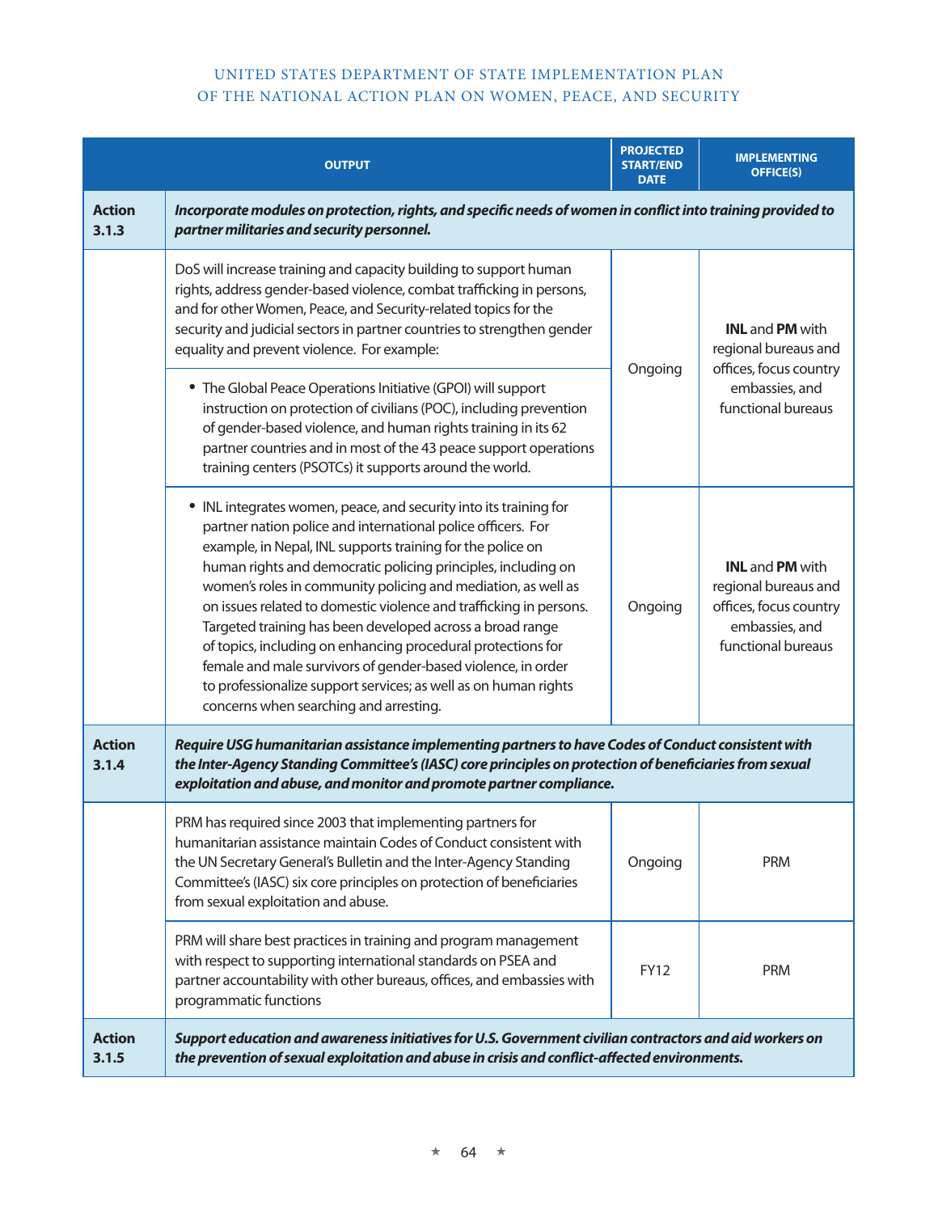| | OUTPUT | PROJECTED START/END DATE | IMPLEMENTING OFFICE(S) |
|---|---|---|---|
| **Action 3.1.3** | ***Incorporate modules on protection, rights, and specific needs of women in conflict into training provided to partner militaries and security personnel.*** | | |
| | DoS will increase training and capacity building to support human rights, address gender-based violence, combat trafficking in persons, and for other Women, Peace, and Security-related topics for the security and judicial sectors in partner countries to strengthen gender equality and prevent violence. For example:<br>• The Global Peace Operations Initiative (GPOI) will support instruction on protection of civilians (POC), including prevention of gender-based violence, and human rights training in its 62 partner countries and in most of the 43 peace support operations training centers (PSOTCs) it supports around the world. | Ongoing | **INL** and **PM** with regional bureaus and offices, focus country embassies, and functional bureaus |
| | • INL integrates women, peace, and security into its training for partner nation police and international police officers. For example, in Nepal, INL supports training for the police on human rights and democratic policing principles, including on women's roles in community policing and mediation, as well as on issues related to domestic violence and trafficking in persons. Targeted training has been developed across a broad range of topics, including on enhancing procedural protections for female and male survivors of gender-based violence, in order to professionalize support services; as well as on human rights concerns when searching and arresting. | Ongoing | **INL** and **PM** with regional bureaus and offices, focus country embassies, and functional bureaus |
| **Action 3.1.4** | ***Require USG humanitarian assistance implementing partners to have Codes of Conduct consistent with the Inter-Agency Standing Committee's (IASC) core principles on protection of beneficiaries from sexual exploitation and abuse, and monitor and promote partner compliance.*** | | |
| | PRM has required since 2003 that implementing partners for humanitarian assistance maintain Codes of Conduct consistent with the UN Secretary General's Bulletin and the Inter-Agency Standing Committee's (IASC) six core principles on protection of beneficiaries from sexual exploitation and abuse. | Ongoing | PRM |
| | PRM will share best practices in training and program management with respect to supporting international standards on PSEA and partner accountability with other bureaus, offices, and embassies with programmatic functions | FY12 | PRM |
| **Action 3.1.5** | ***Support education and awareness initiatives for U.S. Government civilian contractors and aid workers on the prevention of sexual exploitation and abuse in crisis and conflict-affected environments.*** | | |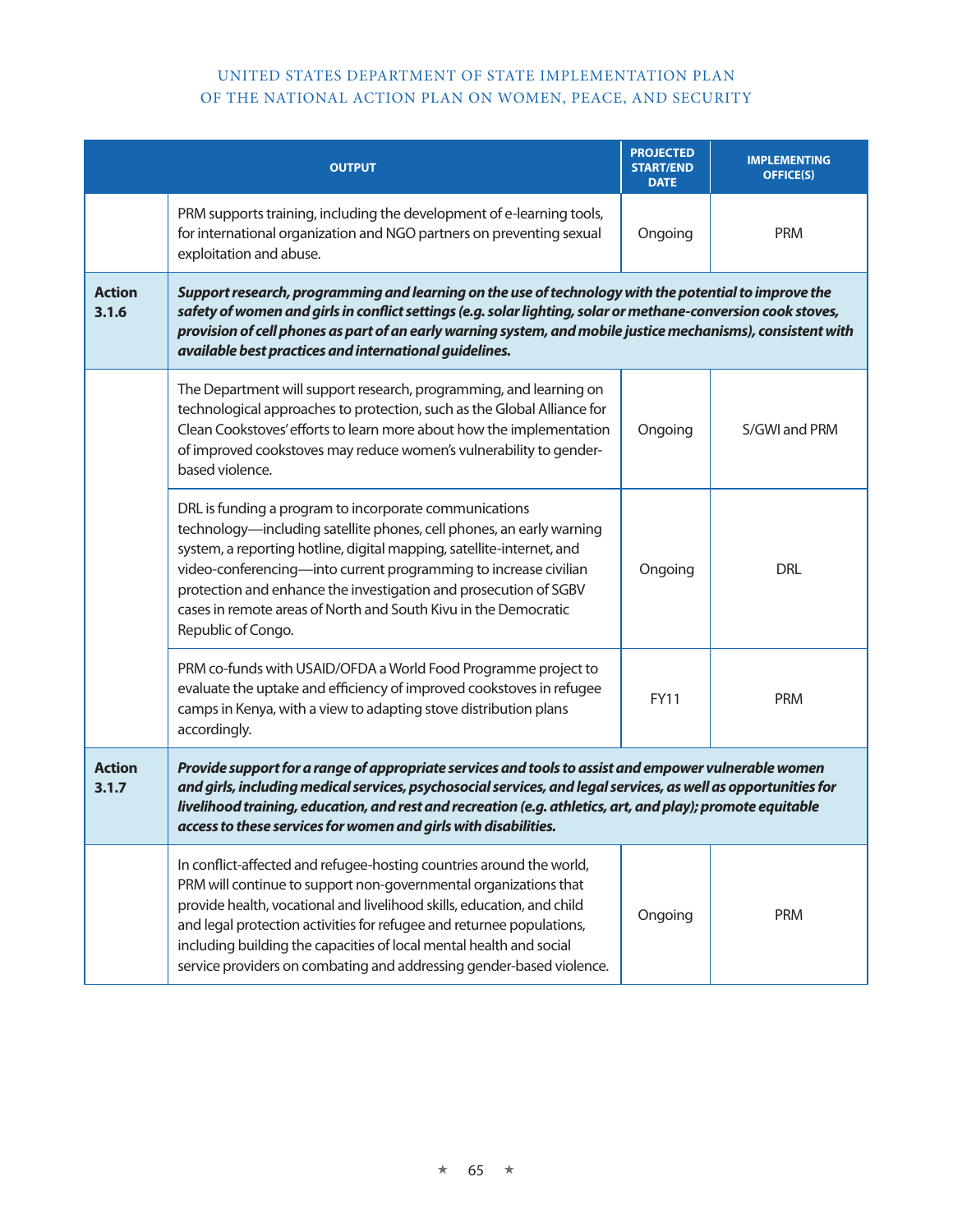| | OUTPUT | PROJECTED START/END DATE | IMPLEMENTING OFFICE(S) |
|---|---|---|---|
| | PRM supports training, including the development of e-learning tools, for international organization and NGO partners on preventing sexual exploitation and abuse. | Ongoing | PRM |
| **Action 3.1.6** | ***Support research, programming and learning on the use of technology with the potential to improve the safety of women and girls in conflict settings (e.g. solar lighting, solar or methane-conversion cook stoves, provision of cell phones as part of an early warning system, and mobile justice mechanisms), consistent with available best practices and international guidelines.*** | | |
| | The Department will support research, programming, and learning on technological approaches to protection, such as the Global Alliance for Clean Cookstoves' efforts to learn more about how the implementation of improved cookstoves may reduce women's vulnerability to gender-based violence. | Ongoing | S/GWI and PRM |
| | DRL is funding a program to incorporate communications technology—including satellite phones, cell phones, an early warning system, a reporting hotline, digital mapping, satellite-internet, and video-conferencing—into current programming to increase civilian protection and enhance the investigation and prosecution of SGBV cases in remote areas of North and South Kivu in the Democratic Republic of Congo. | Ongoing | DRL |
| | PRM co-funds with USAID/OFDA a World Food Programme project to evaluate the uptake and efficiency of improved cookstoves in refugee camps in Kenya, with a view to adapting stove distribution plans accordingly. | FY11 | PRM |
| **Action 3.1.7** | ***Provide support for a range of appropriate services and tools to assist and empower vulnerable women and girls, including medical services, psychosocial services, and legal services, as well as opportunities for livelihood training, education, and rest and recreation (e.g. athletics, art, and play); promote equitable access to these services for women and girls with disabilities.*** | | |
| | In conflict-affected and refugee-hosting countries around the world, PRM will continue to support non-governmental organizations that provide health, vocational and livelihood skills, education, and child and legal protection activities for refugee and returnee populations, including building the capacities of local mental health and social service providers on combating and addressing gender-based violence. | Ongoing | PRM |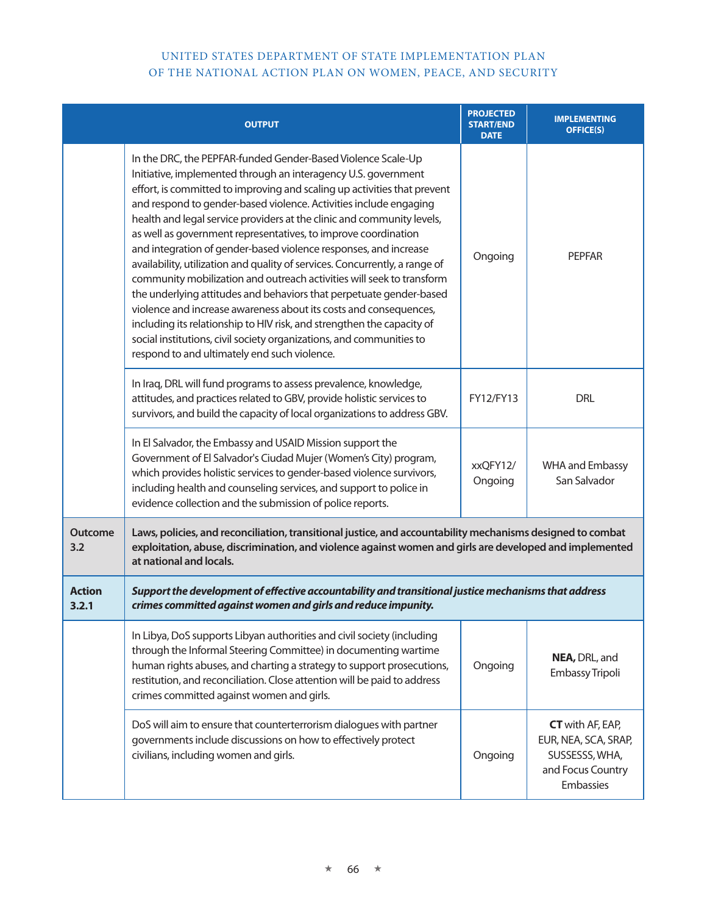| | OUTPUT | PROJECTED START/END DATE | IMPLEMENTING OFFICE(S) |
|---|---|---|---|
| | In the DRC, the PEPFAR-funded Gender-Based Violence Scale-Up Initiative, implemented through an interagency U.S. government effort, is committed to improving and scaling up activities that prevent and respond to gender-based violence. Activities include engaging health and legal service providers at the clinic and community levels, as well as government representatives, to improve coordination and integration of gender-based violence responses, and increase availability, utilization and quality of services. Concurrently, a range of community mobilization and outreach activities will seek to transform the underlying attitudes and behaviors that perpetuate gender-based violence and increase awareness about its costs and consequences, including its relationship to HIV risk, and strengthen the capacity of social institutions, civil society organizations, and communities to respond to and ultimately end such violence. | Ongoing | PEPFAR |
| | In Iraq, DRL will fund programs to assess prevalence, knowledge, attitudes, and practices related to GBV, provide holistic services to survivors, and build the capacity of local organizations to address GBV. | FY12/FY13 | DRL |
| | In El Salvador, the Embassy and USAID Mission support the Government of El Salvador's Ciudad Mujer (Women's City) program, which provides holistic services to gender-based violence survivors, including health and counseling services, and support to police in evidence collection and the submission of police reports. | xxQFY12/ Ongoing | WHA and Embassy San Salvador |
| **Outcome 3.2** | **Laws, policies, and reconciliation, transitional justice, and accountability mechanisms designed to combat exploitation, abuse, discrimination, and violence against women and girls are developed and implemented at national and locals.** | | |
| **Action 3.2.1** | ***Support the development of effective accountability and transitional justice mechanisms that address crimes committed against women and girls and reduce impunity.*** | | |
| | In Libya, DoS supports Libyan authorities and civil society (including through the Informal Steering Committee) in documenting wartime human rights abuses, and charting a strategy to support prosecutions, restitution, and reconciliation. Close attention will be paid to address crimes committed against women and girls. | Ongoing | **NEA,** DRL, and Embassy Tripoli |
| | DoS will aim to ensure that counterterrorism dialogues with partner governments include discussions on how to effectively protect civilians, including women and girls. | Ongoing | **CT** with AF, EAP, EUR, NEA, SCA, SRAP, SUSSESSS, WHA, and Focus Country Embassies |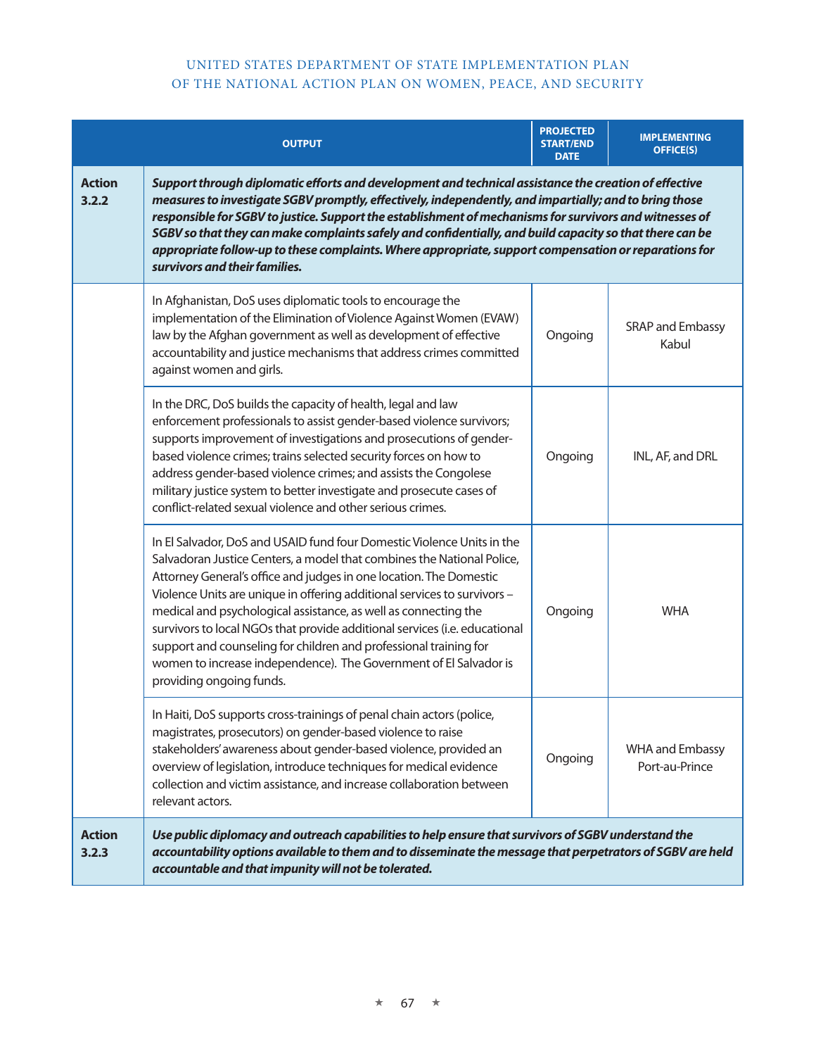| | OUTPUT | PROJECTED START/END DATE | IMPLEMENTING OFFICE(S) |
|---|---|---|---|
| **Action 3.2.2** | ***Support through diplomatic efforts and development and technical assistance the creation of effective measures to investigate SGBV promptly, effectively, independently, and impartially; and to bring those responsible for SGBV to justice. Support the establishment of mechanisms for survivors and witnesses of SGBV so that they can make complaints safely and confidentially, and build capacity so that there can be appropriate follow-up to these complaints. Where appropriate, support compensation or reparations for survivors and their families.*** | | |
| | In Afghanistan, DoS uses diplomatic tools to encourage the implementation of the Elimination of Violence Against Women (EVAW) law by the Afghan government as well as development of effective accountability and justice mechanisms that address crimes committed against women and girls. | Ongoing | SRAP and Embassy Kabul |
| | In the DRC, DoS builds the capacity of health, legal and law enforcement professionals to assist gender-based violence survivors; supports improvement of investigations and prosecutions of gender-based violence crimes; trains selected security forces on how to address gender-based violence crimes; and assists the Congolese military justice system to better investigate and prosecute cases of conflict-related sexual violence and other serious crimes. | Ongoing | INL, AF, and DRL |
| | In El Salvador, DoS and USAID fund four Domestic Violence Units in the Salvadoran Justice Centers, a model that combines the National Police, Attorney General's office and judges in one location. The Domestic Violence Units are unique in offering additional services to survivors – medical and psychological assistance, as well as connecting the survivors to local NGOs that provide additional services (i.e. educational support and counseling for children and professional training for women to increase independence). The Government of El Salvador is providing ongoing funds. | Ongoing | WHA |
| | In Haiti, DoS supports cross-trainings of penal chain actors (police, magistrates, prosecutors) on gender-based violence to raise stakeholders' awareness about gender-based violence, provided an overview of legislation, introduce techniques for medical evidence collection and victim assistance, and increase collaboration between relevant actors. | Ongoing | WHA and Embassy Port-au-Prince |
| **Action 3.2.3** | ***Use public diplomacy and outreach capabilities to help ensure that survivors of SGBV understand the accountability options available to them and to disseminate the message that perpetrators of SGBV are held accountable and that impunity will not be tolerated.*** | | |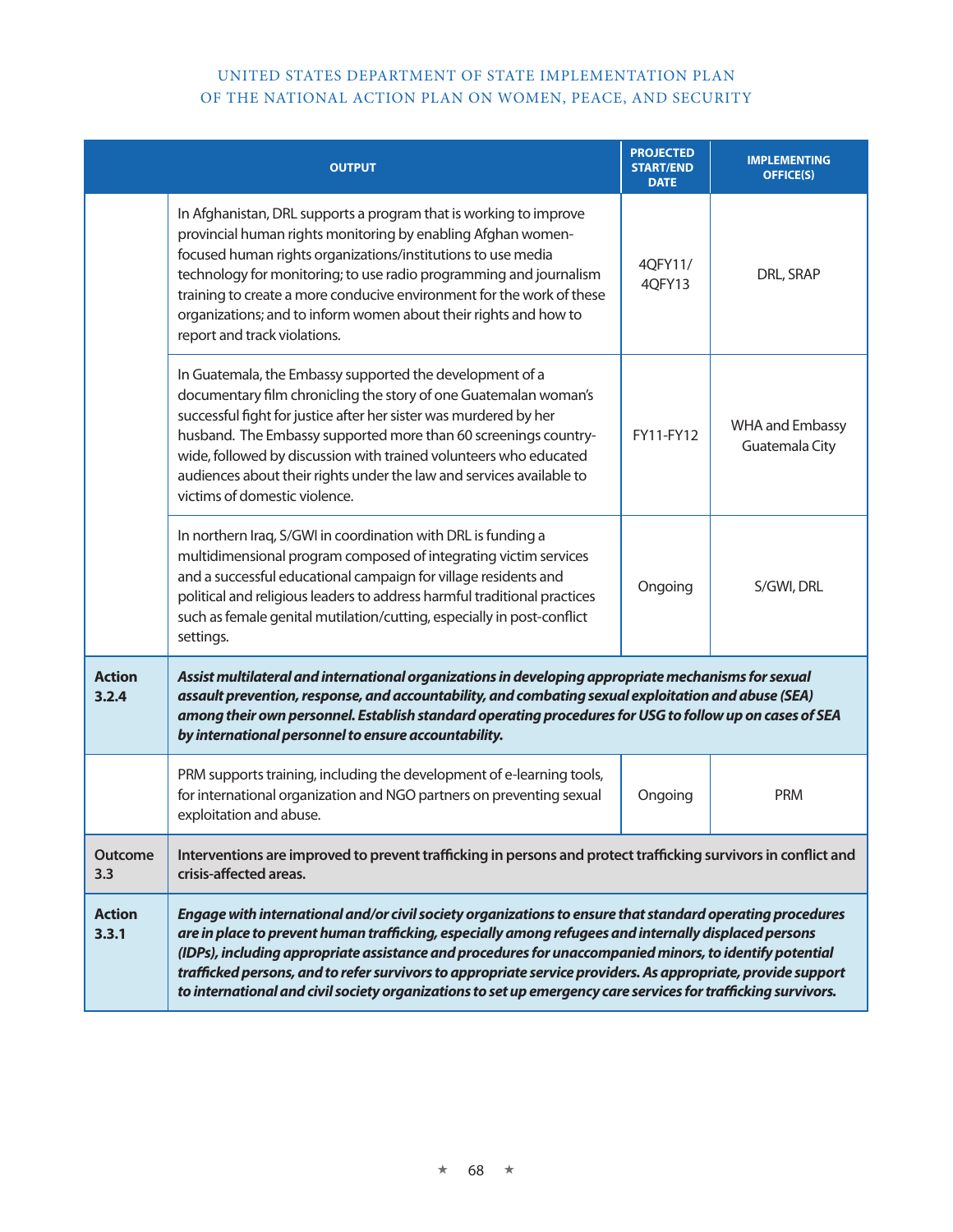| | OUTPUT | PROJECTED START/END DATE | IMPLEMENTING OFFICE(S) |
|---|---|---|---|
| | In Afghanistan, DRL supports a program that is working to improve provincial human rights monitoring by enabling Afghan women-focused human rights organizations/institutions to use media technology for monitoring; to use radio programming and journalism training to create a more conducive environment for the work of these organizations; and to inform women about their rights and how to report and track violations. | 4QFY11/ 4QFY13 | DRL, SRAP |
| | In Guatemala, the Embassy supported the development of a documentary film chronicling the story of one Guatemalan woman's successful fight for justice after her sister was murdered by her husband. The Embassy supported more than 60 screenings country-wide, followed by discussion with trained volunteers who educated audiences about their rights under the law and services available to victims of domestic violence. | FY11-FY12 | WHA and Embassy Guatemala City |
| | In northern Iraq, S/GWI in coordination with DRL is funding a multidimensional program composed of integrating victim services and a successful educational campaign for village residents and political and religious leaders to address harmful traditional practices such as female genital mutilation/cutting, especially in post-conflict settings. | Ongoing | S/GWI, DRL |
| **Action 3.2.4** | ***Assist multilateral and international organizations in developing appropriate mechanisms for sexual assault prevention, response, and accountability, and combating sexual exploitation and abuse (SEA) among their own personnel. Establish standard operating procedures for USG to follow up on cases of SEA by international personnel to ensure accountability.*** | | |
| | PRM supports training, including the development of e-learning tools, for international organization and NGO partners on preventing sexual exploitation and abuse. | Ongoing | PRM |
| **Outcome 3.3** | **Interventions are improved to prevent trafficking in persons and protect trafficking survivors in conflict and crisis-affected areas.** | | |
| **Action 3.3.1** | ***Engage with international and/or civil society organizations to ensure that standard operating procedures are in place to prevent human trafficking, especially among refugees and internally displaced persons (IDPs), including appropriate assistance and procedures for unaccompanied minors, to identify potential trafficked persons, and to refer survivors to appropriate service providers. As appropriate, provide support to international and civil society organizations to set up emergency care services for trafficking survivors.*** | | |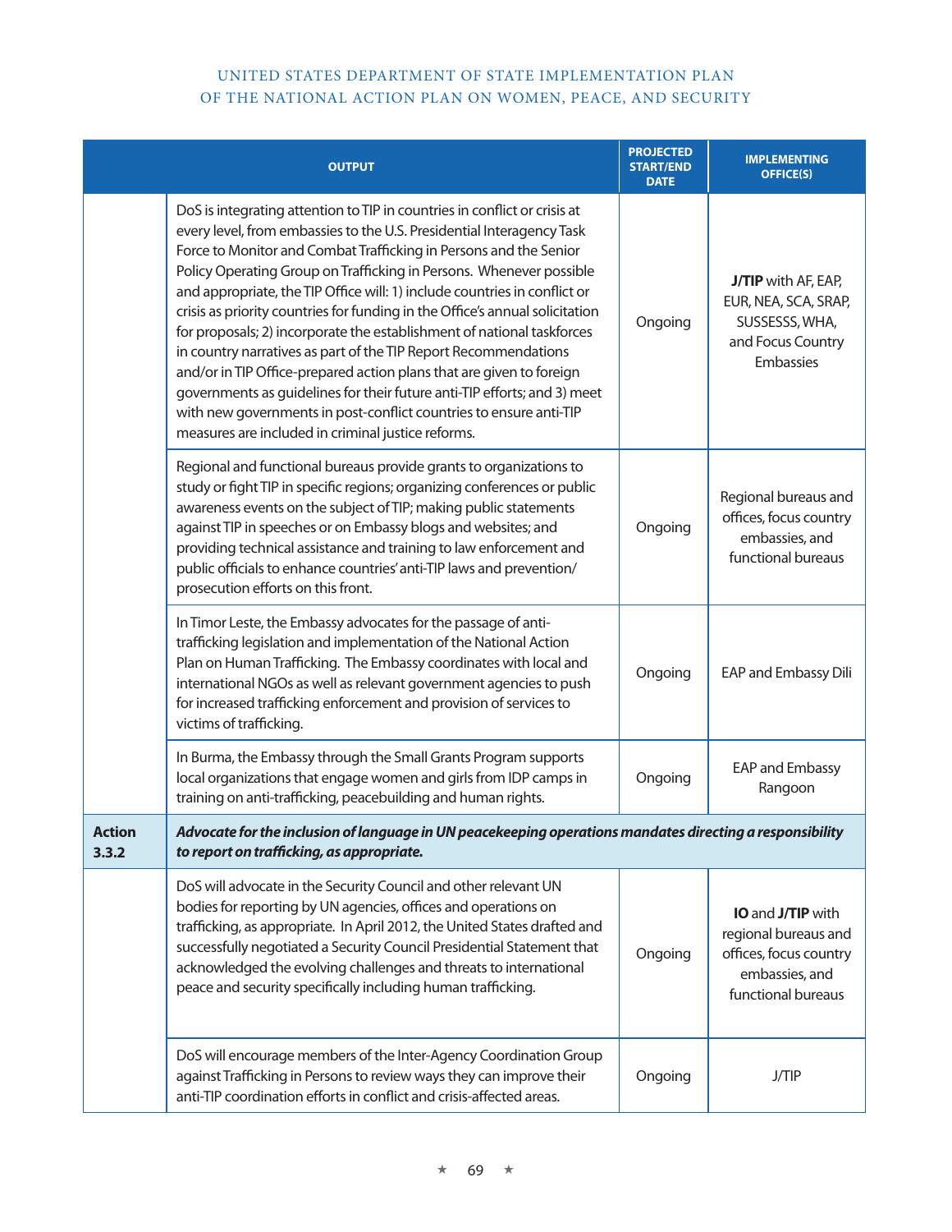| | OUTPUT | PROJECTED START/END DATE | IMPLEMENTING OFFICE(S) |
|---|---|---|---|
| | DoS is integrating attention to TIP in countries in conflict or crisis at every level, from embassies to the U.S. Presidential Interagency Task Force to Monitor and Combat Trafficking in Persons and the Senior Policy Operating Group on Trafficking in Persons. Whenever possible and appropriate, the TIP Office will: 1) include countries in conflict or crisis as priority countries for funding in the Office's annual solicitation for proposals; 2) incorporate the establishment of national taskforces in country narratives as part of the TIP Report Recommendations and/or in TIP Office-prepared action plans that are given to foreign governments as guidelines for their future anti-TIP efforts; and 3) meet with new governments in post-conflict countries to ensure anti-TIP measures are included in criminal justice reforms. | Ongoing | **J/TIP** with AF, EAP, EUR, NEA, SCA, SRAP, SUSSESSS, WHA, and Focus Country Embassies |
| | Regional and functional bureaus provide grants to organizations to study or fight TIP in specific regions; organizing conferences or public awareness events on the subject of TIP; making public statements against TIP in speeches or on Embassy blogs and websites; and providing technical assistance and training to law enforcement and public officials to enhance countries' anti-TIP laws and prevention/prosecution efforts on this front. | Ongoing | Regional bureaus and offices, focus country embassies, and functional bureaus |
| | In Timor Leste, the Embassy advocates for the passage of anti-trafficking legislation and implementation of the National Action Plan on Human Trafficking. The Embassy coordinates with local and international NGOs as well as relevant government agencies to push for increased trafficking enforcement and provision of services to victims of trafficking. | Ongoing | EAP and Embassy Dili |
| | In Burma, the Embassy through the Small Grants Program supports local organizations that engage women and girls from IDP camps in training on anti-trafficking, peacebuilding and human rights. | Ongoing | EAP and Embassy Rangoon |
| **Action 3.3.2** | ***Advocate for the inclusion of language in UN peacekeeping operations mandates directing a responsibility to report on trafficking, as appropriate.*** | | |
| | DoS will advocate in the Security Council and other relevant UN bodies for reporting by UN agencies, offices and operations on trafficking, as appropriate. In April 2012, the United States drafted and successfully negotiated a Security Council Presidential Statement that acknowledged the evolving challenges and threats to international peace and security specifically including human trafficking. | Ongoing | **IO** and **J/TIP** with regional bureaus and offices, focus country embassies, and functional bureaus |
| | DoS will encourage members of the Inter-Agency Coordination Group against Trafficking in Persons to review ways they can improve their anti-TIP coordination efforts in conflict and crisis-affected areas. | Ongoing | J/TIP |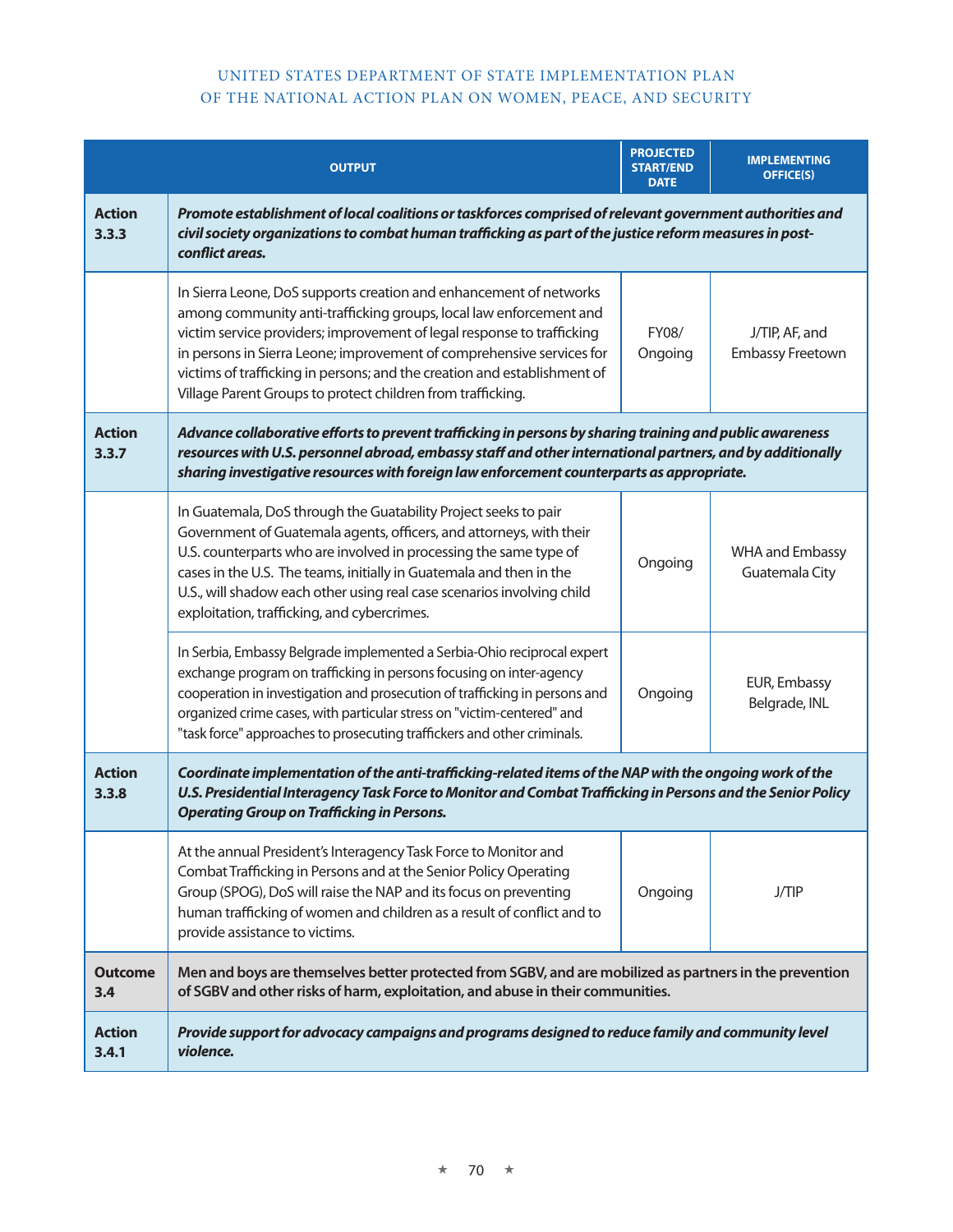| | OUTPUT | PROJECTED START/END DATE | IMPLEMENTING OFFICE(S) |
|---|---|---|---|
| **Action 3.3.3** | ***Promote establishment of local coalitions or taskforces comprised of relevant government authorities and civil society organizations to combat human trafficking as part of the justice reform measures in post-conflict areas.*** | | |
| | In Sierra Leone, DoS supports creation and enhancement of networks among community anti-trafficking groups, local law enforcement and victim service providers; improvement of legal response to trafficking in persons in Sierra Leone; improvement of comprehensive services for victims of trafficking in persons; and the creation and establishment of Village Parent Groups to protect children from trafficking. | FY08/ Ongoing | J/TIP, AF, and Embassy Freetown |
| **Action 3.3.7** | ***Advance collaborative efforts to prevent trafficking in persons by sharing training and public awareness resources with U.S. personnel abroad, embassy staff and other international partners, and by additionally sharing investigative resources with foreign law enforcement counterparts as appropriate.*** | | |
| | In Guatemala, DoS through the Guatability Project seeks to pair Government of Guatemala agents, officers, and attorneys, with their U.S. counterparts who are involved in processing the same type of cases in the U.S. The teams, initially in Guatemala and then in the U.S., will shadow each other using real case scenarios involving child exploitation, trafficking, and cybercrimes. | Ongoing | WHA and Embassy Guatemala City |
| | In Serbia, Embassy Belgrade implemented a Serbia-Ohio reciprocal expert exchange program on trafficking in persons focusing on inter-agency cooperation in investigation and prosecution of trafficking in persons and organized crime cases, with particular stress on "victim-centered" and "task force" approaches to prosecuting traffickers and other criminals. | Ongoing | EUR, Embassy Belgrade, INL |
| **Action 3.3.8** | ***Coordinate implementation of the anti-trafficking-related items of the NAP with the ongoing work of the U.S. Presidential Interagency Task Force to Monitor and Combat Trafficking in Persons and the Senior Policy Operating Group on Trafficking in Persons.*** | | |
| | At the annual President's Interagency Task Force to Monitor and Combat Trafficking in Persons and at the Senior Policy Operating Group (SPOG), DoS will raise the NAP and its focus on preventing human trafficking of women and children as a result of conflict and to provide assistance to victims. | Ongoing | J/TIP |
| **Outcome 3.4** | **Men and boys are themselves better protected from SGBV, and are mobilized as partners in the prevention of SGBV and other risks of harm, exploitation, and abuse in their communities.** | | |
| **Action 3.4.1** | ***Provide support for advocacy campaigns and programs designed to reduce family and community level violence.*** | | |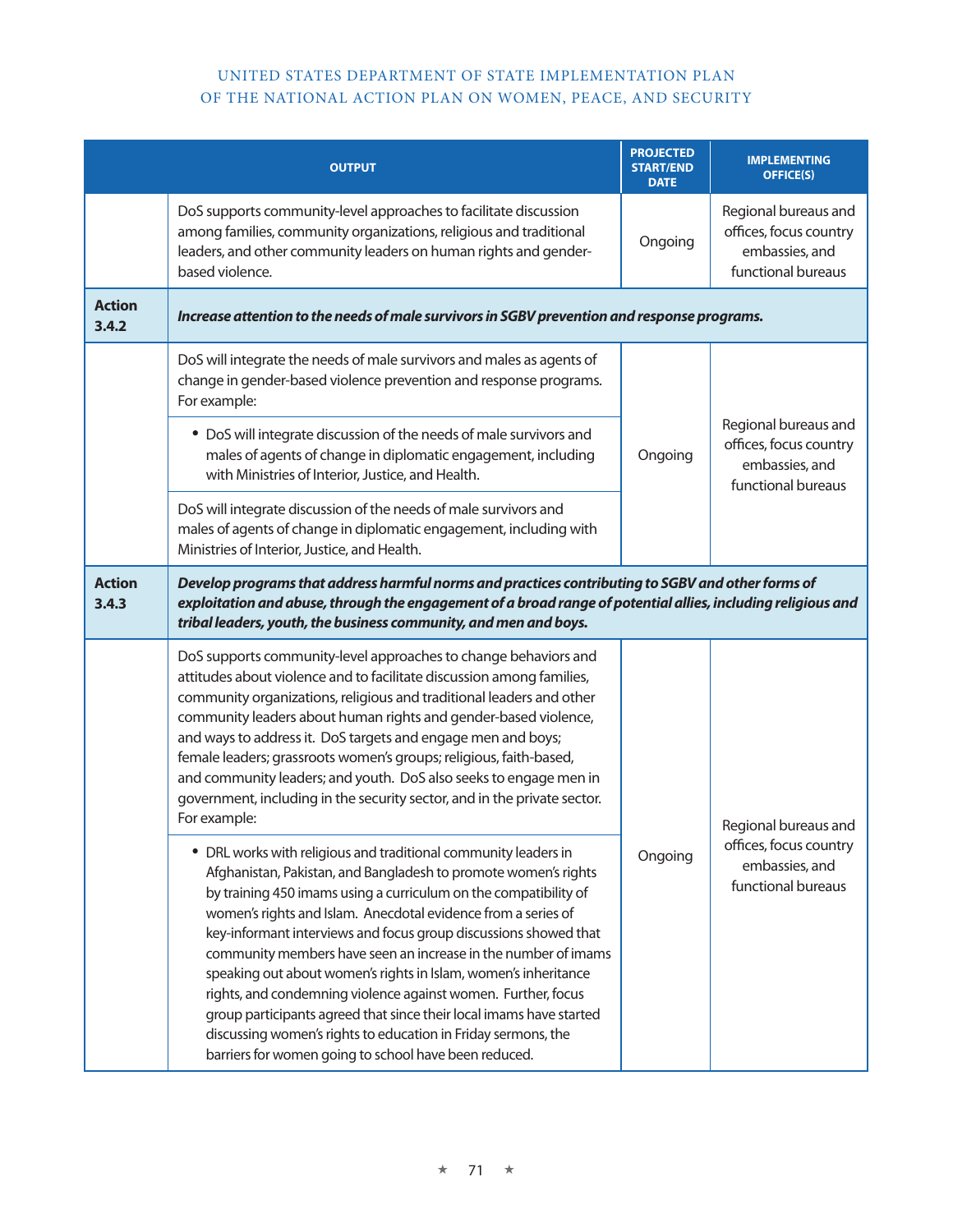| | OUTPUT | PROJECTED START/END DATE | IMPLEMENTING OFFICE(S) |
|---|---|---|---|
| | DoS supports community-level approaches to facilitate discussion among families, community organizations, religious and traditional leaders, and other community leaders on human rights and gender-based violence. | Ongoing | Regional bureaus and offices, focus country embassies, and functional bureaus |
| **Action 3.4.2** | ***Increase attention to the needs of male survivors in SGBV prevention and response programs.*** | | |
| | DoS will integrate the needs of male survivors and males as agents of change in gender-based violence prevention and response programs. For example: | Ongoing | Regional bureaus and offices, focus country embassies, and functional bureaus |
| | • DoS will integrate discussion of the needs of male survivors and males of agents of change in diplomatic engagement, including with Ministries of Interior, Justice, and Health. | | |
| | DoS will integrate discussion of the needs of male survivors and males of agents of change in diplomatic engagement, including with Ministries of Interior, Justice, and Health. | | |
| **Action 3.4.3** | ***Develop programs that address harmful norms and practices contributing to SGBV and other forms of exploitation and abuse, through the engagement of a broad range of potential allies, including religious and tribal leaders, youth, the business community, and men and boys.*** | | |
| | DoS supports community-level approaches to change behaviors and attitudes about violence and to facilitate discussion among families, community organizations, religious and traditional leaders and other community leaders about human rights and gender-based violence, and ways to address it. DoS targets and engage men and boys; female leaders; grassroots women's groups; religious, faith-based, and community leaders; and youth. DoS also seeks to engage men in government, including in the security sector, and in the private sector. For example: | Ongoing | Regional bureaus and offices, focus country embassies, and functional bureaus |
| | • DRL works with religious and traditional community leaders in Afghanistan, Pakistan, and Bangladesh to promote women's rights by training 450 imams using a curriculum on the compatibility of women's rights and Islam. Anecdotal evidence from a series of key-informant interviews and focus group discussions showed that community members have seen an increase in the number of imams speaking out about women's rights in Islam, women's inheritance rights, and condemning violence against women. Further, focus group participants agreed that since their local imams have started discussing women's rights to education in Friday sermons, the barriers for women going to school have been reduced. | | |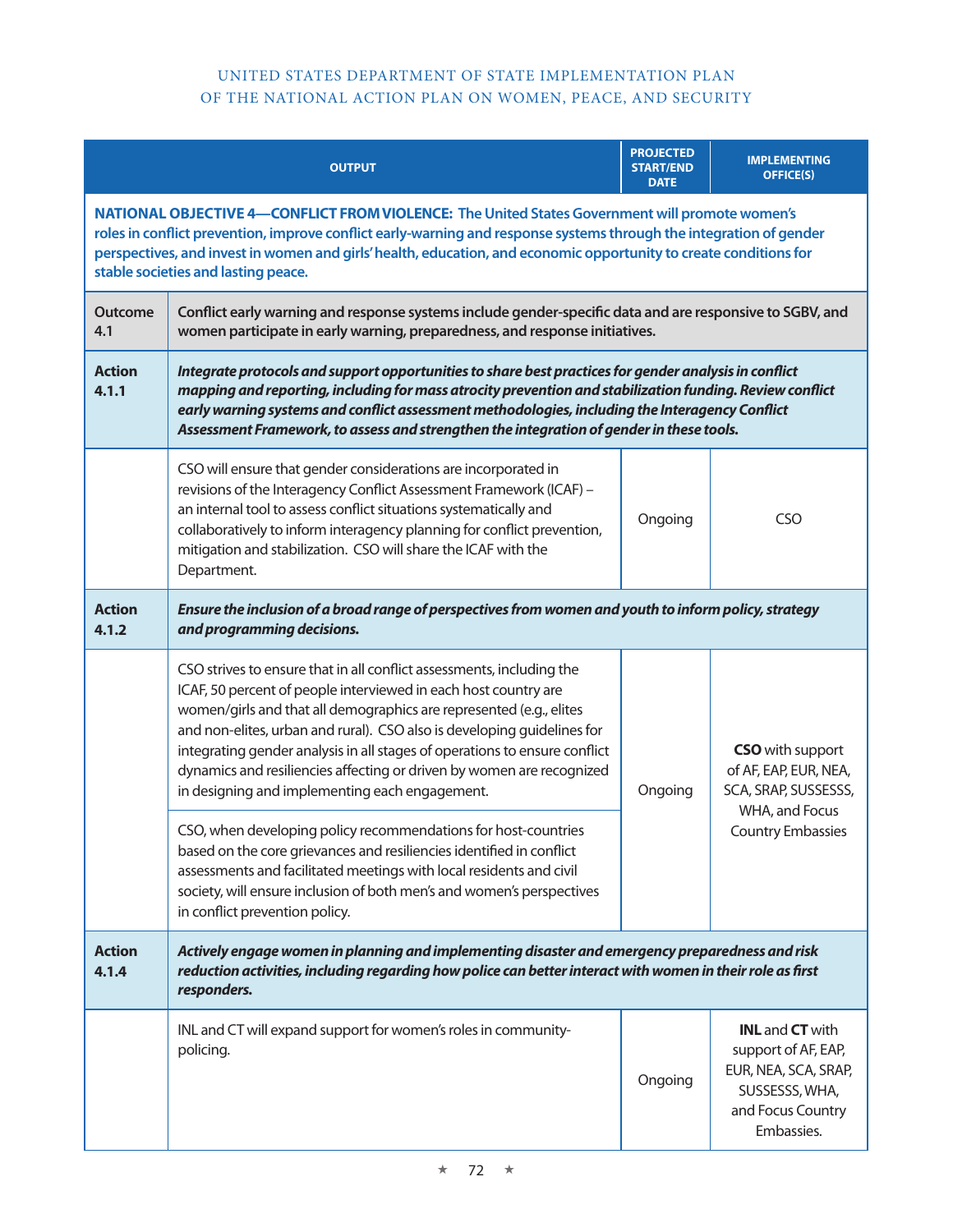| | OUTPUT | PROJECTED START/END DATE | IMPLEMENTING OFFICE(S) |
|---|---|---|---|
| **NATIONAL OBJECTIVE 4—CONFLICT FROM VIOLENCE: The United States Government will promote women's roles in conflict prevention, improve conflict early-warning and response systems through the integration of gender perspectives, and invest in women and girls' health, education, and economic opportunity to create conditions for stable societies and lasting peace.** | | | |
| **Outcome 4.1** | **Conflict early warning and response systems include gender-specific data and are responsive to SGBV, and women participate in early warning, preparedness, and response initiatives.** | | |
| **Action 4.1.1** | ***Integrate protocols and support opportunities to share best practices for gender analysis in conflict mapping and reporting, including for mass atrocity prevention and stabilization funding. Review conflict early warning systems and conflict assessment methodologies, including the Interagency Conflict Assessment Framework, to assess and strengthen the integration of gender in these tools.*** | | |
| | CSO will ensure that gender considerations are incorporated in revisions of the Interagency Conflict Assessment Framework (ICAF) – an internal tool to assess conflict situations systematically and collaboratively to inform interagency planning for conflict prevention, mitigation and stabilization. CSO will share the ICAF with the Department. | Ongoing | CSO |
| **Action 4.1.2** | ***Ensure the inclusion of a broad range of perspectives from women and youth to inform policy, strategy and programming decisions.*** | | |
| | CSO strives to ensure that in all conflict assessments, including the ICAF, 50 percent of people interviewed in each host country are women/girls and that all demographics are represented (e.g., elites and non-elites, urban and rural). CSO also is developing guidelines for integrating gender analysis in all stages of operations to ensure conflict dynamics and resiliencies affecting or driven by women are recognized in designing and implementing each engagement. | Ongoing | **CSO** with support of AF, EAP, EUR, NEA, SCA, SRAP, SUSSESSS, WHA, and Focus Country Embassies |
| | CSO, when developing policy recommendations for host-countries based on the core grievances and resiliencies identified in conflict assessments and facilitated meetings with local residents and civil society, will ensure inclusion of both men's and women's perspectives in conflict prevention policy. | | |
| **Action 4.1.4** | ***Actively engage women in planning and implementing disaster and emergency preparedness and risk reduction activities, including regarding how police can better interact with women in their role as first responders.*** | | |
| | INL and CT will expand support for women's roles in community-policing. | Ongoing | **INL** and **CT** with support of AF, EAP, EUR, NEA, SCA, SRAP, SUSSESSS, WHA, and Focus Country Embassies. |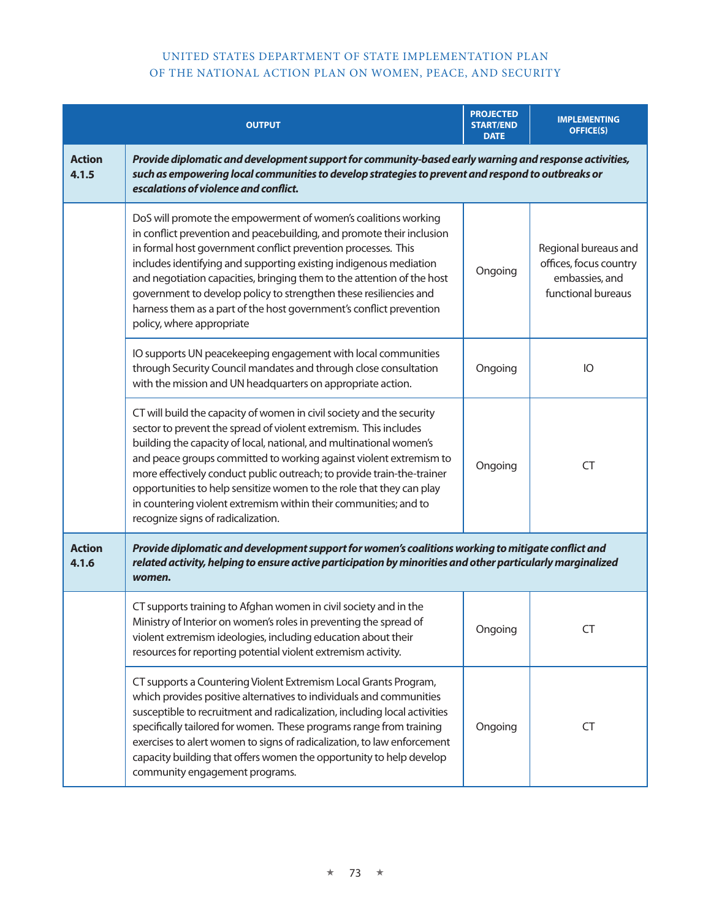| | OUTPUT | PROJECTED START/END DATE | IMPLEMENTING OFFICE(S) |
|---|---|---|---|
| **Action 4.1.5** | ***Provide diplomatic and development support for community-based early warning and response activities, such as empowering local communities to develop strategies to prevent and respond to outbreaks or escalations of violence and conflict.*** | | |
| | DoS will promote the empowerment of women's coalitions working in conflict prevention and peacebuilding, and promote their inclusion in formal host government conflict prevention processes. This includes identifying and supporting existing indigenous mediation and negotiation capacities, bringing them to the attention of the host government to develop policy to strengthen these resiliencies and harness them as a part of the host government's conflict prevention policy, where appropriate | Ongoing | Regional bureaus and offices, focus country embassies, and functional bureaus |
| | IO supports UN peacekeeping engagement with local communities through Security Council mandates and through close consultation with the mission and UN headquarters on appropriate action. | Ongoing | IO |
| | CT will build the capacity of women in civil society and the security sector to prevent the spread of violent extremism. This includes building the capacity of local, national, and multinational women's and peace groups committed to working against violent extremism to more effectively conduct public outreach; to provide train-the-trainer opportunities to help sensitize women to the role that they can play in countering violent extremism within their communities; and to recognize signs of radicalization. | Ongoing | CT |
| **Action 4.1.6** | ***Provide diplomatic and development support for women's coalitions working to mitigate conflict and related activity, helping to ensure active participation by minorities and other particularly marginalized women.*** | | |
| | CT supports training to Afghan women in civil society and in the Ministry of Interior on women's roles in preventing the spread of violent extremism ideologies, including education about their resources for reporting potential violent extremism activity. | Ongoing | CT |
| | CT supports a Countering Violent Extremism Local Grants Program, which provides positive alternatives to individuals and communities susceptible to recruitment and radicalization, including local activities specifically tailored for women. These programs range from training exercises to alert women to signs of radicalization, to law enforcement capacity building that offers women the opportunity to help develop community engagement programs. | Ongoing | CT |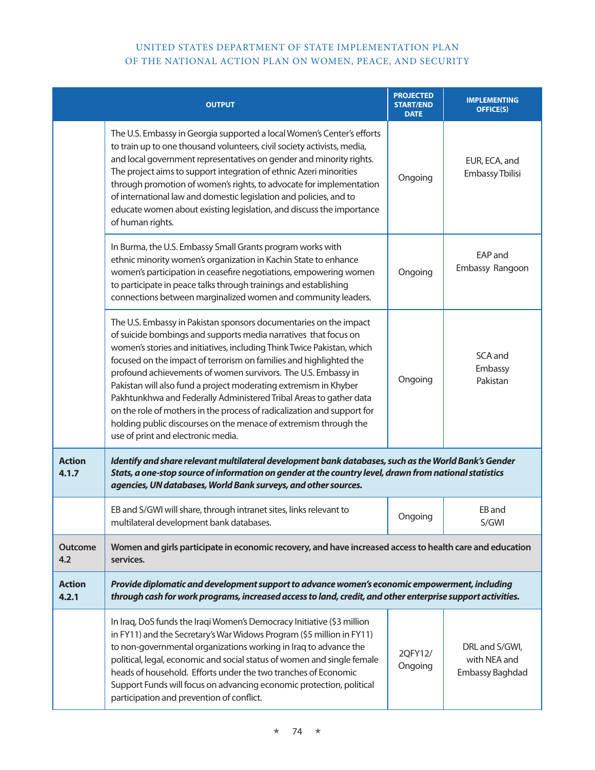| | OUTPUT | PROJECTED START/END DATE | IMPLEMENTING OFFICE(S) |
|---|---|---|---|
| | The U.S. Embassy in Georgia supported a local Women's Center's efforts to train up to one thousand volunteers, civil society activists, media, and local government representatives on gender and minority rights. The project aims to support integration of ethnic Azeri minorities through promotion of women's rights, to advocate for implementation of international law and domestic legislation and policies, and to educate women about existing legislation, and discuss the importance of human rights. | Ongoing | EUR, ECA, and Embassy Tbilisi |
| | In Burma, the U.S. Embassy Small Grants program works with ethnic minority women's organization in Kachin State to enhance women's participation in ceasefire negotiations, empowering women to participate in peace talks through trainings and establishing connections between marginalized women and community leaders. | Ongoing | EAP and Embassy Rangoon |
| | The U.S. Embassy in Pakistan sponsors documentaries on the impact of suicide bombings and supports media narratives that focus on women's stories and initiatives, including Think Twice Pakistan, which focused on the impact of terrorism on families and highlighted the profound achievements of women survivors. The U.S. Embassy in Pakistan will also fund a project moderating extremism in Khyber Pakhtunkhwa and Federally Administered Tribal Areas to gather data on the role of mothers in the process of radicalization and support for holding public discourses on the menace of extremism through the use of print and electronic media. | Ongoing | SCA and Embassy Pakistan |
| **Action 4.1.7** | ***Identify and share relevant multilateral development bank databases, such as the World Bank's Gender Stats, a one-stop source of information on gender at the country level, drawn from national statistics agencies, UN databases, World Bank surveys, and other sources.*** | | |
| | EB and S/GWI will share, through intranet sites, links relevant to multilateral development bank databases. | Ongoing | EB and S/GWI |
| **Outcome 4.2** | **Women and girls participate in economic recovery, and have increased access to health care and education services.** | | |
| **Action 4.2.1** | ***Provide diplomatic and development support to advance women's economic empowerment, including through cash for work programs, increased access to land, credit, and other enterprise support activities.*** | | |
| | In Iraq, DoS funds the Iraqi Women's Democracy Initiative ($3 million in FY11) and the Secretary's War Widows Program ($5 million in FY11) to non-governmental organizations working in Iraq to advance the political, legal, economic and social status of women and single female heads of household. Efforts under the two tranches of Economic Support Funds will focus on advancing economic protection, political participation and prevention of conflict. | 2QFY12/ Ongoing | DRL and S/GWI, with NEA and Embassy Baghdad |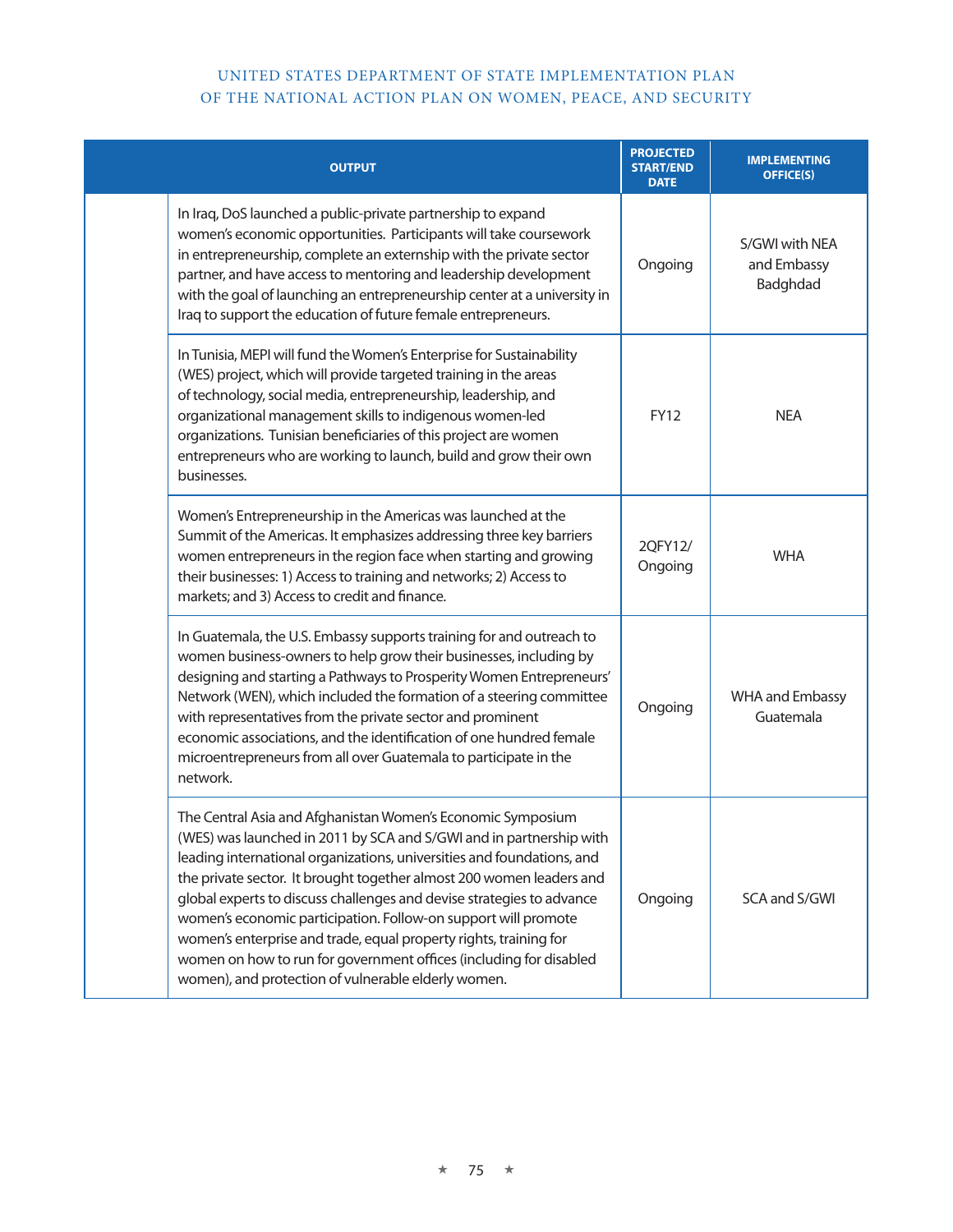| | OUTPUT | PROJECTED START/END DATE | IMPLEMENTING OFFICE(S) |
|---|---|---|---|
| | In Iraq, DoS launched a public-private partnership to expand women's economic opportunities. Participants will take coursework in entrepreneurship, complete an externship with the private sector partner, and have access to mentoring and leadership development with the goal of launching an entrepreneurship center at a university in Iraq to support the education of future female entrepreneurs. | Ongoing | S/GWI with NEA and Embassy Badghdad |
| | In Tunisia, MEPI will fund the Women's Enterprise for Sustainability (WES) project, which will provide targeted training in the areas of technology, social media, entrepreneurship, leadership, and organizational management skills to indigenous women-led organizations. Tunisian beneficiaries of this project are women entrepreneurs who are working to launch, build and grow their own businesses. | FY12 | NEA |
| | Women's Entrepreneurship in the Americas was launched at the Summit of the Americas. It emphasizes addressing three key barriers women entrepreneurs in the region face when starting and growing their businesses: 1) Access to training and networks; 2) Access to markets; and 3) Access to credit and finance. | 2QFY12/ Ongoing | WHA |
| | In Guatemala, the U.S. Embassy supports training for and outreach to women business-owners to help grow their businesses, including by designing and starting a Pathways to Prosperity Women Entrepreneurs' Network (WEN), which included the formation of a steering committee with representatives from the private sector and prominent economic associations, and the identification of one hundred female microentrepreneurs from all over Guatemala to participate in the network. | Ongoing | WHA and Embassy Guatemala |
| | The Central Asia and Afghanistan Women's Economic Symposium (WES) was launched in 2011 by SCA and S/GWI and in partnership with leading international organizations, universities and foundations, and the private sector. It brought together almost 200 women leaders and global experts to discuss challenges and devise strategies to advance women's economic participation. Follow-on support will promote women's enterprise and trade, equal property rights, training for women on how to run for government offices (including for disabled women), and protection of vulnerable elderly women. | Ongoing | SCA and S/GWI |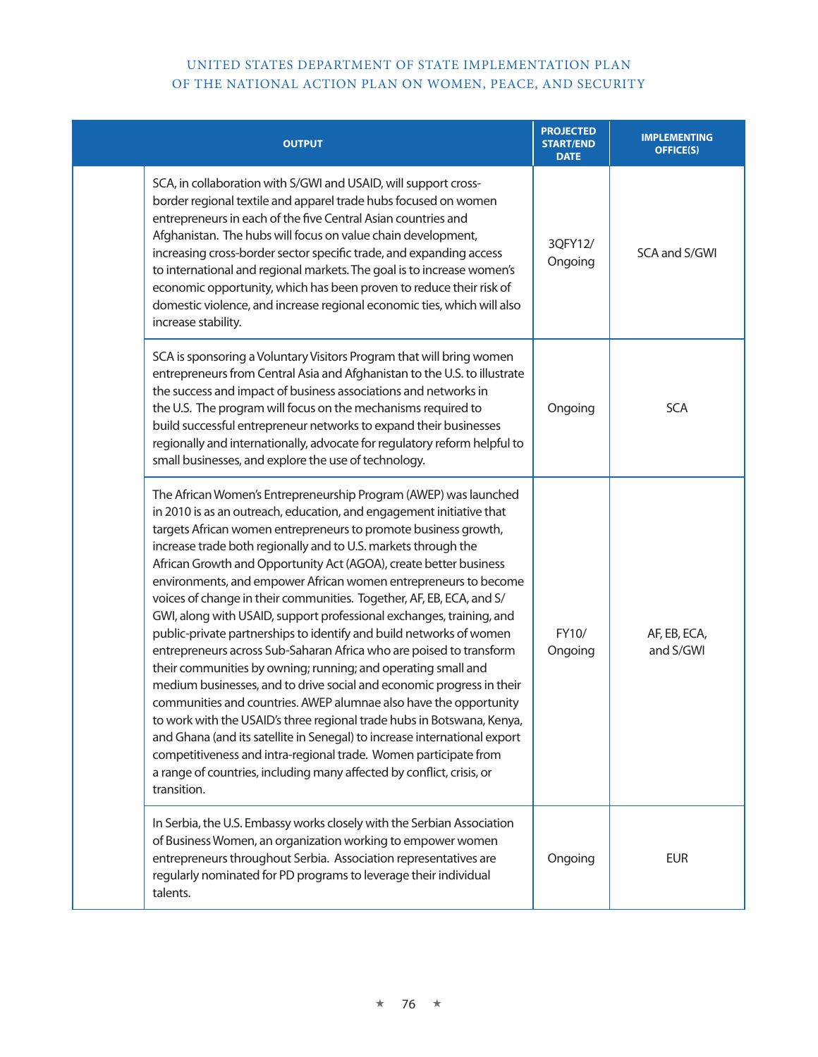| | OUTPUT | PROJECTED START/END DATE | IMPLEMENTING OFFICE(S) |
|---|---|---|---|
| | SCA, in collaboration with S/GWI and USAID, will support cross-border regional textile and apparel trade hubs focused on women entrepreneurs in each of the five Central Asian countries and Afghanistan. The hubs will focus on value chain development, increasing cross-border sector specific trade, and expanding access to international and regional markets. The goal is to increase women's economic opportunity, which has been proven to reduce their risk of domestic violence, and increase regional economic ties, which will also increase stability. | 3QFY12/ Ongoing | SCA and S/GWI |
| | SCA is sponsoring a Voluntary Visitors Program that will bring women entrepreneurs from Central Asia and Afghanistan to the U.S. to illustrate the success and impact of business associations and networks in the U.S. The program will focus on the mechanisms required to build successful entrepreneur networks to expand their businesses regionally and internationally, advocate for regulatory reform helpful to small businesses, and explore the use of technology. | Ongoing | SCA |
| | The African Women's Entrepreneurship Program (AWEP) was launched in 2010 is as an outreach, education, and engagement initiative that targets African women entrepreneurs to promote business growth, increase trade both regionally and to U.S. markets through the African Growth and Opportunity Act (AGOA), create better business environments, and empower African women entrepreneurs to become voices of change in their communities. Together, AF, EB, ECA, and S/GWI, along with USAID, support professional exchanges, training, and public-private partnerships to identify and build networks of women entrepreneurs across Sub-Saharan Africa who are poised to transform their communities by owning; running; and operating small and medium businesses, and to drive social and economic progress in their communities and countries. AWEP alumnae also have the opportunity to work with the USAID's three regional trade hubs in Botswana, Kenya, and Ghana (and its satellite in Senegal) to increase international export competitiveness and intra-regional trade. Women participate from a range of countries, including many affected by conflict, crisis, or transition. | FY10/ Ongoing | AF, EB, ECA, and S/GWI |
| | In Serbia, the U.S. Embassy works closely with the Serbian Association of Business Women, an organization working to empower women entrepreneurs throughout Serbia. Association representatives are regularly nominated for PD programs to leverage their individual talents. | Ongoing | EUR |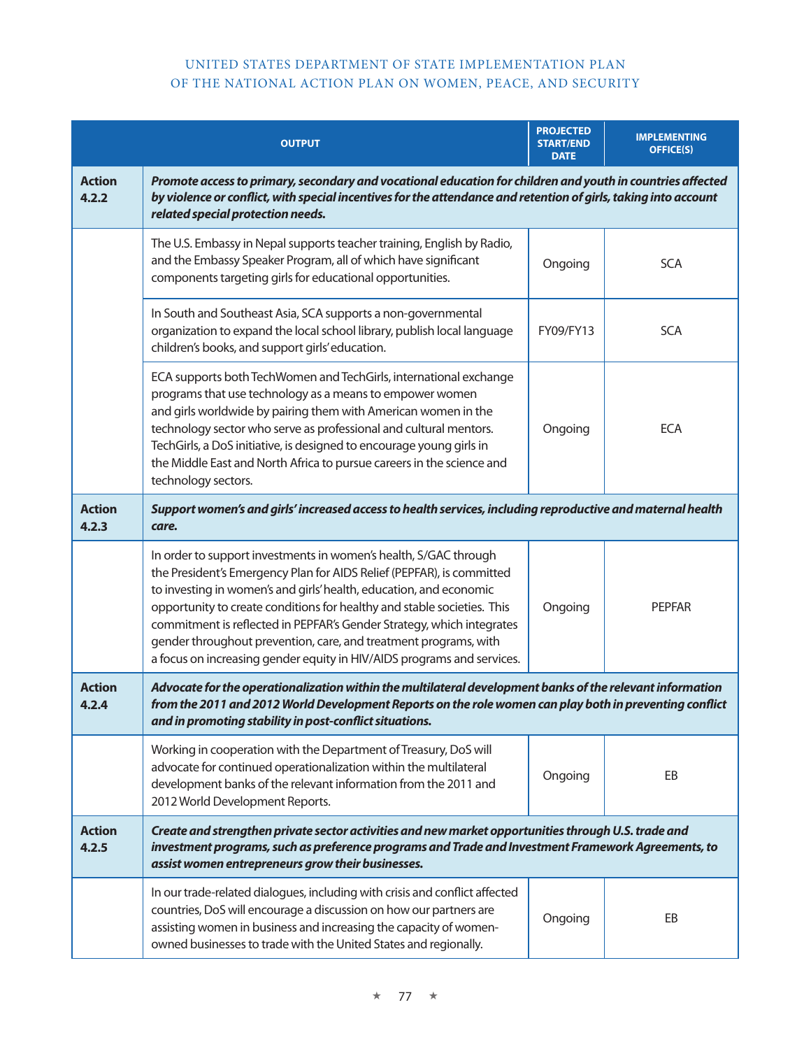| | OUTPUT | PROJECTED START/END DATE | IMPLEMENTING OFFICE(S) |
|---|---|---|---|
| **Action 4.2.2** | ***Promote access to primary, secondary and vocational education for children and youth in countries affected by violence or conflict, with special incentives for the attendance and retention of girls, taking into account related special protection needs.*** | | |
| | The U.S. Embassy in Nepal supports teacher training, English by Radio, and the Embassy Speaker Program, all of which have significant components targeting girls for educational opportunities. | Ongoing | SCA |
| | In South and Southeast Asia, SCA supports a non-governmental organization to expand the local school library, publish local language children's books, and support girls' education. | FY09/FY13 | SCA |
| | ECA supports both TechWomen and TechGirls, international exchange programs that use technology as a means to empower women and girls worldwide by pairing them with American women in the technology sector who serve as professional and cultural mentors. TechGirls, a DoS initiative, is designed to encourage young girls in the Middle East and North Africa to pursue careers in the science and technology sectors. | Ongoing | ECA |
| **Action 4.2.3** | ***Support women's and girls' increased access to health services, including reproductive and maternal health care.*** | | |
| | In order to support investments in women's health, S/GAC through the President's Emergency Plan for AIDS Relief (PEPFAR), is committed to investing in women's and girls' health, education, and economic opportunity to create conditions for healthy and stable societies. This commitment is reflected in PEPFAR's Gender Strategy, which integrates gender throughout prevention, care, and treatment programs, with a focus on increasing gender equity in HIV/AIDS programs and services. | Ongoing | PEPFAR |
| **Action 4.2.4** | ***Advocate for the operationalization within the multilateral development banks of the relevant information from the 2011 and 2012 World Development Reports on the role women can play both in preventing conflict and in promoting stability in post-conflict situations.*** | | |
| | Working in cooperation with the Department of Treasury, DoS will advocate for continued operationalization within the multilateral development banks of the relevant information from the 2011 and 2012 World Development Reports. | Ongoing | EB |
| **Action 4.2.5** | ***Create and strengthen private sector activities and new market opportunities through U.S. trade and investment programs, such as preference programs and Trade and Investment Framework Agreements, to assist women entrepreneurs grow their businesses.*** | | |
| | In our trade-related dialogues, including with crisis and conflict affected countries, DoS will encourage a discussion on how our partners are assisting women in business and increasing the capacity of women-owned businesses to trade with the United States and regionally. | Ongoing | EB |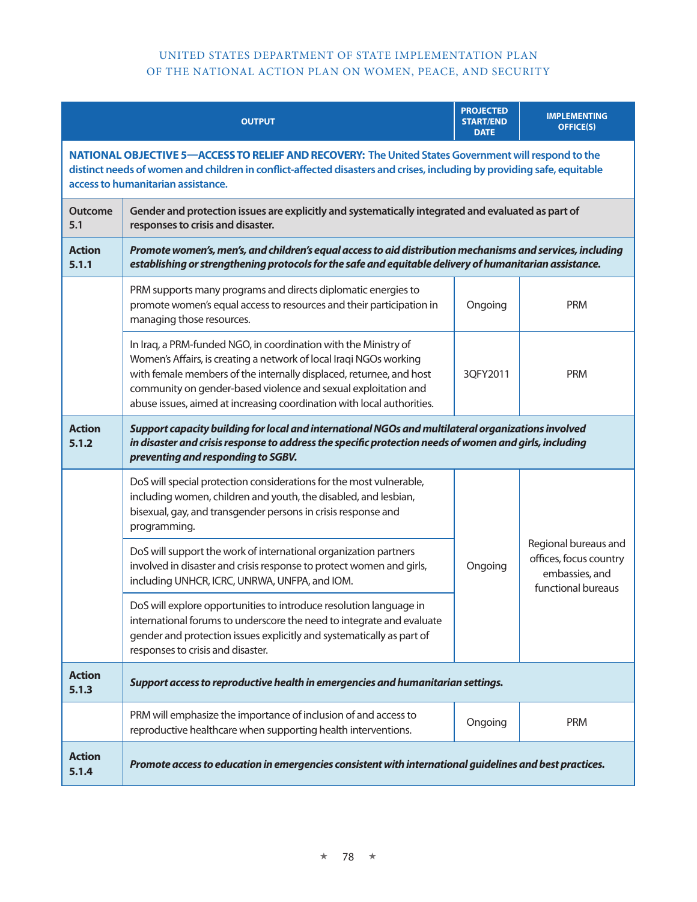| | OUTPUT | PROJECTED START/END DATE | IMPLEMENTING OFFICE(S) |
|---|---|---|---|
| **NATIONAL OBJECTIVE 5—ACCESS TO RELIEF AND RECOVERY: The United States Government will respond to the distinct needs of women and children in conflict-affected disasters and crises, including by providing safe, equitable access to humanitarian assistance.** | | | |
| **Outcome 5.1** | **Gender and protection issues are explicitly and systematically integrated and evaluated as part of responses to crisis and disaster.** | | |
| **Action 5.1.1** | ***Promote women's, men's, and children's equal access to aid distribution mechanisms and services, including establishing or strengthening protocols for the safe and equitable delivery of humanitarian assistance.*** | | |
| | PRM supports many programs and directs diplomatic energies to promote women's equal access to resources and their participation in managing those resources. | Ongoing | PRM |
| | In Iraq, a PRM-funded NGO, in coordination with the Ministry of Women's Affairs, is creating a network of local Iraqi NGOs working with female members of the internally displaced, returnee, and host community on gender-based violence and sexual exploitation and abuse issues, aimed at increasing coordination with local authorities. | 3QFY2011 | PRM |
| **Action 5.1.2** | ***Support capacity building for local and international NGOs and multilateral organizations involved in disaster and crisis response to address the specific protection needs of women and girls, including preventing and responding to SGBV.*** | | |
| | DoS will special protection considerations for the most vulnerable, including women, children and youth, the disabled, and lesbian, bisexual, gay, and transgender persons in crisis response and programming. | Ongoing | Regional bureaus and offices, focus country embassies, and functional bureaus |
| | DoS will support the work of international organization partners involved in disaster and crisis response to protect women and girls, including UNHCR, ICRC, UNRWA, UNFPA, and IOM. | | |
| | DoS will explore opportunities to introduce resolution language in international forums to underscore the need to integrate and evaluate gender and protection issues explicitly and systematically as part of responses to crisis and disaster. | | |
| **Action 5.1.3** | ***Support access to reproductive health in emergencies and humanitarian settings.*** | | |
| | PRM will emphasize the importance of inclusion of and access to reproductive healthcare when supporting health interventions. | Ongoing | PRM |
| **Action 5.1.4** | ***Promote access to education in emergencies consistent with international guidelines and best practices.*** | | |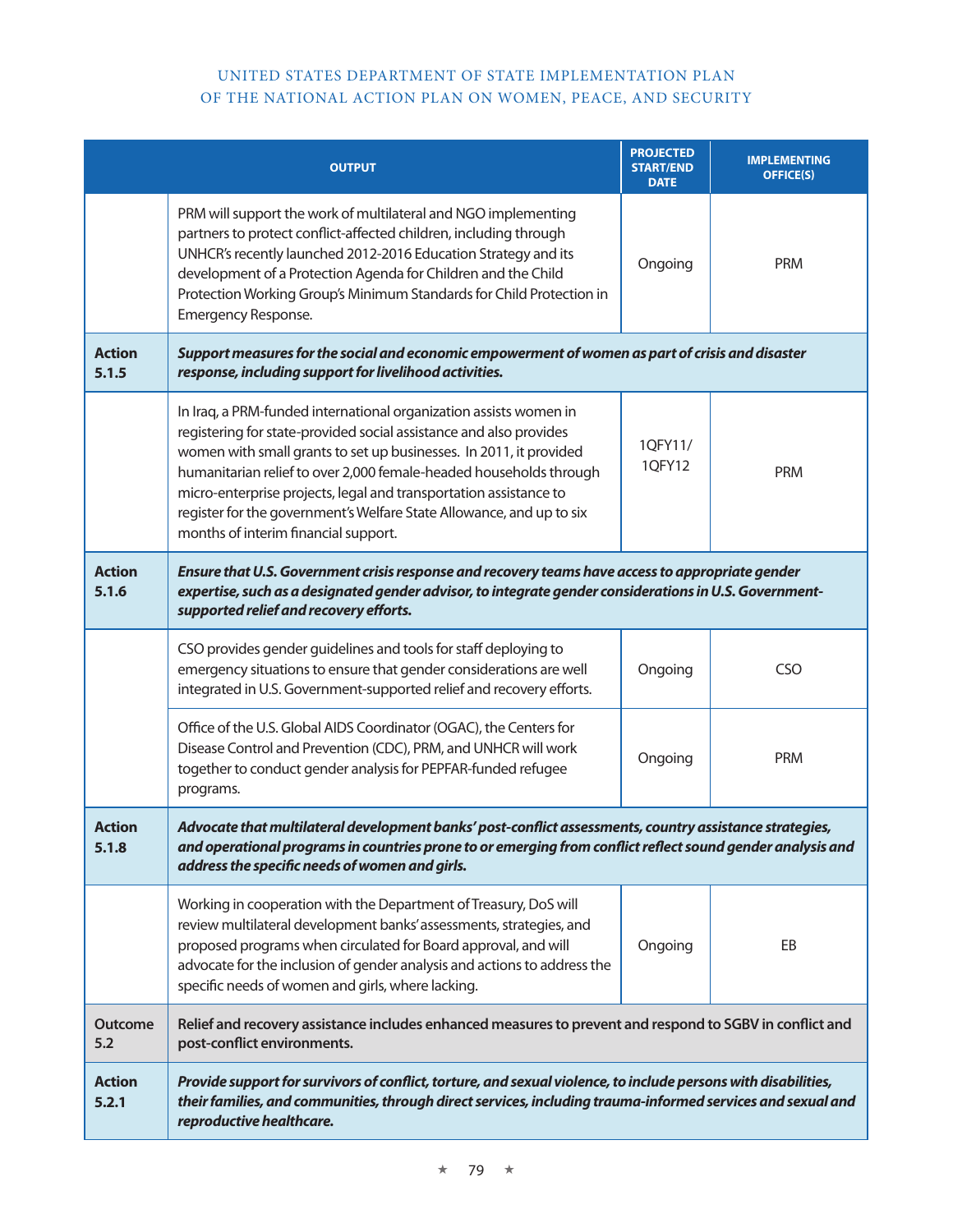| | OUTPUT | PROJECTED START/END DATE | IMPLEMENTING OFFICE(S) |
|---|---|---|---|
| | PRM will support the work of multilateral and NGO implementing partners to protect conflict-affected children, including through UNHCR's recently launched 2012-2016 Education Strategy and its development of a Protection Agenda for Children and the Child Protection Working Group's Minimum Standards for Child Protection in Emergency Response. | Ongoing | PRM |
| **Action 5.1.5** | ***Support measures for the social and economic empowerment of women as part of crisis and disaster response, including support for livelihood activities.*** | | |
| | In Iraq, a PRM-funded international organization assists women in registering for state-provided social assistance and also provides women with small grants to set up businesses. In 2011, it provided humanitarian relief to over 2,000 female-headed households through micro-enterprise projects, legal and transportation assistance to register for the government's Welfare State Allowance, and up to six months of interim financial support. | 1QFY11/ 1QFY12 | PRM |
| **Action 5.1.6** | ***Ensure that U.S. Government crisis response and recovery teams have access to appropriate gender expertise, such as a designated gender advisor, to integrate gender considerations in U.S. Government-supported relief and recovery efforts.*** | | |
| | CSO provides gender guidelines and tools for staff deploying to emergency situations to ensure that gender considerations are well integrated in U.S. Government-supported relief and recovery efforts. | Ongoing | CSO |
| | Office of the U.S. Global AIDS Coordinator (OGAC), the Centers for Disease Control and Prevention (CDC), PRM, and UNHCR will work together to conduct gender analysis for PEPFAR-funded refugee programs. | Ongoing | PRM |
| **Action 5.1.8** | ***Advocate that multilateral development banks' post-conflict assessments, country assistance strategies, and operational programs in countries prone to or emerging from conflict reflect sound gender analysis and address the specific needs of women and girls.*** | | |
| | Working in cooperation with the Department of Treasury, DoS will review multilateral development banks' assessments, strategies, and proposed programs when circulated for Board approval, and will advocate for the inclusion of gender analysis and actions to address the specific needs of women and girls, where lacking. | Ongoing | EB |
| **Outcome 5.2** | **Relief and recovery assistance includes enhanced measures to prevent and respond to SGBV in conflict and post-conflict environments.** | | |
| **Action 5.2.1** | ***Provide support for survivors of conflict, torture, and sexual violence, to include persons with disabilities, their families, and communities, through direct services, including trauma-informed services and sexual and reproductive healthcare.*** | | |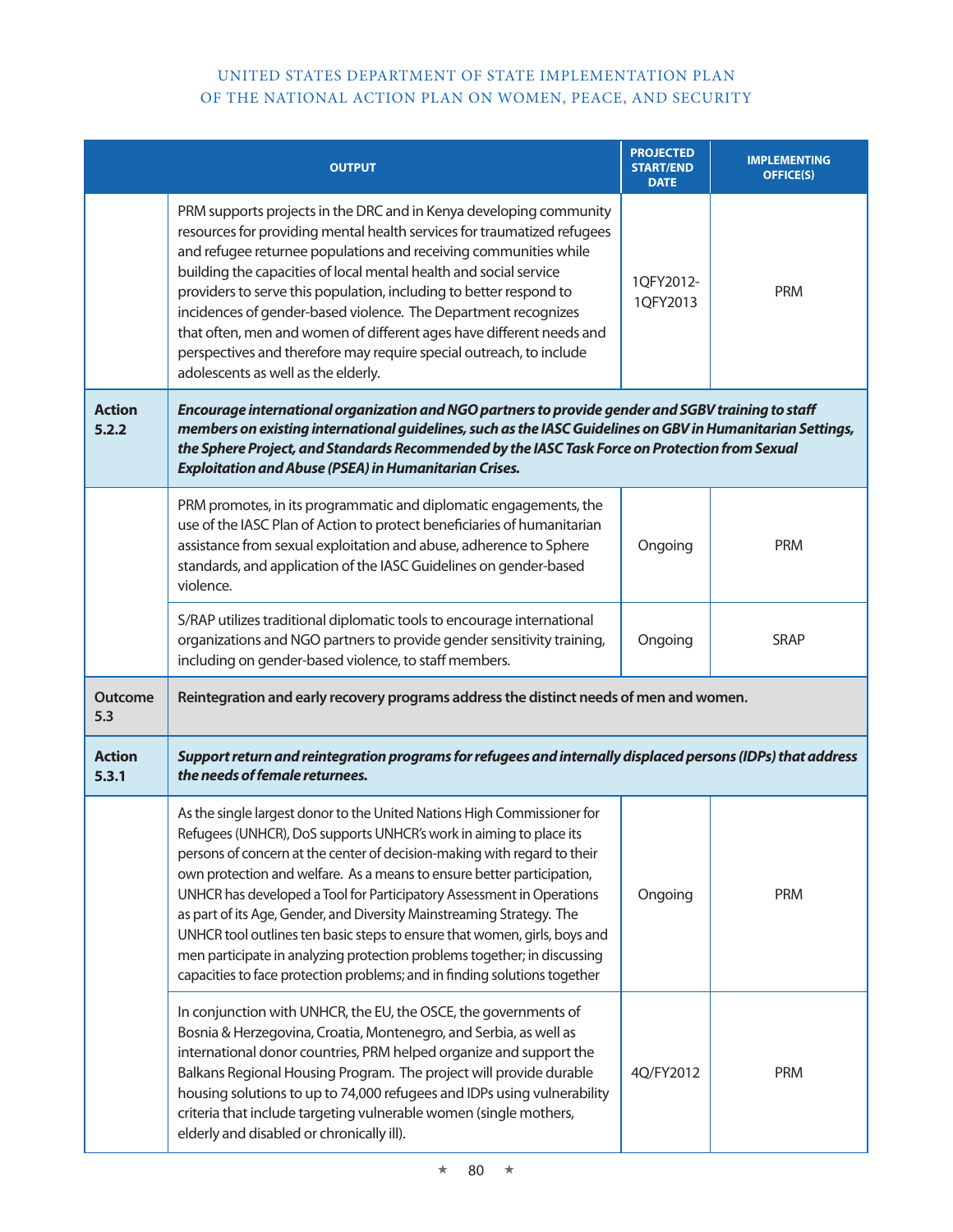| | OUTPUT | PROJECTED START/END DATE | IMPLEMENTING OFFICE(S) |
|---|---|---|---|
| | PRM supports projects in the DRC and in Kenya developing community resources for providing mental health services for traumatized refugees and refugee returnee populations and receiving communities while building the capacities of local mental health and social service providers to serve this population, including to better respond to incidences of gender-based violence. The Department recognizes that often, men and women of different ages have different needs and perspectives and therefore may require special outreach, to include adolescents as well as the elderly. | 1QFY2012-1QFY2013 | PRM |
| **Action 5.2.2** | ***Encourage international organization and NGO partners to provide gender and SGBV training to staff members on existing international guidelines, such as the IASC Guidelines on GBV in Humanitarian Settings, the Sphere Project, and Standards Recommended by the IASC Task Force on Protection from Sexual Exploitation and Abuse (PSEA) in Humanitarian Crises.*** | | |
| | PRM promotes, in its programmatic and diplomatic engagements, the use of the IASC Plan of Action to protect beneficiaries of humanitarian assistance from sexual exploitation and abuse, adherence to Sphere standards, and application of the IASC Guidelines on gender-based violence. | Ongoing | PRM |
| | S/RAP utilizes traditional diplomatic tools to encourage international organizations and NGO partners to provide gender sensitivity training, including on gender-based violence, to staff members. | Ongoing | SRAP |
| **Outcome 5.3** | **Reintegration and early recovery programs address the distinct needs of men and women.** | | |
| **Action 5.3.1** | ***Support return and reintegration programs for refugees and internally displaced persons (IDPs) that address the needs of female returnees.*** | | |
| | As the single largest donor to the United Nations High Commissioner for Refugees (UNHCR), DoS supports UNHCR's work in aiming to place its persons of concern at the center of decision-making with regard to their own protection and welfare. As a means to ensure better participation, UNHCR has developed a Tool for Participatory Assessment in Operations as part of its Age, Gender, and Diversity Mainstreaming Strategy. The UNHCR tool outlines ten basic steps to ensure that women, girls, boys and men participate in analyzing protection problems together; in discussing capacities to face protection problems; and in finding solutions together | Ongoing | PRM |
| | In conjunction with UNHCR, the EU, the OSCE, the governments of Bosnia & Herzegovina, Croatia, Montenegro, and Serbia, as well as international donor countries, PRM helped organize and support the Balkans Regional Housing Program. The project will provide durable housing solutions to up to 74,000 refugees and IDPs using vulnerability criteria that include targeting vulnerable women (single mothers, elderly and disabled or chronically ill). | 4Q/FY2012 | PRM |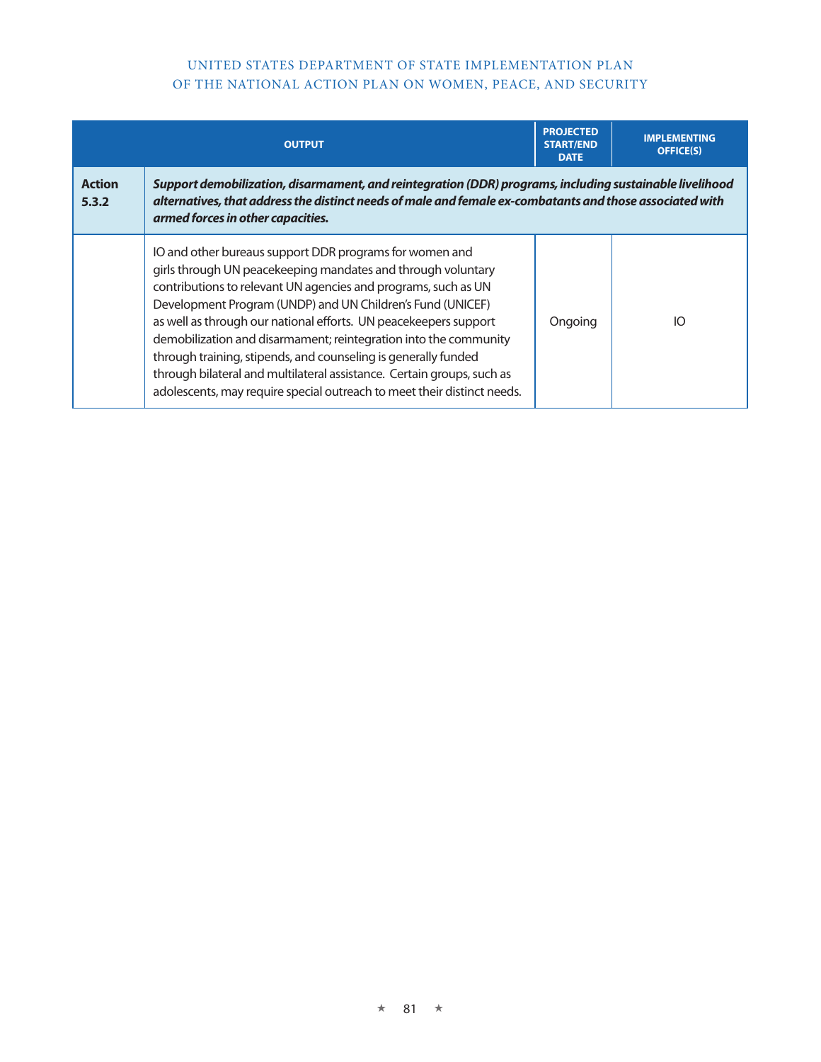| | OUTPUT | PROJECTED START/END DATE | IMPLEMENTING OFFICE(S) |
|---|---|---|---|
| **Action 5.3.2** | ***Support demobilization, disarmament, and reintegration (DDR) programs, including sustainable livelihood alternatives, that address the distinct needs of male and female ex-combatants and those associated with armed forces in other capacities.*** | | |
| | IO and other bureaus support DDR programs for women and girls through UN peacekeeping mandates and through voluntary contributions to relevant UN agencies and programs, such as UN Development Program (UNDP) and UN Children's Fund (UNICEF) as well as through our national efforts. UN peacekeepers support demobilization and disarmament; reintegration into the community through training, stipends, and counseling is generally funded through bilateral and multilateral assistance. Certain groups, such as adolescents, may require special outreach to meet their distinct needs. | Ongoing | IO |